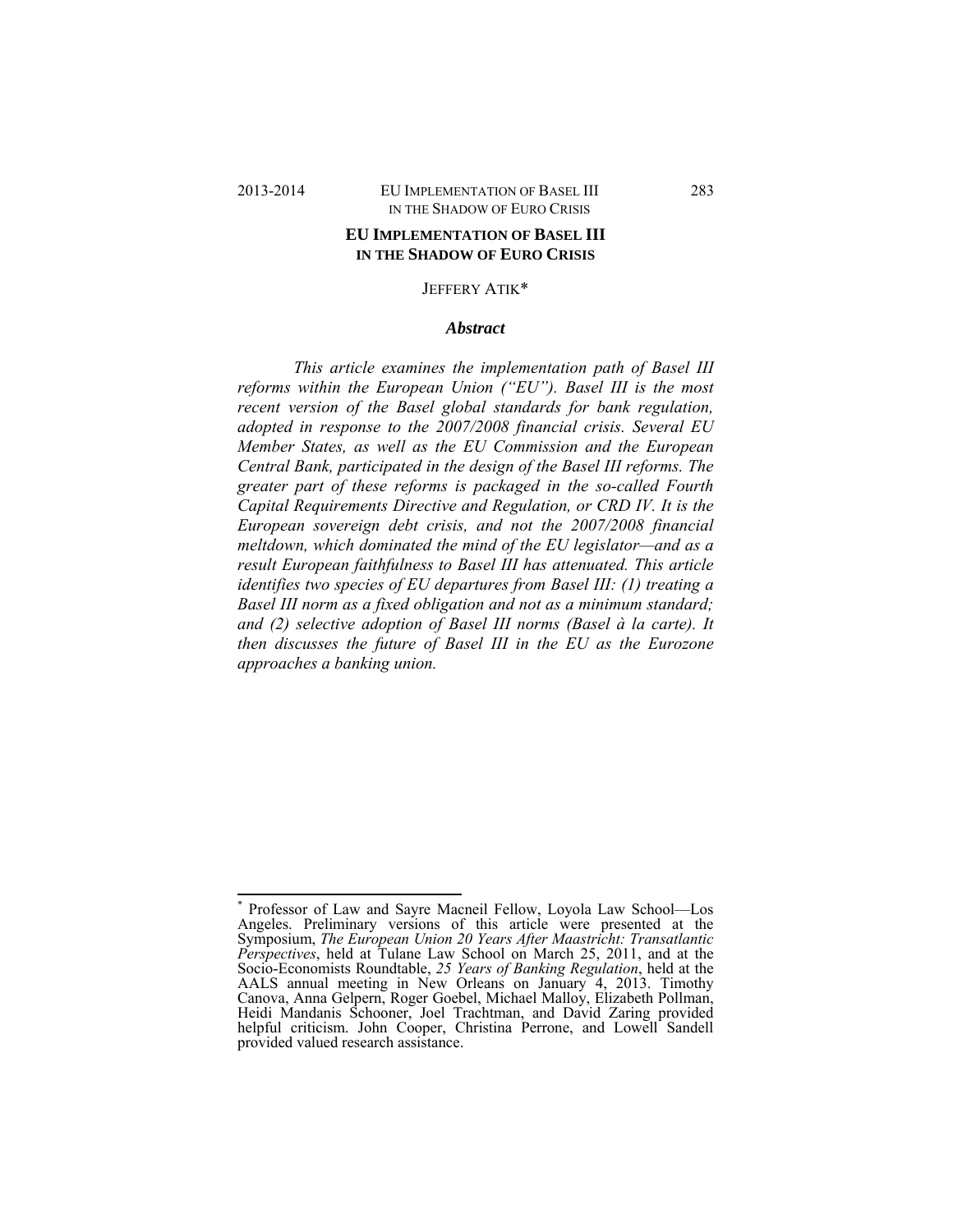# EU IMPLEMENTATION OF BASEL III IN THE SHADOW OF EURO CRISIS

JEFFERY ATIK*

## *Abstract*

*This article examines the implementation path of Basel III reforms within the European Union ("EU"). Basel III is the most recent version of the Basel global standards for bank regulation, adopted in response to the 2007/2008 financial crisis. Several EU Member States, as well as the EU Commission and the European Central Bank, participated in the design of the Basel III reforms. The greater part of these reforms is packaged in the so-called Fourth Capital Requirements Directive and Regulation, or CRD IV. It is the European sovereign debt crisis, and not the 2007/2008 financial meltdown, which dominated the mind of the EU legislator—and as a result European faithfulness to Basel III has attenuated. This article identifies two species of EU departures from Basel III: (1) treating a Basel III norm as a fixed obligation and not as a minimum standard; and (2) selective adoption of Basel III norms (Basel à la carte). It then discusses the future of Basel III in the EU as the Eurozone approaches a banking union.*

---

\* Professor of Law and Sayre Macneil Fellow, Loyola Law School—Los Angeles. Preliminary versions of this article were presented at the Symposium, *The European Union 20 Years After Maastricht: Transatlantic Perspectives*, held at Tulane Law School on March 25, 2011, and at the Socio-Economists Roundtable, *25 Years of Banking Regulation*, held at the AALS annual meeting in New Orleans on January 4, 2013. Timothy Canova, Anna Gelpern, Roger Goebel, Michael Malloy, Elizabeth Pollman, Heidi Mandanis Schooner, Joel Trachtman, and David Zaring provided helpful criticism. John Cooper, Christina Perrone, and Lowell Sandell provided valued research assistance.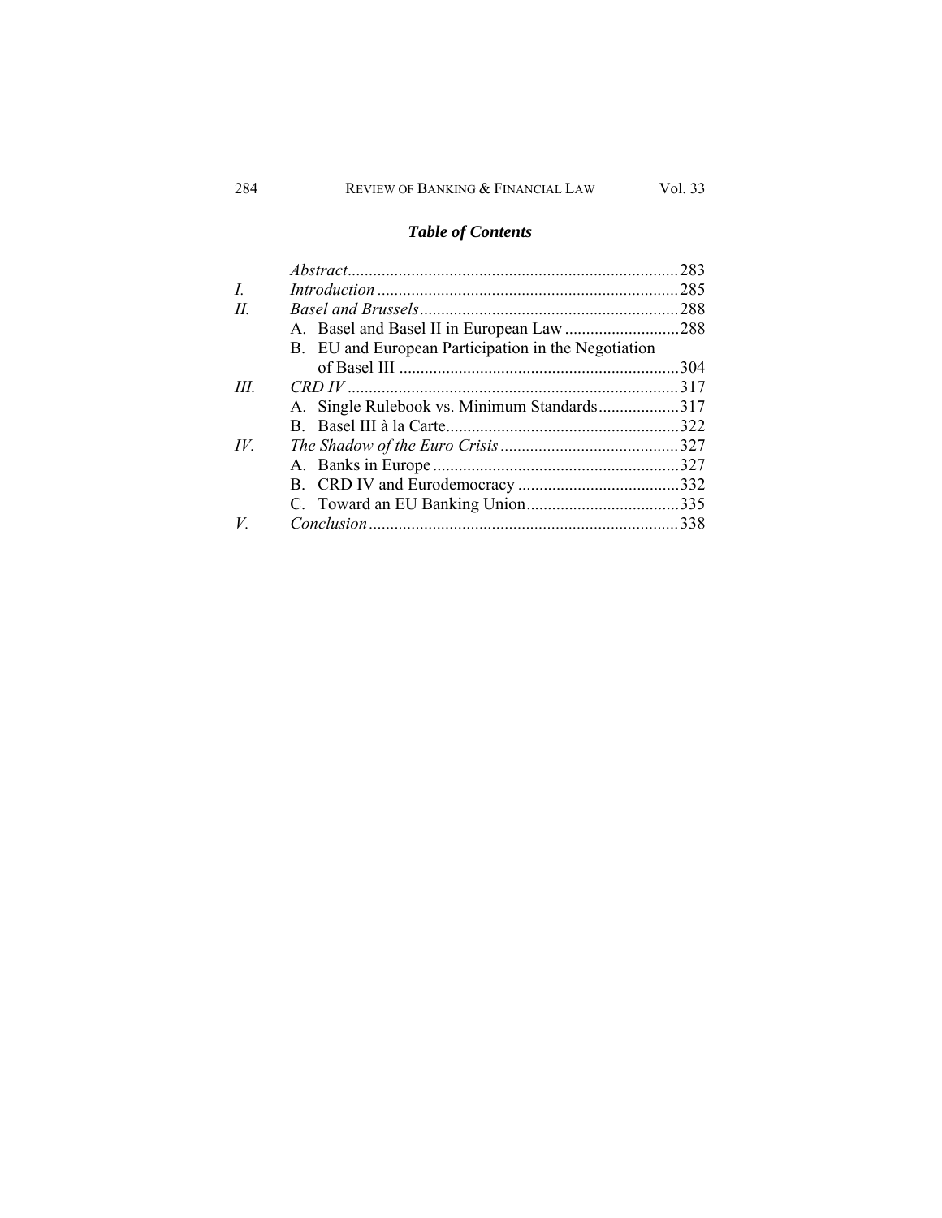## *Table of Contents*

| | | |
|---|---|---|
| | *Abstract* | 283 |
| *I.* | *Introduction* | 285 |
| *II.* | *Basel and Brussels* | 288 |
| | A. Basel and Basel II in European Law | 288 |
| | B. EU and European Participation in the Negotiation of Basel III | 304 |
| *III.* | *CRD IV* | 317 |
| | A. Single Rulebook vs. Minimum Standards | 317 |
| | B. Basel III à la Carte | 322 |
| *IV.* | *The Shadow of the Euro Crisis* | 327 |
| | A. Banks in Europe | 327 |
| | B. CRD IV and Eurodemocracy | 332 |
| | C. Toward an EU Banking Union | 335 |
| *V.* | *Conclusion* | 338 |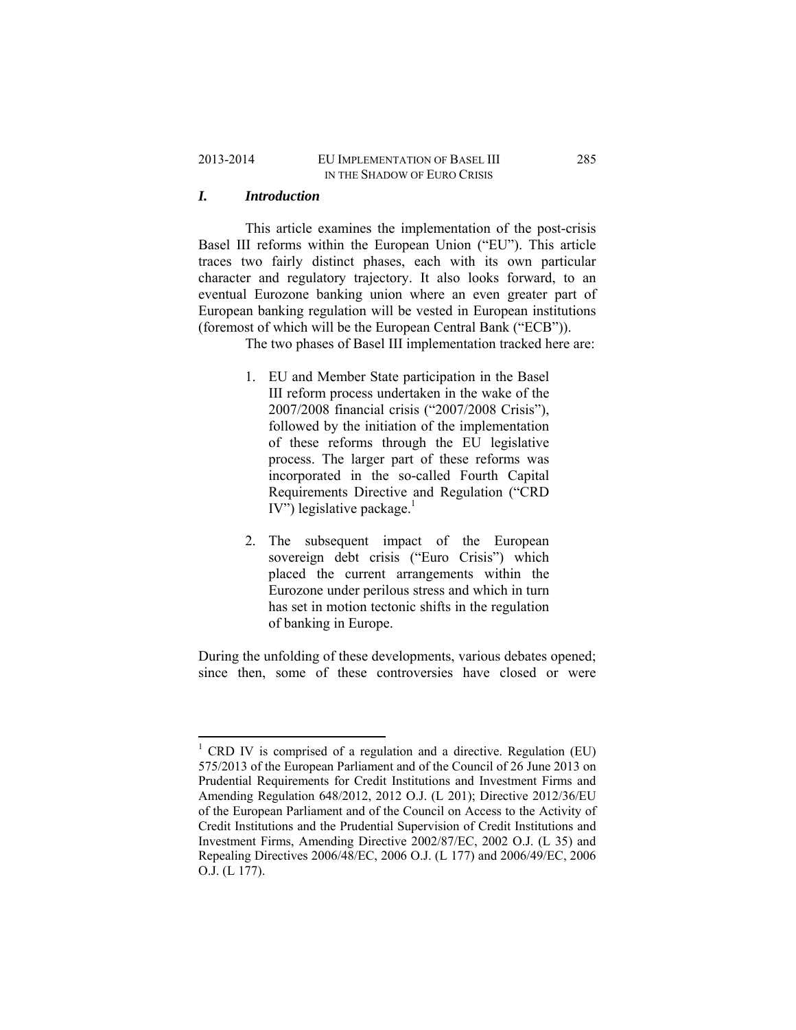## *I. Introduction*

This article examines the implementation of the post-crisis Basel III reforms within the European Union ("EU"). This article traces two fairly distinct phases, each with its own particular character and regulatory trajectory. It also looks forward, to an eventual Eurozone banking union where an even greater part of European banking regulation will be vested in European institutions (foremost of which will be the European Central Bank ("ECB")).

The two phases of Basel III implementation tracked here are:

1. EU and Member State participation in the Basel III reform process undertaken in the wake of the 2007/2008 financial crisis ("2007/2008 Crisis"), followed by the initiation of the implementation of these reforms through the EU legislative process. The larger part of these reforms was incorporated in the so-called Fourth Capital Requirements Directive and Regulation ("CRD IV") legislative package.[1]

2. The subsequent impact of the European sovereign debt crisis ("Euro Crisis") which placed the current arrangements within the Eurozone under perilous stress and which in turn has set in motion tectonic shifts in the regulation of banking in Europe.

During the unfolding of these developments, various debates opened; since then, some of these controversies have closed or were

---

[1] CRD IV is comprised of a regulation and a directive. Regulation (EU) 575/2013 of the European Parliament and of the Council of 26 June 2013 on Prudential Requirements for Credit Institutions and Investment Firms and Amending Regulation 648/2012, 2012 O.J. (L 201); Directive 2012/36/EU of the European Parliament and of the Council on Access to the Activity of Credit Institutions and the Prudential Supervision of Credit Institutions and Investment Firms, Amending Directive 2002/87/EC, 2002 O.J. (L 35) and Repealing Directives 2006/48/EC, 2006 O.J. (L 177) and 2006/49/EC, 2006 O.J. (L 177).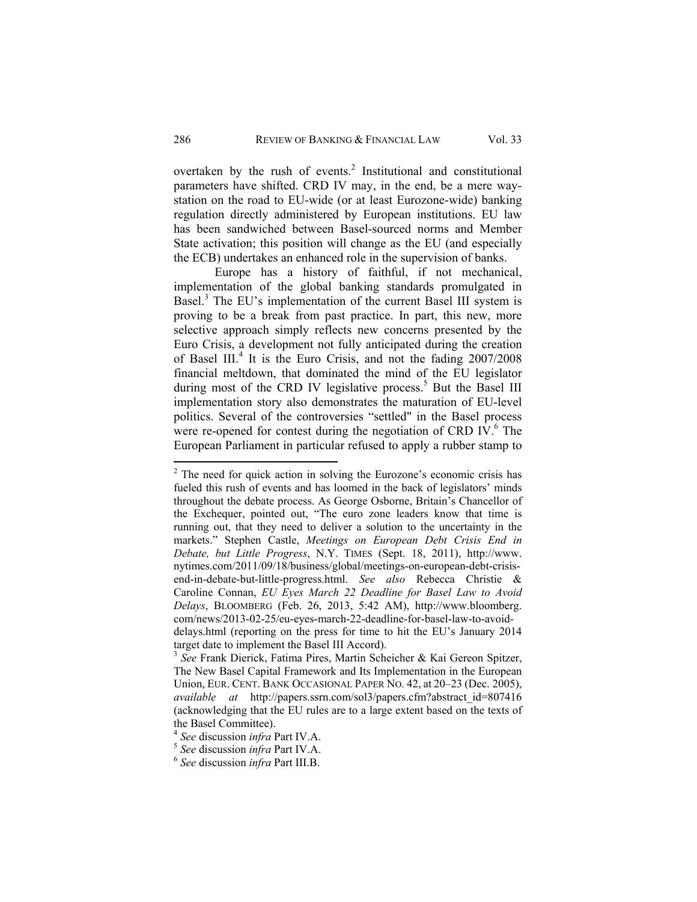overtaken by the rush of events.[2] Institutional and constitutional parameters have shifted. CRD IV may, in the end, be a mere way-station on the road to EU-wide (or at least Eurozone-wide) banking regulation directly administered by European institutions. EU law has been sandwiched between Basel-sourced norms and Member State activation; this position will change as the EU (and especially the ECB) undertakes an enhanced role in the supervision of banks.

Europe has a history of faithful, if not mechanical, implementation of the global banking standards promulgated in Basel.[3] The EU's implementation of the current Basel III system is proving to be a break from past practice. In part, this new, more selective approach simply reflects new concerns presented by the Euro Crisis, a development not fully anticipated during the creation of Basel III.[4] It is the Euro Crisis, and not the fading 2007/2008 financial meltdown, that dominated the mind of the EU legislator during most of the CRD IV legislative process.[5] But the Basel III implementation story also demonstrates the maturation of EU-level politics. Several of the controversies "settled" in the Basel process were re-opened for contest during the negotiation of CRD IV.[6] The European Parliament in particular refused to apply a rubber stamp to

---

[2] The need for quick action in solving the Eurozone's economic crisis has fueled this rush of events and has loomed in the back of legislators' minds throughout the debate process. As George Osborne, Britain's Chancellor of the Exchequer, pointed out, "The euro zone leaders know that time is running out, that they need to deliver a solution to the uncertainty in the markets." Stephen Castle, *Meetings on European Debt Crisis End in Debate, but Little Progress*, N.Y. TIMES (Sept. 18, 2011), http://www.nytimes.com/2011/09/18/business/global/meetings-on-european-debt-crisis-end-in-debate-but-little-progress.html. *See also* Rebecca Christie & Caroline Connan, *EU Eyes March 22 Deadline for Basel Law to Avoid Delays*, BLOOMBERG (Feb. 26, 2013, 5:42 AM), http://www.bloomberg.com/news/2013-02-25/eu-eyes-march-22-deadline-for-basel-law-to-avoid-delays.html (reporting on the press for time to hit the EU's January 2014 target date to implement the Basel III Accord).

[3] *See* Frank Dierick, Fatima Pires, Martin Scheicher & Kai Gereon Spitzer, The New Basel Capital Framework and Its Implementation in the European Union, EUR. CENT. BANK OCCASIONAL PAPER NO. 42, at 20–23 (Dec. 2005), *available at* http://papers.ssrn.com/sol3/papers.cfm?abstract_id=807416 (acknowledging that the EU rules are to a large extent based on the texts of the Basel Committee).

[4] *See* discussion *infra* Part IV.A.

[5] *See* discussion *infra* Part IV.A.

[6] *See* discussion *infra* Part III.B.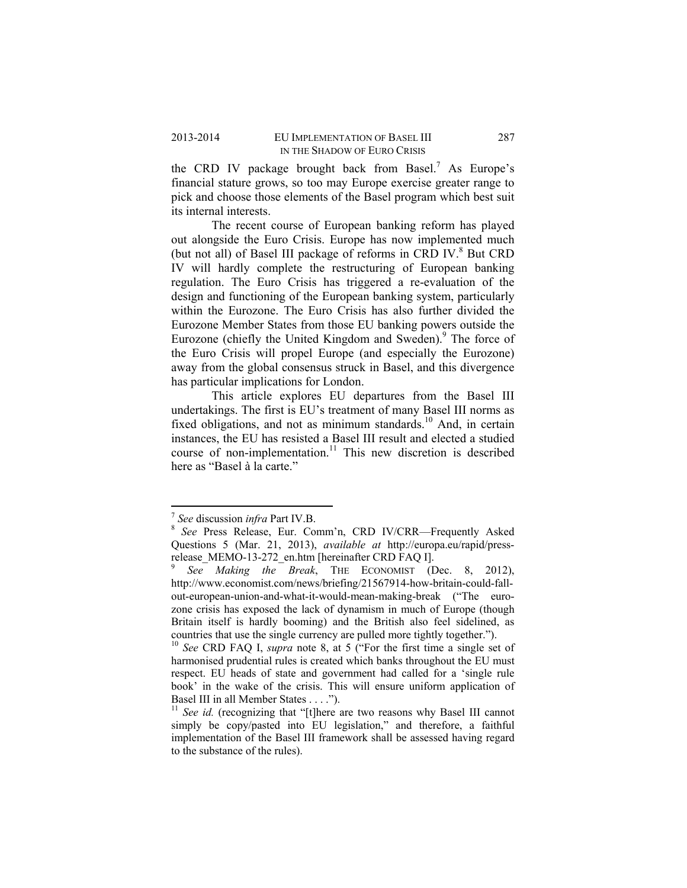the CRD IV package brought back from Basel.[7] As Europe's financial stature grows, so too may Europe exercise greater range to pick and choose those elements of the Basel program which best suit its internal interests.

The recent course of European banking reform has played out alongside the Euro Crisis. Europe has now implemented much (but not all) of Basel III package of reforms in CRD IV.[8] But CRD IV will hardly complete the restructuring of European banking regulation. The Euro Crisis has triggered a re-evaluation of the design and functioning of the European banking system, particularly within the Eurozone. The Euro Crisis has also further divided the Eurozone Member States from those EU banking powers outside the Eurozone (chiefly the United Kingdom and Sweden).[9] The force of the Euro Crisis will propel Europe (and especially the Eurozone) away from the global consensus struck in Basel, and this divergence has particular implications for London.

This article explores EU departures from the Basel III undertakings. The first is EU's treatment of many Basel III norms as fixed obligations, and not as minimum standards.[10] And, in certain instances, the EU has resisted a Basel III result and elected a studied course of non-implementation.[11] This new discretion is described here as "Basel à la carte."

---

[7] *See* discussion *infra* Part IV.B.

[8] *See* Press Release, Eur. Comm'n, CRD IV/CRR—Frequently Asked Questions 5 (Mar. 21, 2013), *available at* http://europa.eu/rapid/press-release_MEMO-13-272_en.htm [hereinafter CRD FAQ I].

[9] *See Making the Break*, THE ECONOMIST (Dec. 8, 2012), http://www.economist.com/news/briefing/21567914-how-britain-could-fall-out-european-union-and-what-it-would-mean-making-break ("The euro-zone crisis has exposed the lack of dynamism in much of Europe (though Britain itself is hardly booming) and the British also feel sidelined, as countries that use the single currency are pulled more tightly together.").

[10] *See* CRD FAQ I, *supra* note 8, at 5 ("For the first time a single set of harmonised prudential rules is created which banks throughout the EU must respect. EU heads of state and government had called for a 'single rule book' in the wake of the crisis. This will ensure uniform application of Basel III in all Member States . . . .").

[11] *See id.* (recognizing that "[t]here are two reasons why Basel III cannot simply be copy/pasted into EU legislation," and therefore, a faithful implementation of the Basel III framework shall be assessed having regard to the substance of the rules).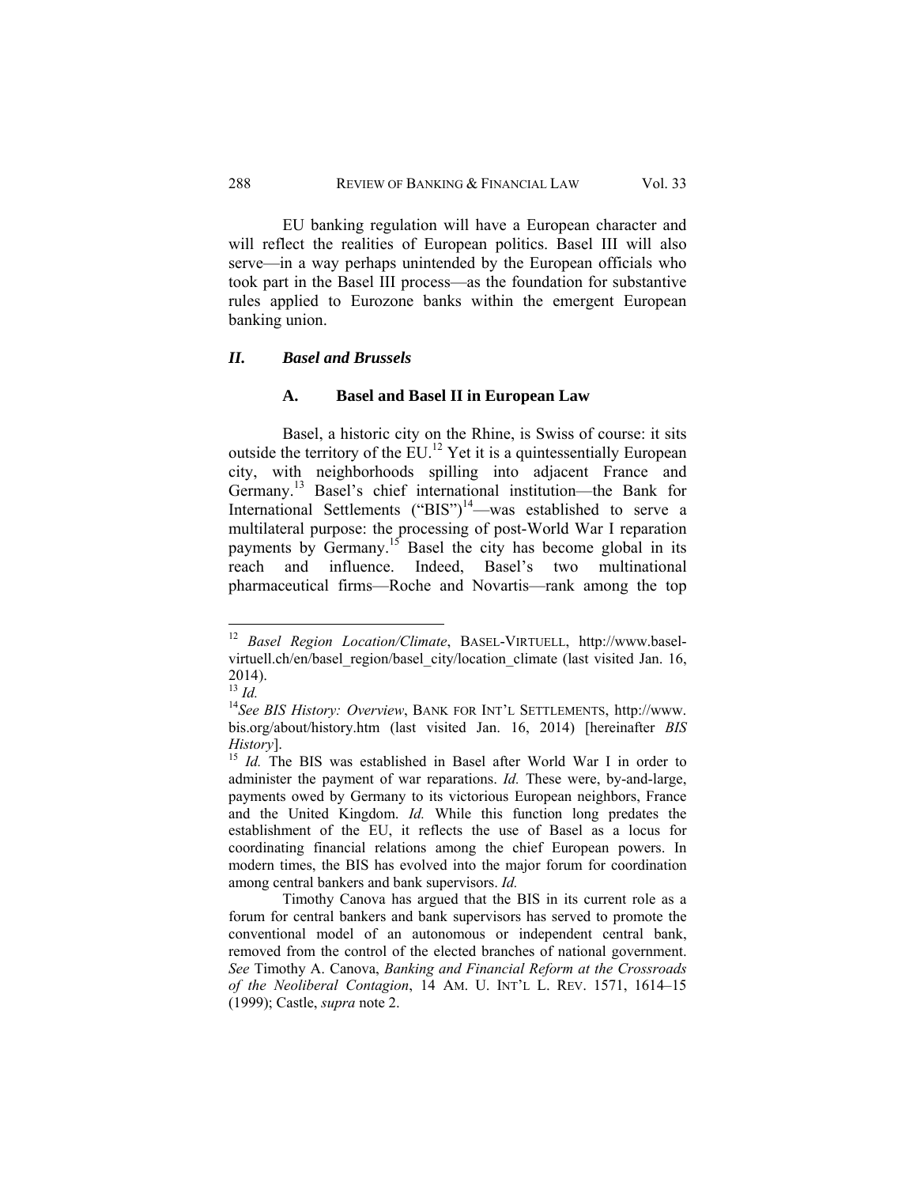EU banking regulation will have a European character and will reflect the realities of European politics. Basel III will also serve—in a way perhaps unintended by the European officials who took part in the Basel III process—as the foundation for substantive rules applied to Eurozone banks within the emergent European banking union.

## *II. Basel and Brussels*

### A. Basel and Basel II in European Law

Basel, a historic city on the Rhine, is Swiss of course: it sits outside the territory of the EU.[12] Yet it is a quintessentially European city, with neighborhoods spilling into adjacent France and Germany.[13] Basel's chief international institution—the Bank for International Settlements ("BIS")[14]—was established to serve a multilateral purpose: the processing of post-World War I reparation payments by Germany.[15] Basel the city has become global in its reach and influence. Indeed, Basel's two multinational pharmaceutical firms—Roche and Novartis—rank among the top

---

[12] *Basel Region Location/Climate*, BASEL-VIRTUELL, http://www.basel-virtuell.ch/en/basel_region/basel_city/location_climate (last visited Jan. 16, 2014).

[13] *Id.*

[14] *See BIS History: Overview*, BANK FOR INT'L SETTLEMENTS, http://www.bis.org/about/history.htm (last visited Jan. 16, 2014) [hereinafter *BIS History*].

[15] *Id.* The BIS was established in Basel after World War I in order to administer the payment of war reparations. *Id.* These were, by-and-large, payments owed by Germany to its victorious European neighbors, France and the United Kingdom. *Id.* While this function long predates the establishment of the EU, it reflects the use of Basel as a locus for coordinating financial relations among the chief European powers. In modern times, the BIS has evolved into the major forum for coordination among central bankers and bank supervisors. *Id.*

Timothy Canova has argued that the BIS in its current role as a forum for central bankers and bank supervisors has served to promote the conventional model of an autonomous or independent central bank, removed from the control of the elected branches of national government. *See* Timothy A. Canova, *Banking and Financial Reform at the Crossroads of the Neoliberal Contagion*, 14 AM. U. INT'L L. REV. 1571, 1614–15 (1999); Castle, *supra* note 2.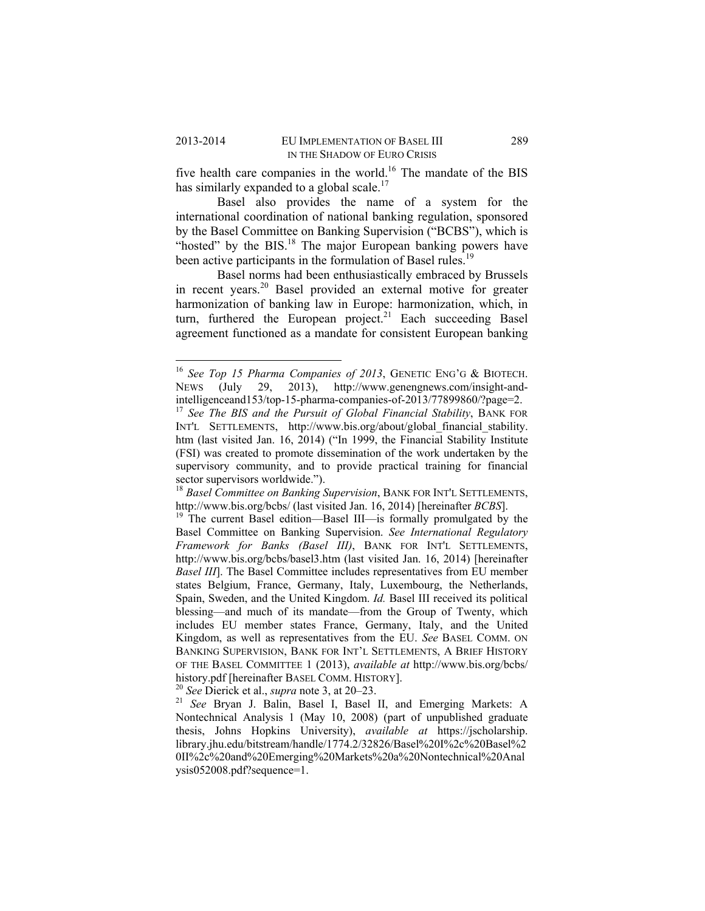five health care companies in the world.[16] The mandate of the BIS has similarly expanded to a global scale.[17]

Basel also provides the name of a system for the international coordination of national banking regulation, sponsored by the Basel Committee on Banking Supervision ("BCBS"), which is "hosted" by the BIS.[18] The major European banking powers have been active participants in the formulation of Basel rules.[19]

Basel norms had been enthusiastically embraced by Brussels in recent years.[20] Basel provided an external motive for greater harmonization of banking law in Europe: harmonization, which, in turn, furthered the European project.[21] Each succeeding Basel agreement functioned as a mandate for consistent European banking

---

[16] *See Top 15 Pharma Companies of 2013*, GENETIC ENG'G & BIOTECH. NEWS (July 29, 2013), http://www.genengnews.com/insight-and-intelligenceand153/top-15-pharma-companies-of-2013/77899860/?page=2.

[17] *See The BIS and the Pursuit of Global Financial Stability*, BANK FOR INT'L SETTLEMENTS, http://www.bis.org/about/global_financial_stability.htm (last visited Jan. 16, 2014) ("In 1999, the Financial Stability Institute (FSI) was created to promote dissemination of the work undertaken by the supervisory community, and to provide practical training for financial sector supervisors worldwide.").

[18] *Basel Committee on Banking Supervision*, BANK FOR INT'L SETTLEMENTS, http://www.bis.org/bcbs/ (last visited Jan. 16, 2014) [hereinafter *BCBS*].

[19] The current Basel edition—Basel III—is formally promulgated by the Basel Committee on Banking Supervision. *See International Regulatory Framework for Banks (Basel III)*, BANK FOR INT'L SETTLEMENTS, http://www.bis.org/bcbs/basel3.htm (last visited Jan. 16, 2014) [hereinafter *Basel III*]. The Basel Committee includes representatives from EU member states Belgium, France, Germany, Italy, Luxembourg, the Netherlands, Spain, Sweden, and the United Kingdom. *Id.* Basel III received its political blessing—and much of its mandate—from the Group of Twenty, which includes EU member states France, Germany, Italy, and the United Kingdom, as well as representatives from the EU. *See* BASEL COMM. ON BANKING SUPERVISION, BANK FOR INT'L SETTLEMENTS, A BRIEF HISTORY OF THE BASEL COMMITTEE 1 (2013), *available at* http://www.bis.org/bcbs/history.pdf [hereinafter BASEL COMM. HISTORY].

[20] *See* Dierick et al., *supra* note 3, at 20–23.

[21] *See* Bryan J. Balin, Basel I, Basel II, and Emerging Markets: A Nontechnical Analysis 1 (May 10, 2008) (part of unpublished graduate thesis, Johns Hopkins University), *available at* https://jscholarship.library.jhu.edu/bitstream/handle/1774.2/32826/Basel%20I%2c%20Basel%20II%2c%20and%20Emerging%20Markets%20a%20Nontechnical%20Analysis052008.pdf?sequence=1.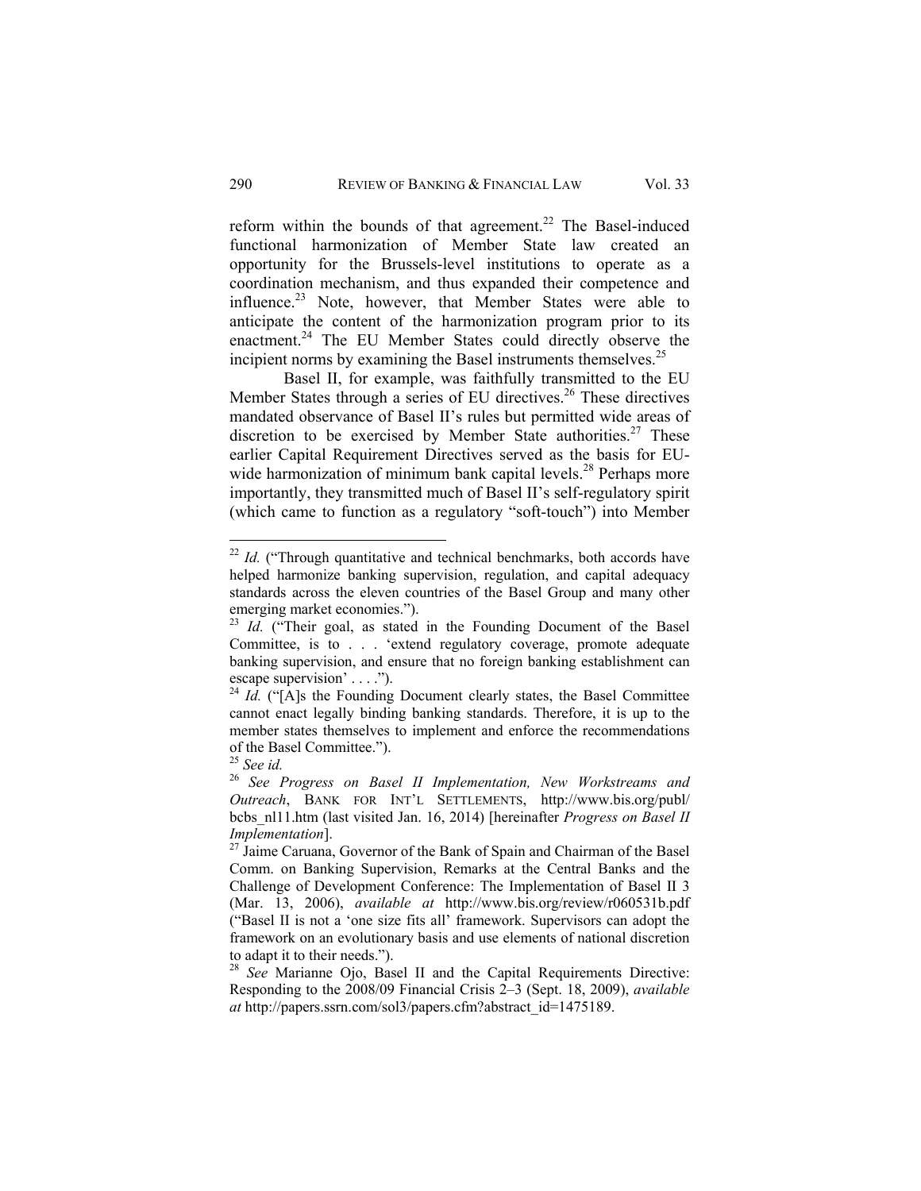reform within the bounds of that agreement.[22] The Basel-induced functional harmonization of Member State law created an opportunity for the Brussels-level institutions to operate as a coordination mechanism, and thus expanded their competence and influence.[23] Note, however, that Member States were able to anticipate the content of the harmonization program prior to its enactment.[24] The EU Member States could directly observe the incipient norms by examining the Basel instruments themselves.[25]

Basel II, for example, was faithfully transmitted to the EU Member States through a series of EU directives.[26] These directives mandated observance of Basel II's rules but permitted wide areas of discretion to be exercised by Member State authorities.[27] These earlier Capital Requirement Directives served as the basis for EU-wide harmonization of minimum bank capital levels.[28] Perhaps more importantly, they transmitted much of Basel II's self-regulatory spirit (which came to function as a regulatory "soft-touch") into Member

---

[22] *Id.* ("Through quantitative and technical benchmarks, both accords have helped harmonize banking supervision, regulation, and capital adequacy standards across the eleven countries of the Basel Group and many other emerging market economies.").

[23] *Id.* ("Their goal, as stated in the Founding Document of the Basel Committee, is to . . . 'extend regulatory coverage, promote adequate banking supervision, and ensure that no foreign banking establishment can escape supervision' . . . .").

[24] *Id.* ("[A]s the Founding Document clearly states, the Basel Committee cannot enact legally binding banking standards. Therefore, it is up to the member states themselves to implement and enforce the recommendations of the Basel Committee.").

[25] *See id.*

[26] *See Progress on Basel II Implementation, New Workstreams and Outreach*, BANK FOR INT'L SETTLEMENTS, http://www.bis.org/publ/bcbs_nl11.htm (last visited Jan. 16, 2014) [hereinafter *Progress on Basel II Implementation*].

[27] Jaime Caruana, Governor of the Bank of Spain and Chairman of the Basel Comm. on Banking Supervision, Remarks at the Central Banks and the Challenge of Development Conference: The Implementation of Basel II 3 (Mar. 13, 2006), *available at* http://www.bis.org/review/r060531b.pdf ("Basel II is not a 'one size fits all' framework. Supervisors can adopt the framework on an evolutionary basis and use elements of national discretion to adapt it to their needs.").

[28] *See* Marianne Ojo, Basel II and the Capital Requirements Directive: Responding to the 2008/09 Financial Crisis 2–3 (Sept. 18, 2009), *available at* http://papers.ssrn.com/sol3/papers.cfm?abstract_id=1475189.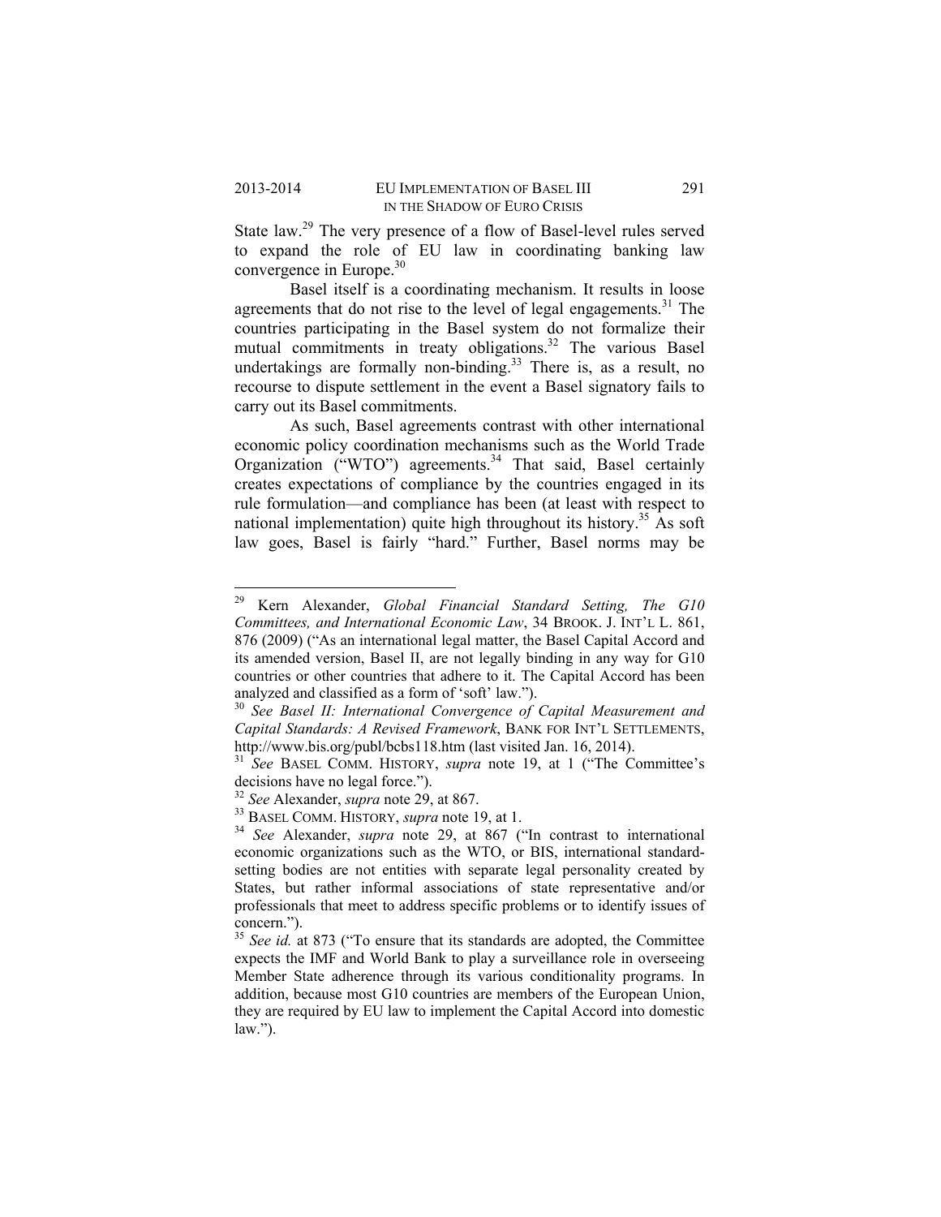State law.[29] The very presence of a flow of Basel-level rules served to expand the role of EU law in coordinating banking law convergence in Europe.[30]

Basel itself is a coordinating mechanism. It results in loose agreements that do not rise to the level of legal engagements.[31] The countries participating in the Basel system do not formalize their mutual commitments in treaty obligations.[32] The various Basel undertakings are formally non-binding.[33] There is, as a result, no recourse to dispute settlement in the event a Basel signatory fails to carry out its Basel commitments.

As such, Basel agreements contrast with other international economic policy coordination mechanisms such as the World Trade Organization ("WTO") agreements.[34] That said, Basel certainly creates expectations of compliance by the countries engaged in its rule formulation—and compliance has been (at least with respect to national implementation) quite high throughout its history.[35] As soft law goes, Basel is fairly "hard." Further, Basel norms may be

---

[29] Kern Alexander, *Global Financial Standard Setting, The G10 Committees, and International Economic Law*, 34 BROOK. J. INT'L L. 861, 876 (2009) ("As an international legal matter, the Basel Capital Accord and its amended version, Basel II, are not legally binding in any way for G10 countries or other countries that adhere to it. The Capital Accord has been analyzed and classified as a form of 'soft' law.").

[30] *See Basel II: International Convergence of Capital Measurement and Capital Standards: A Revised Framework*, BANK FOR INT'L SETTLEMENTS, http://www.bis.org/publ/bcbs118.htm (last visited Jan. 16, 2014).

[31] *See* BASEL COMM. HISTORY, *supra* note 19, at 1 ("The Committee's decisions have no legal force.").

[32] *See* Alexander, *supra* note 29, at 867.

[33] BASEL COMM. HISTORY, *supra* note 19, at 1.

[34] *See* Alexander, *supra* note 29, at 867 ("In contrast to international economic organizations such as the WTO, or BIS, international standard-setting bodies are not entities with separate legal personality created by States, but rather informal associations of state representative and/or professionals that meet to address specific problems or to identify issues of concern.").

[35] *See id.* at 873 ("To ensure that its standards are adopted, the Committee expects the IMF and World Bank to play a surveillance role in overseeing Member State adherence through its various conditionality programs. In addition, because most G10 countries are members of the European Union, they are required by EU law to implement the Capital Accord into domestic law.").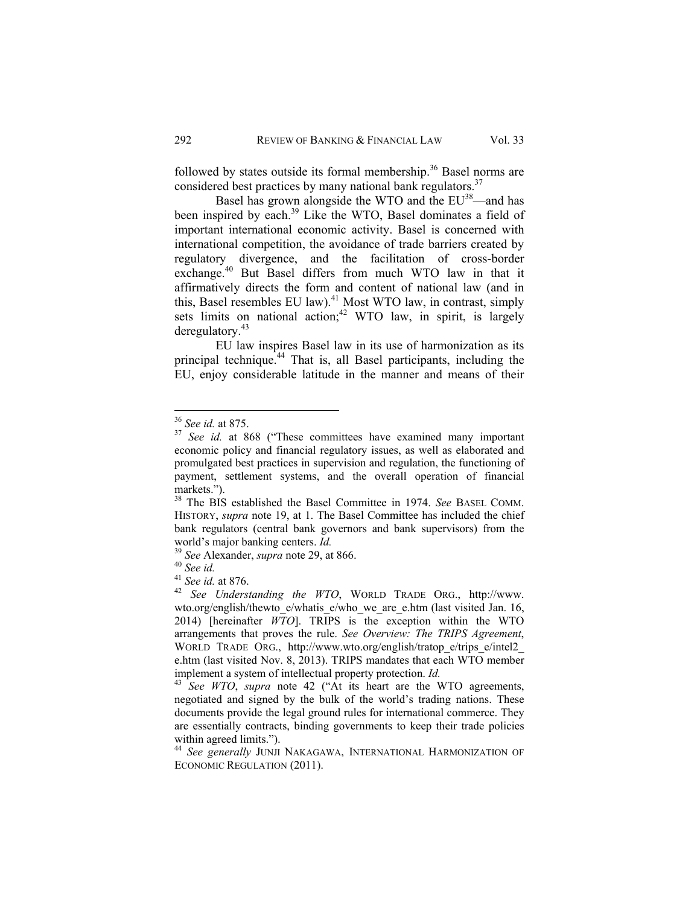followed by states outside its formal membership.[36] Basel norms are considered best practices by many national bank regulators.[37]

Basel has grown alongside the WTO and the EU[38]—and has been inspired by each.[39] Like the WTO, Basel dominates a field of important international economic activity. Basel is concerned with international competition, the avoidance of trade barriers created by regulatory divergence, and the facilitation of cross-border exchange.[40] But Basel differs from much WTO law in that it affirmatively directs the form and content of national law (and in this, Basel resembles EU law).[41] Most WTO law, in contrast, simply sets limits on national action;[42] WTO law, in spirit, is largely deregulatory.[43]

EU law inspires Basel law in its use of harmonization as its principal technique.[44] That is, all Basel participants, including the EU, enjoy considerable latitude in the manner and means of their

---

[36] *See id.* at 875.

[37] *See id.* at 868 ("These committees have examined many important economic policy and financial regulatory issues, as well as elaborated and promulgated best practices in supervision and regulation, the functioning of payment, settlement systems, and the overall operation of financial markets.").

[38] The BIS established the Basel Committee in 1974. *See* BASEL COMM. HISTORY, *supra* note 19, at 1. The Basel Committee has included the chief bank regulators (central bank governors and bank supervisors) from the world's major banking centers. *Id.*

[39] *See* Alexander, *supra* note 29, at 866.

[40] *See id.*

[41] *See id.* at 876.

[42] *See Understanding the WTO*, WORLD TRADE ORG., http://www.wto.org/english/thewto_e/whatis_e/who_we_are_e.htm (last visited Jan. 16, 2014) [hereinafter *WTO*]. TRIPS is the exception within the WTO arrangements that proves the rule. *See Overview: The TRIPS Agreement*, WORLD TRADE ORG., http://www.wto.org/english/tratop_e/trips_e/intel2_e.htm (last visited Nov. 8, 2013). TRIPS mandates that each WTO member implement a system of intellectual property protection. *Id.*

[43] *See WTO*, *supra* note 42 ("At its heart are the WTO agreements, negotiated and signed by the bulk of the world's trading nations. These documents provide the legal ground rules for international commerce. They are essentially contracts, binding governments to keep their trade policies within agreed limits.").

[44] *See generally* JUNJI NAKAGAWA, INTERNATIONAL HARMONIZATION OF ECONOMIC REGULATION (2011).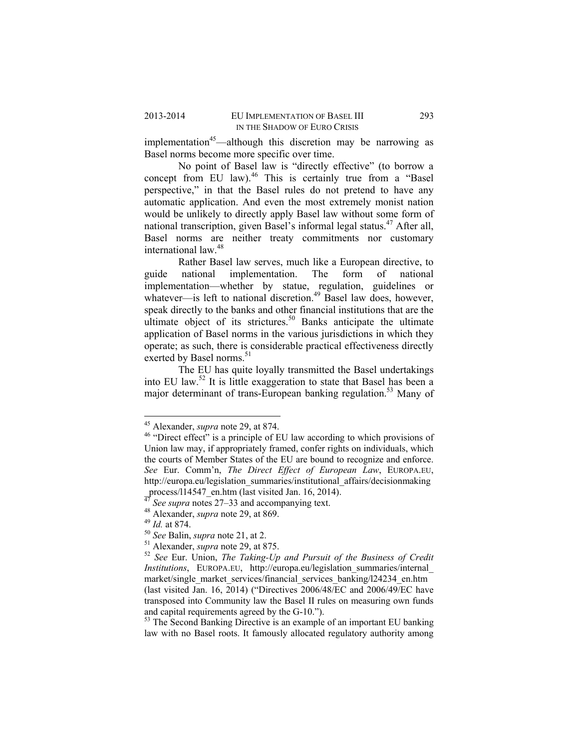implementation[45]—although this discretion may be narrowing as Basel norms become more specific over time.

No point of Basel law is "directly effective" (to borrow a concept from EU law).[46] This is certainly true from a "Basel perspective," in that the Basel rules do not pretend to have any automatic application. And even the most extremely monist nation would be unlikely to directly apply Basel law without some form of national transcription, given Basel's informal legal status.[47] After all, Basel norms are neither treaty commitments nor customary international law.[48]

Rather Basel law serves, much like a European directive, to guide national implementation. The form of national implementation—whether by statue, regulation, guidelines or whatever—is left to national discretion.[49] Basel law does, however, speak directly to the banks and other financial institutions that are the ultimate object of its strictures.[50] Banks anticipate the ultimate application of Basel norms in the various jurisdictions in which they operate; as such, there is considerable practical effectiveness directly exerted by Basel norms.[51]

The EU has quite loyally transmitted the Basel undertakings into EU law.[52] It is little exaggeration to state that Basel has been a major determinant of trans-European banking regulation.[53] Many of

---

[45] Alexander, *supra* note 29, at 874.

[46] "Direct effect" is a principle of EU law according to which provisions of Union law may, if appropriately framed, confer rights on individuals, which the courts of Member States of the EU are bound to recognize and enforce. *See* Eur. Comm'n, *The Direct Effect of European Law*, EUROPA.EU, http://europa.eu/legislation_summaries/institutional_affairs/decisionmaking_process/l14547_en.htm (last visited Jan. 16, 2014).

[47] *See supra* notes 27–33 and accompanying text.

[48] Alexander, *supra* note 29, at 869.

[49] *Id.* at 874.

[50] *See* Balin, *supra* note 21, at 2.

[51] Alexander, *supra* note 29, at 875.

[52] *See* Eur. Union, *The Taking-Up and Pursuit of the Business of Credit Institutions*, EUROPA.EU, http://europa.eu/legislation_summaries/internal_market/single_market_services/financial_services_banking/l24234_en.htm (last visited Jan. 16, 2014) ("Directives 2006/48/EC and 2006/49/EC have transposed into Community law the Basel II rules on measuring own funds and capital requirements agreed by the G-10.").

[53] The Second Banking Directive is an example of an important EU banking law with no Basel roots. It famously allocated regulatory authority among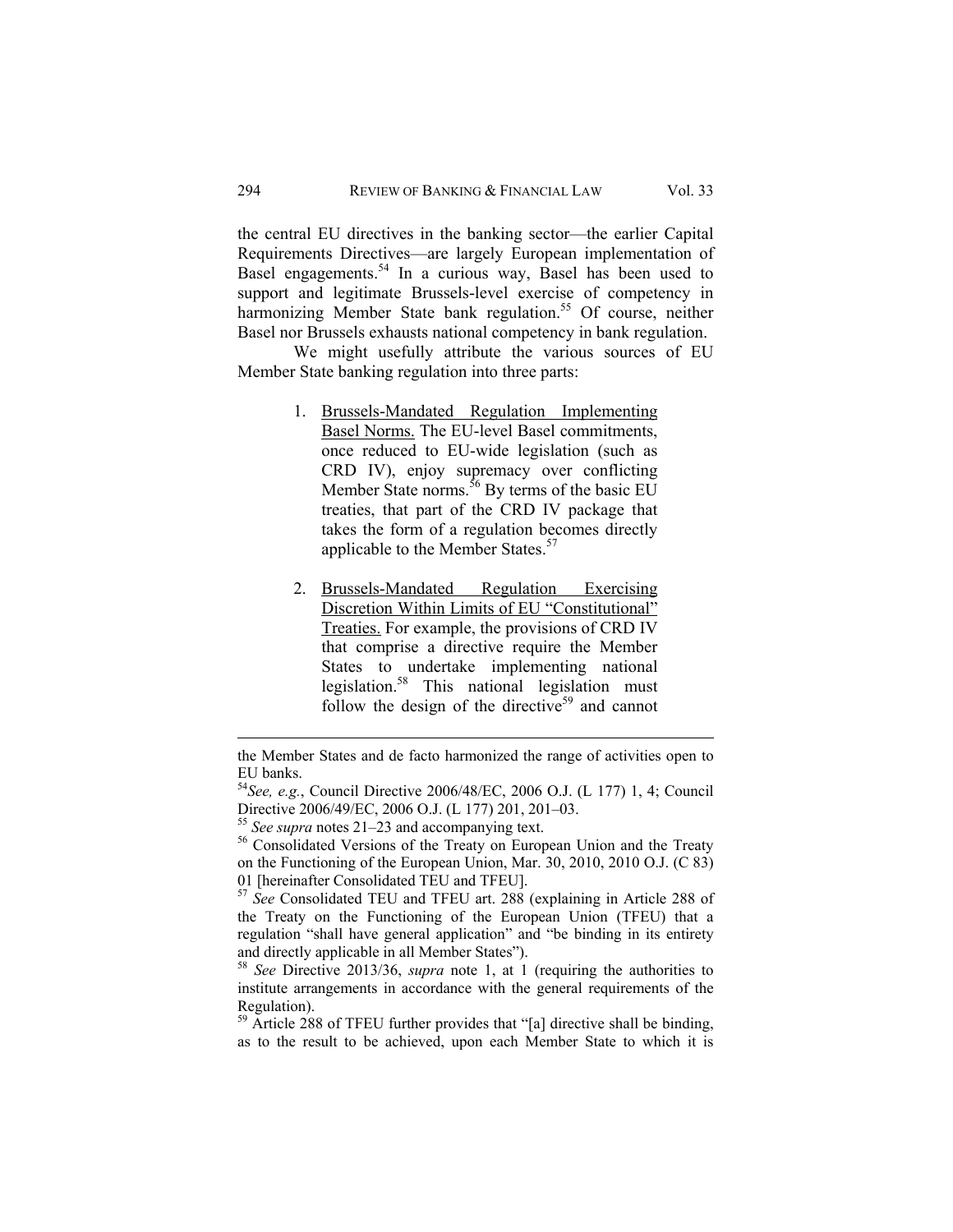the central EU directives in the banking sector—the earlier Capital Requirements Directives—are largely European implementation of Basel engagements.[54] In a curious way, Basel has been used to support and legitimate Brussels-level exercise of competency in harmonizing Member State bank regulation.[55] Of course, neither Basel nor Brussels exhausts national competency in bank regulation.

We might usefully attribute the various sources of EU Member State banking regulation into three parts:

1. Brussels-Mandated Regulation Implementing Basel Norms. The EU-level Basel commitments, once reduced to EU-wide legislation (such as CRD IV), enjoy supremacy over conflicting Member State norms.[56] By terms of the basic EU treaties, that part of the CRD IV package that takes the form of a regulation becomes directly applicable to the Member States.[57]

2. Brussels-Mandated Regulation Exercising Discretion Within Limits of EU "Constitutional" Treaties. For example, the provisions of CRD IV that comprise a directive require the Member States to undertake implementing national legislation.[58] This national legislation must follow the design of the directive[59] and cannot

---

the Member States and de facto harmonized the range of activities open to EU banks.

[54] *See, e.g.*, Council Directive 2006/48/EC, 2006 O.J. (L 177) 1, 4; Council Directive 2006/49/EC, 2006 O.J. (L 177) 201, 201–03.

[55] *See supra* notes 21–23 and accompanying text.

[56] Consolidated Versions of the Treaty on European Union and the Treaty on the Functioning of the European Union, Mar. 30, 2010, 2010 O.J. (C 83) 01 [hereinafter Consolidated TEU and TFEU].

[57] *See* Consolidated TEU and TFEU art. 288 (explaining in Article 288 of the Treaty on the Functioning of the European Union (TFEU) that a regulation "shall have general application" and "be binding in its entirety and directly applicable in all Member States").

[58] *See* Directive 2013/36, *supra* note 1, at 1 (requiring the authorities to institute arrangements in accordance with the general requirements of the Regulation).

[59] Article 288 of TFEU further provides that "[a] directive shall be binding, as to the result to be achieved, upon each Member State to which it is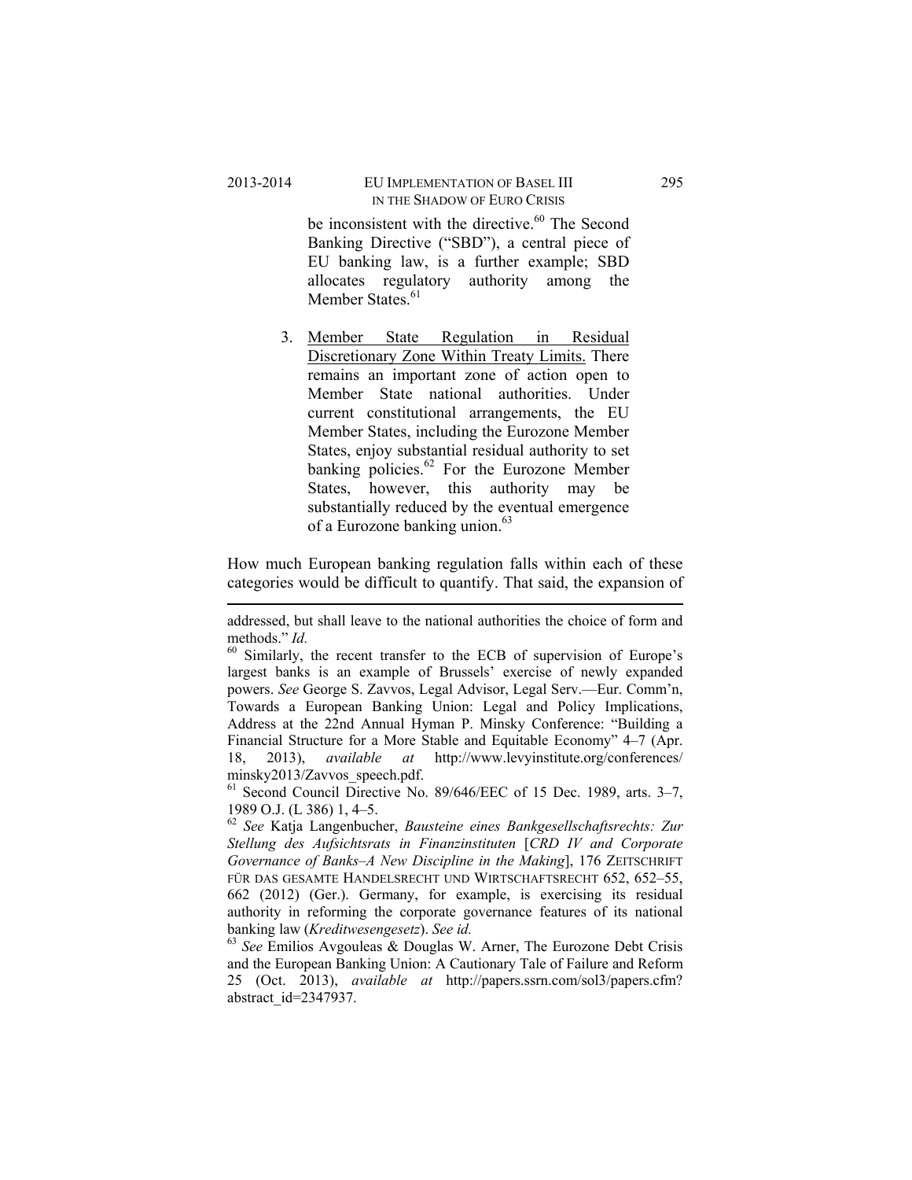be inconsistent with the directive.[60] The Second Banking Directive ("SBD"), a central piece of EU banking law, is a further example; SBD allocates regulatory authority among the Member States.[61]

3. Member State Regulation in Residual Discretionary Zone Within Treaty Limits. There remains an important zone of action open to Member State national authorities. Under current constitutional arrangements, the EU Member States, including the Eurozone Member States, enjoy substantial residual authority to set banking policies.[62] For the Eurozone Member States, however, this authority may be substantially reduced by the eventual emergence of a Eurozone banking union.[63]

How much European banking regulation falls within each of these categories would be difficult to quantify. That said, the expansion of

---

addressed, but shall leave to the national authorities the choice of form and methods." *Id.*

[60] Similarly, the recent transfer to the ECB of supervision of Europe's largest banks is an example of Brussels' exercise of newly expanded powers. *See* George S. Zavvos, Legal Advisor, Legal Serv.—Eur. Comm'n, Towards a European Banking Union: Legal and Policy Implications, Address at the 22nd Annual Hyman P. Minsky Conference: "Building a Financial Structure for a More Stable and Equitable Economy" 4–7 (Apr. 18, 2013), *available at* http://www.levyinstitute.org/conferences/minsky2013/Zavvos_speech.pdf.

[61] Second Council Directive No. 89/646/EEC of 15 Dec. 1989, arts. 3–7, 1989 O.J. (L 386) 1, 4–5.

[62] *See* Katja Langenbucher, *Bausteine eines Bankgesellschaftsrechts: Zur Stellung des Aufsichtsrats in Finanzinstituten* [*CRD IV and Corporate Governance of Banks–A New Discipline in the Making*], 176 ZEITSCHRIFT FÜR DAS GESAMTE HANDELSRECHT UND WIRTSCHAFTSRECHT 652, 652–55, 662 (2012) (Ger.). Germany, for example, is exercising its residual authority in reforming the corporate governance features of its national banking law (*Kreditwesengesetz*). *See id.*

[63] *See* Emilios Avgouleas & Douglas W. Arner, The Eurozone Debt Crisis and the European Banking Union: A Cautionary Tale of Failure and Reform 25 (Oct. 2013), *available at* http://papers.ssrn.com/sol3/papers.cfm?abstract_id=2347937.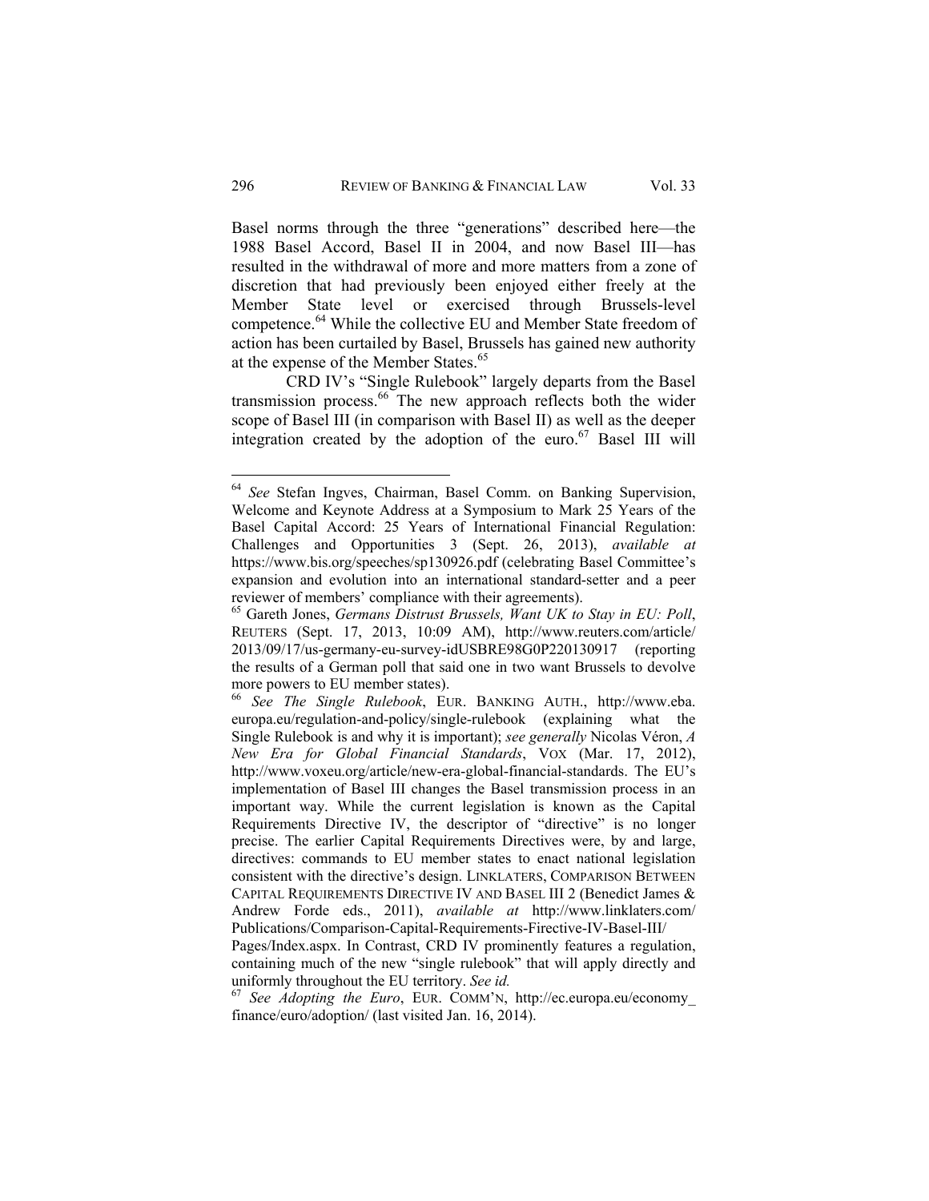Basel norms through the three "generations" described here—the 1988 Basel Accord, Basel II in 2004, and now Basel III—has resulted in the withdrawal of more and more matters from a zone of discretion that had previously been enjoyed either freely at the Member State level or exercised through Brussels-level competence.[64] While the collective EU and Member State freedom of action has been curtailed by Basel, Brussels has gained new authority at the expense of the Member States.[65]

CRD IV's "Single Rulebook" largely departs from the Basel transmission process.[66] The new approach reflects both the wider scope of Basel III (in comparison with Basel II) as well as the deeper integration created by the adoption of the euro.[67] Basel III will

---

[64] *See* Stefan Ingves, Chairman, Basel Comm. on Banking Supervision, Welcome and Keynote Address at a Symposium to Mark 25 Years of the Basel Capital Accord: 25 Years of International Financial Regulation: Challenges and Opportunities 3 (Sept. 26, 2013), *available at* https://www.bis.org/speeches/sp130926.pdf (celebrating Basel Committee's expansion and evolution into an international standard-setter and a peer reviewer of members' compliance with their agreements).

[65] Gareth Jones, *Germans Distrust Brussels, Want UK to Stay in EU: Poll*, REUTERS (Sept. 17, 2013, 10:09 AM), http://www.reuters.com/article/2013/09/17/us-germany-eu-survey-idUSBRE98G0P220130917 (reporting the results of a German poll that said one in two want Brussels to devolve more powers to EU member states).

[66] *See The Single Rulebook*, EUR. BANKING AUTH., http://www.eba.europa.eu/regulation-and-policy/single-rulebook (explaining what the Single Rulebook is and why it is important); *see generally* Nicolas Véron, *A New Era for Global Financial Standards*, VOX (Mar. 17, 2012), http://www.voxeu.org/article/new-era-global-financial-standards. The EU's implementation of Basel III changes the Basel transmission process in an important way. While the current legislation is known as the Capital Requirements Directive IV, the descriptor of "directive" is no longer precise. The earlier Capital Requirements Directives were, by and large, directives: commands to EU member states to enact national legislation consistent with the directive's design. LINKLATERS, COMPARISON BETWEEN CAPITAL REQUIREMENTS DIRECTIVE IV AND BASEL III 2 (Benedict James & Andrew Forde eds., 2011), *available at* http://www.linklaters.com/Publications/Comparison-Capital-Requirements-Firective-IV-Basel-III/Pages/Index.aspx. In Contrast, CRD IV prominently features a regulation, containing much of the new "single rulebook" that will apply directly and uniformly throughout the EU territory. *See id.*

[67] *See Adopting the Euro*, EUR. COMM'N, http://ec.europa.eu/economy_finance/euro/adoption/ (last visited Jan. 16, 2014).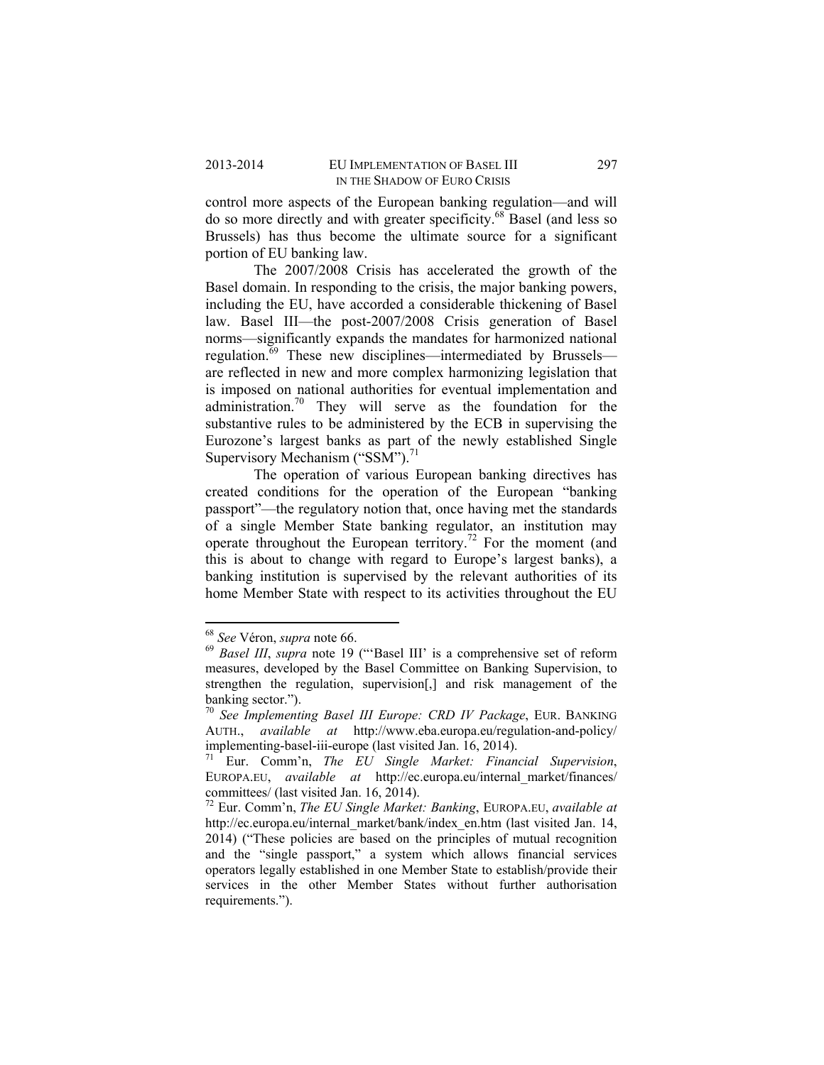control more aspects of the European banking regulation—and will do so more directly and with greater specificity.[68] Basel (and less so Brussels) has thus become the ultimate source for a significant portion of EU banking law.

The 2007/2008 Crisis has accelerated the growth of the Basel domain. In responding to the crisis, the major banking powers, including the EU, have accorded a considerable thickening of Basel law. Basel III—the post-2007/2008 Crisis generation of Basel norms—significantly expands the mandates for harmonized national regulation.[69] These new disciplines—intermediated by Brussels—are reflected in new and more complex harmonizing legislation that is imposed on national authorities for eventual implementation and administration.[70] They will serve as the foundation for the substantive rules to be administered by the ECB in supervising the Eurozone's largest banks as part of the newly established Single Supervisory Mechanism ("SSM").[71]

The operation of various European banking directives has created conditions for the operation of the European "banking passport"—the regulatory notion that, once having met the standards of a single Member State banking regulator, an institution may operate throughout the European territory.[72] For the moment (and this is about to change with regard to Europe's largest banks), a banking institution is supervised by the relevant authorities of its home Member State with respect to its activities throughout the EU

---

[68] *See* Véron, *supra* note 66.

[69] *Basel III*, *supra* note 19 ("'Basel III' is a comprehensive set of reform measures, developed by the Basel Committee on Banking Supervision, to strengthen the regulation, supervision[,] and risk management of the banking sector.").

[70] *See Implementing Basel III Europe: CRD IV Package*, EUR. BANKING AUTH., *available at* http://www.eba.europa.eu/regulation-and-policy/implementing-basel-iii-europe (last visited Jan. 16, 2014).

[71] Eur. Comm'n, *The EU Single Market: Financial Supervision*, EUROPA.EU, *available at* http://ec.europa.eu/internal_market/finances/committees/ (last visited Jan. 16, 2014).

[72] Eur. Comm'n, *The EU Single Market: Banking*, EUROPA.EU, *available at* http://ec.europa.eu/internal_market/bank/index_en.htm (last visited Jan. 14, 2014) ("These policies are based on the principles of mutual recognition and the "single passport," a system which allows financial services operators legally established in one Member State to establish/provide their services in the other Member States without further authorisation requirements.").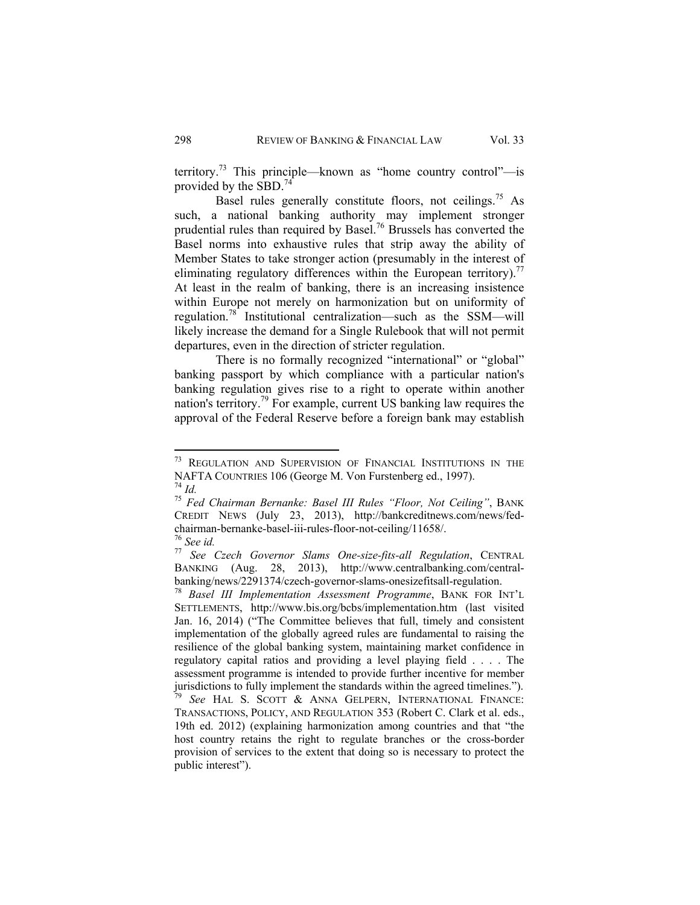territory.[73] This principle—known as "home country control"—is provided by the SBD.[74]

Basel rules generally constitute floors, not ceilings.[75] As such, a national banking authority may implement stronger prudential rules than required by Basel.[76] Brussels has converted the Basel norms into exhaustive rules that strip away the ability of Member States to take stronger action (presumably in the interest of eliminating regulatory differences within the European territory).[77] At least in the realm of banking, there is an increasing insistence within Europe not merely on harmonization but on uniformity of regulation.[78] Institutional centralization—such as the SSM—will likely increase the demand for a Single Rulebook that will not permit departures, even in the direction of stricter regulation.

There is no formally recognized "international" or "global" banking passport by which compliance with a particular nation's banking regulation gives rise to a right to operate within another nation's territory.[79] For example, current US banking law requires the approval of the Federal Reserve before a foreign bank may establish

---

[73] REGULATION AND SUPERVISION OF FINANCIAL INSTITUTIONS IN THE NAFTA COUNTRIES 106 (George M. Von Furstenberg ed., 1997).

[74] *Id.*

[75] *Fed Chairman Bernanke: Basel III Rules "Floor, Not Ceiling"*, BANK CREDIT NEWS (July 23, 2013), http://bankcreditnews.com/news/fed-chairman-bernanke-basel-iii-rules-floor-not-ceiling/11658/.

[76] *See id.*

[77] *See Czech Governor Slams One-size-fits-all Regulation*, CENTRAL BANKING (Aug. 28, 2013), http://www.centralbanking.com/central-banking/news/2291374/czech-governor-slams-onesizefitsall-regulation.

[78] *Basel III Implementation Assessment Programme*, BANK FOR INT'L SETTLEMENTS, http://www.bis.org/bcbs/implementation.htm (last visited Jan. 16, 2014) ("The Committee believes that full, timely and consistent implementation of the globally agreed rules are fundamental to raising the resilience of the global banking system, maintaining market confidence in regulatory capital ratios and providing a level playing field . . . . The assessment programme is intended to provide further incentive for member jurisdictions to fully implement the standards within the agreed timelines.").

[79] *See* HAL S. SCOTT & ANNA GELPERN, INTERNATIONAL FINANCE: TRANSACTIONS, POLICY, AND REGULATION 353 (Robert C. Clark et al. eds., 19th ed. 2012) (explaining harmonization among countries and that "the host country retains the right to regulate branches or the cross-border provision of services to the extent that doing so is necessary to protect the public interest").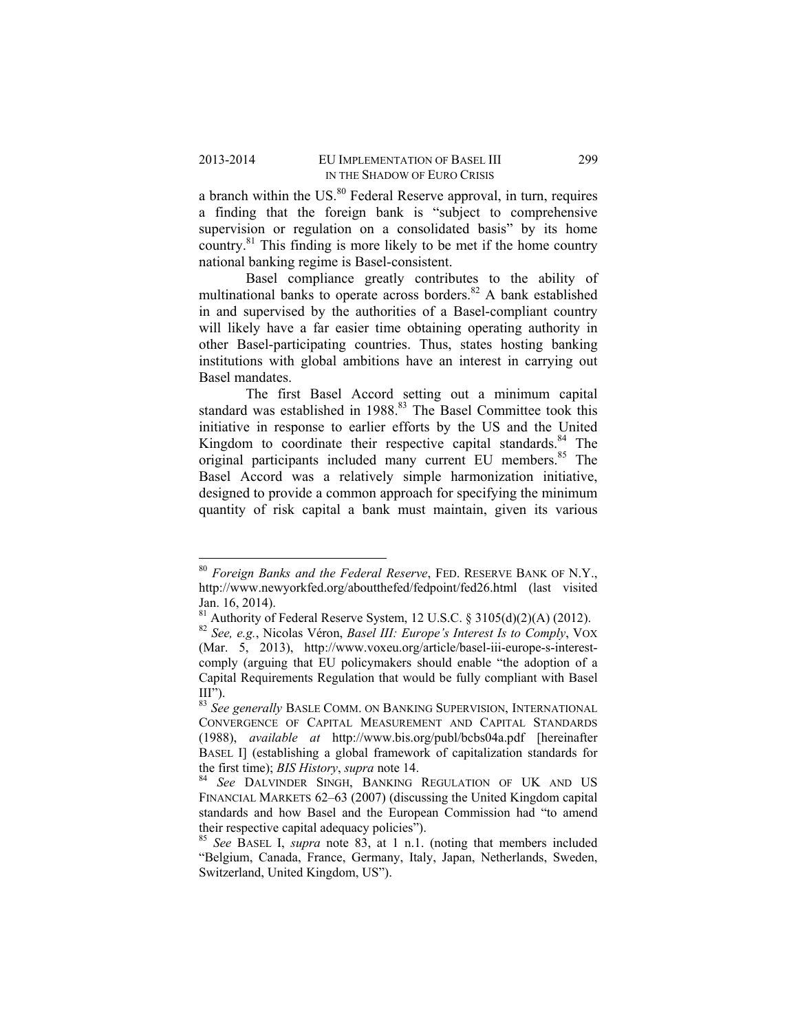a branch within the US.[80] Federal Reserve approval, in turn, requires a finding that the foreign bank is "subject to comprehensive supervision or regulation on a consolidated basis" by its home country.[81] This finding is more likely to be met if the home country national banking regime is Basel-consistent.

Basel compliance greatly contributes to the ability of multinational banks to operate across borders.[82] A bank established in and supervised by the authorities of a Basel-compliant country will likely have a far easier time obtaining operating authority in other Basel-participating countries. Thus, states hosting banking institutions with global ambitions have an interest in carrying out Basel mandates.

The first Basel Accord setting out a minimum capital standard was established in 1988.[83] The Basel Committee took this initiative in response to earlier efforts by the US and the United Kingdom to coordinate their respective capital standards.[84] The original participants included many current EU members.[85] The Basel Accord was a relatively simple harmonization initiative, designed to provide a common approach for specifying the minimum quantity of risk capital a bank must maintain, given its various

---

[80] *Foreign Banks and the Federal Reserve*, FED. RESERVE BANK OF N.Y., http://www.newyorkfed.org/aboutthefed/fedpoint/fed26.html (last visited Jan. 16, 2014).

[81] Authority of Federal Reserve System, 12 U.S.C. § 3105(d)(2)(A) (2012).

[82] *See, e.g.*, Nicolas Véron, *Basel III: Europe's Interest Is to Comply*, VOX (Mar. 5, 2013), http://www.voxeu.org/article/basel-iii-europe-s-interest-comply (arguing that EU policymakers should enable "the adoption of a Capital Requirements Regulation that would be fully compliant with Basel III").

[83] *See generally* BASLE COMM. ON BANKING SUPERVISION, INTERNATIONAL CONVERGENCE OF CAPITAL MEASUREMENT AND CAPITAL STANDARDS (1988), *available at* http://www.bis.org/publ/bcbs04a.pdf [hereinafter BASEL I] (establishing a global framework of capitalization standards for the first time); *BIS History*, *supra* note 14.

[84] *See* DALVINDER SINGH, BANKING REGULATION OF UK AND US FINANCIAL MARKETS 62–63 (2007) (discussing the United Kingdom capital standards and how Basel and the European Commission had "to amend their respective capital adequacy policies").

[85] *See* BASEL I, *supra* note 83, at 1 n.1. (noting that members included "Belgium, Canada, France, Germany, Italy, Japan, Netherlands, Sweden, Switzerland, United Kingdom, US").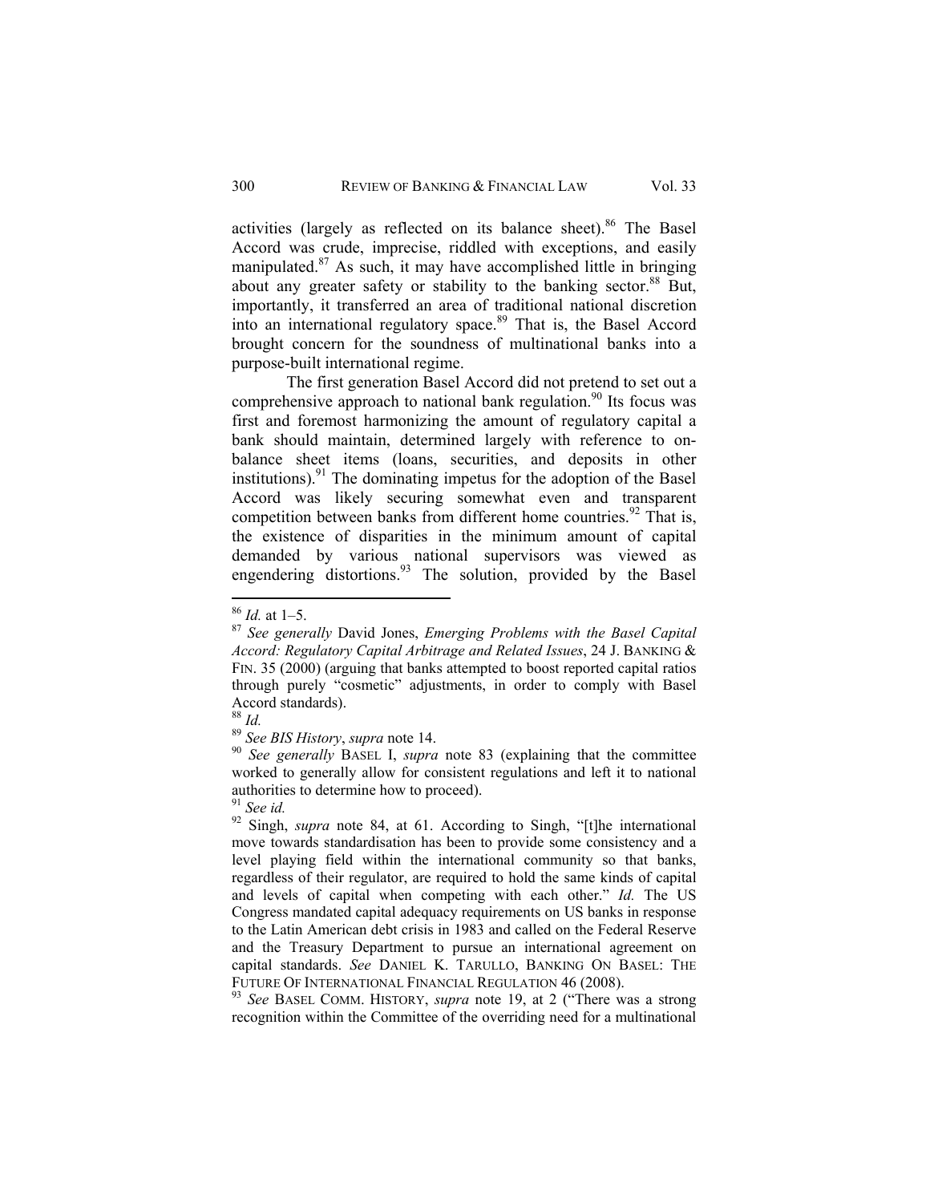activities (largely as reflected on its balance sheet).[86] The Basel Accord was crude, imprecise, riddled with exceptions, and easily manipulated.[87] As such, it may have accomplished little in bringing about any greater safety or stability to the banking sector.[88] But, importantly, it transferred an area of traditional national discretion into an international regulatory space.[89] That is, the Basel Accord brought concern for the soundness of multinational banks into a purpose-built international regime.

The first generation Basel Accord did not pretend to set out a comprehensive approach to national bank regulation.[90] Its focus was first and foremost harmonizing the amount of regulatory capital a bank should maintain, determined largely with reference to on-balance sheet items (loans, securities, and deposits in other institutions).[91] The dominating impetus for the adoption of the Basel Accord was likely securing somewhat even and transparent competition between banks from different home countries.[92] That is, the existence of disparities in the minimum amount of capital demanded by various national supervisors was viewed as engendering distortions.[93] The solution, provided by the Basel

---

[86] *Id.* at 1–5.

[87] *See generally* David Jones, *Emerging Problems with the Basel Capital Accord: Regulatory Capital Arbitrage and Related Issues*, 24 J. BANKING & FIN. 35 (2000) (arguing that banks attempted to boost reported capital ratios through purely "cosmetic" adjustments, in order to comply with Basel Accord standards).

[88] *Id.*

[89] *See BIS History*, *supra* note 14.

[90] *See generally* BASEL I, *supra* note 83 (explaining that the committee worked to generally allow for consistent regulations and left it to national authorities to determine how to proceed).

[91] *See id.*

[92] Singh, *supra* note 84, at 61. According to Singh, "[t]he international move towards standardisation has been to provide some consistency and a level playing field within the international community so that banks, regardless of their regulator, are required to hold the same kinds of capital and levels of capital when competing with each other." *Id.* The US Congress mandated capital adequacy requirements on US banks in response to the Latin American debt crisis in 1983 and called on the Federal Reserve and the Treasury Department to pursue an international agreement on capital standards. *See* DANIEL K. TARULLO, BANKING ON BASEL: THE FUTURE OF INTERNATIONAL FINANCIAL REGULATION 46 (2008).

[93] *See* BASEL COMM. HISTORY, *supra* note 19, at 2 ("There was a strong recognition within the Committee of the overriding need for a multinational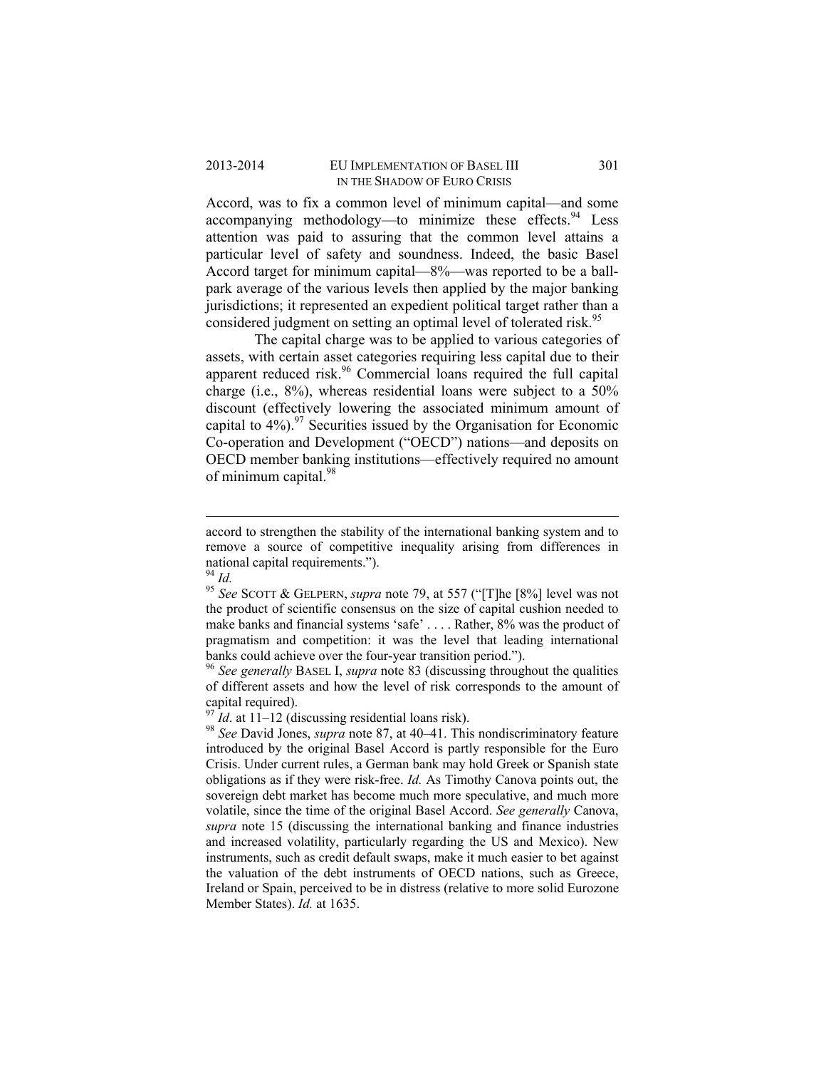Accord, was to fix a common level of minimum capital—and some accompanying methodology—to minimize these effects.[94] Less attention was paid to assuring that the common level attains a particular level of safety and soundness. Indeed, the basic Basel Accord target for minimum capital—8%—was reported to be a ball-park average of the various levels then applied by the major banking jurisdictions; it represented an expedient political target rather than a considered judgment on setting an optimal level of tolerated risk.[95]

The capital charge was to be applied to various categories of assets, with certain asset categories requiring less capital due to their apparent reduced risk.[96] Commercial loans required the full capital charge (i.e., 8%), whereas residential loans were subject to a 50% discount (effectively lowering the associated minimum amount of capital to 4%).[97] Securities issued by the Organisation for Economic Co-operation and Development ("OECD") nations—and deposits on OECD member banking institutions—effectively required no amount of minimum capital.[98]

---

accord to strengthen the stability of the international banking system and to remove a source of competitive inequality arising from differences in national capital requirements.").

[94] *Id.*

[95] *See* SCOTT & GELPERN, *supra* note 79, at 557 ("[T]he [8%] level was not the product of scientific consensus on the size of capital cushion needed to make banks and financial systems 'safe' . . . . Rather, 8% was the product of pragmatism and competition: it was the level that leading international banks could achieve over the four-year transition period.").

[96] *See generally* BASEL I, *supra* note 83 (discussing throughout the qualities of different assets and how the level of risk corresponds to the amount of capital required).

[97] *Id*. at 11–12 (discussing residential loans risk).

[98] *See* David Jones, *supra* note 87, at 40–41. This nondiscriminatory feature introduced by the original Basel Accord is partly responsible for the Euro Crisis. Under current rules, a German bank may hold Greek or Spanish state obligations as if they were risk-free. *Id.* As Timothy Canova points out, the sovereign debt market has become much more speculative, and much more volatile, since the time of the original Basel Accord. *See generally* Canova, *supra* note 15 (discussing the international banking and finance industries and increased volatility, particularly regarding the US and Mexico). New instruments, such as credit default swaps, make it much easier to bet against the valuation of the debt instruments of OECD nations, such as Greece, Ireland or Spain, perceived to be in distress (relative to more solid Eurozone Member States). *Id.* at 1635.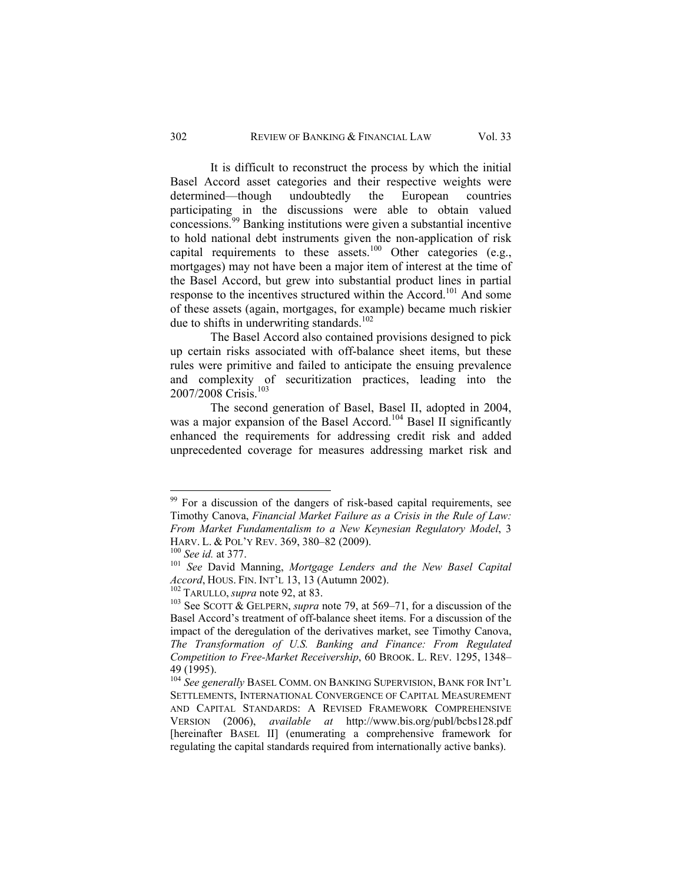It is difficult to reconstruct the process by which the initial Basel Accord asset categories and their respective weights were determined—though undoubtedly the European countries participating in the discussions were able to obtain valued concessions.[99] Banking institutions were given a substantial incentive to hold national debt instruments given the non-application of risk capital requirements to these assets.[100] Other categories (e.g., mortgages) may not have been a major item of interest at the time of the Basel Accord, but grew into substantial product lines in partial response to the incentives structured within the Accord.[101] And some of these assets (again, mortgages, for example) became much riskier due to shifts in underwriting standards.[102]

The Basel Accord also contained provisions designed to pick up certain risks associated with off-balance sheet items, but these rules were primitive and failed to anticipate the ensuing prevalence and complexity of securitization practices, leading into the 2007/2008 Crisis.[103]

The second generation of Basel, Basel II, adopted in 2004, was a major expansion of the Basel Accord.[104] Basel II significantly enhanced the requirements for addressing credit risk and added unprecedented coverage for measures addressing market risk and

---

[99] For a discussion of the dangers of risk-based capital requirements, see Timothy Canova, *Financial Market Failure as a Crisis in the Rule of Law: From Market Fundamentalism to a New Keynesian Regulatory Model*, 3 HARV. L. & POL'Y REV. 369, 380–82 (2009).

[100] *See id.* at 377.

[101] *See* David Manning, *Mortgage Lenders and the New Basel Capital Accord*, HOUS. FIN. INT'L 13, 13 (Autumn 2002).

[102] TARULLO, *supra* note 92, at 83.

[103] See SCOTT & GELPERN, *supra* note 79, at 569–71, for a discussion of the Basel Accord's treatment of off-balance sheet items. For a discussion of the impact of the deregulation of the derivatives market, see Timothy Canova, *The Transformation of U.S. Banking and Finance: From Regulated Competition to Free-Market Receivership*, 60 BROOK. L. REV. 1295, 1348–49 (1995).

[104] *See generally* BASEL COMM. ON BANKING SUPERVISION, BANK FOR INT'L SETTLEMENTS, INTERNATIONAL CONVERGENCE OF CAPITAL MEASUREMENT AND CAPITAL STANDARDS: A REVISED FRAMEWORK COMPREHENSIVE VERSION (2006), *available at* http://www.bis.org/publ/bcbs128.pdf [hereinafter BASEL II] (enumerating a comprehensive framework for regulating the capital standards required from internationally active banks).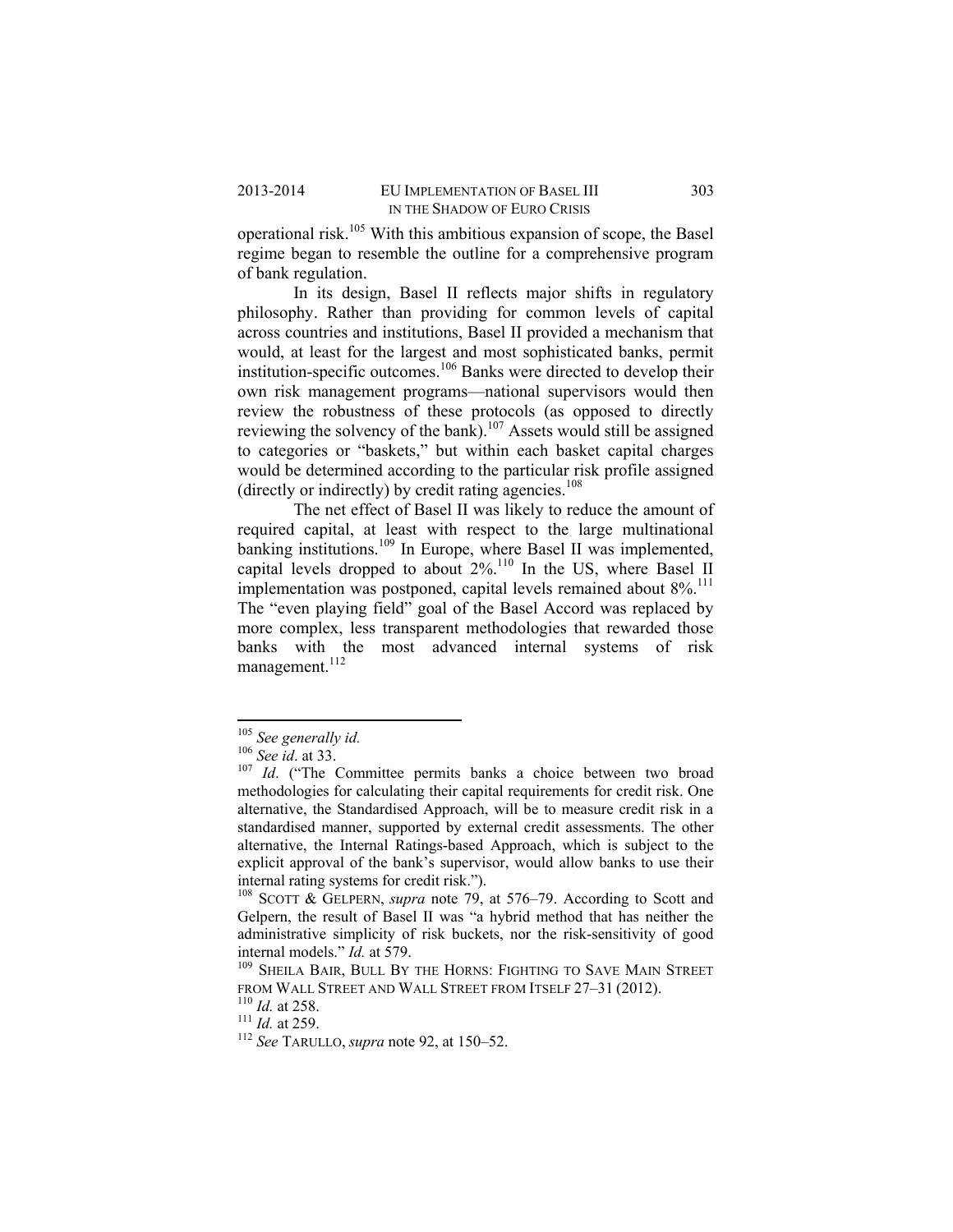operational risk.[105] With this ambitious expansion of scope, the Basel regime began to resemble the outline for a comprehensive program of bank regulation.

In its design, Basel II reflects major shifts in regulatory philosophy. Rather than providing for common levels of capital across countries and institutions, Basel II provided a mechanism that would, at least for the largest and most sophisticated banks, permit institution-specific outcomes.[106] Banks were directed to develop their own risk management programs—national supervisors would then review the robustness of these protocols (as opposed to directly reviewing the solvency of the bank).[107] Assets would still be assigned to categories or "baskets," but within each basket capital charges would be determined according to the particular risk profile assigned (directly or indirectly) by credit rating agencies.[108]

The net effect of Basel II was likely to reduce the amount of required capital, at least with respect to the large multinational banking institutions.[109] In Europe, where Basel II was implemented, capital levels dropped to about 2%.[110] In the US, where Basel II implementation was postponed, capital levels remained about 8%.[111] The "even playing field" goal of the Basel Accord was replaced by more complex, less transparent methodologies that rewarded those banks with the most advanced internal systems of risk management.[112]

---

[105] *See generally id.*

[106] *See id*. at 33.

[107] *Id*. ("The Committee permits banks a choice between two broad methodologies for calculating their capital requirements for credit risk. One alternative, the Standardised Approach, will be to measure credit risk in a standardised manner, supported by external credit assessments. The other alternative, the Internal Ratings-based Approach, which is subject to the explicit approval of the bank's supervisor, would allow banks to use their internal rating systems for credit risk.").

[108] SCOTT & GELPERN, *supra* note 79, at 576–79. According to Scott and Gelpern, the result of Basel II was "a hybrid method that has neither the administrative simplicity of risk buckets, nor the risk-sensitivity of good internal models." *Id.* at 579.

[109] SHEILA BAIR, BULL BY THE HORNS: FIGHTING TO SAVE MAIN STREET FROM WALL STREET AND WALL STREET FROM ITSELF 27–31 (2012).

[110] *Id.* at 258.

[111] *Id.* at 259.

[112] *See* TARULLO, *supra* note 92, at 150–52.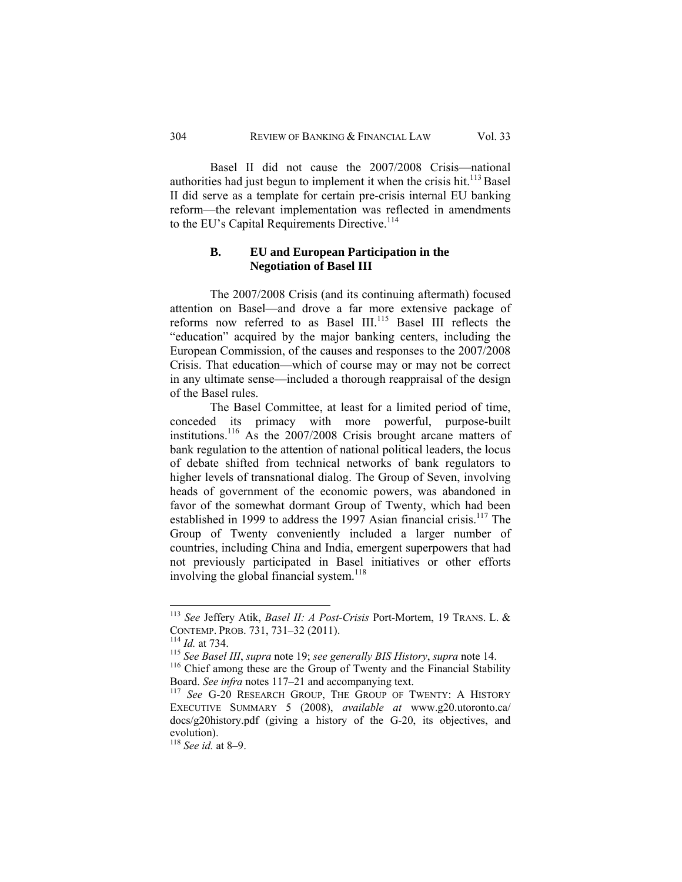Basel II did not cause the 2007/2008 Crisis—national authorities had just begun to implement it when the crisis hit.[113] Basel II did serve as a template for certain pre-crisis internal EU banking reform—the relevant implementation was reflected in amendments to the EU's Capital Requirements Directive.[114]

### B. EU and European Participation in the Negotiation of Basel III

The 2007/2008 Crisis (and its continuing aftermath) focused attention on Basel—and drove a far more extensive package of reforms now referred to as Basel III.[115] Basel III reflects the "education" acquired by the major banking centers, including the European Commission, of the causes and responses to the 2007/2008 Crisis. That education—which of course may or may not be correct in any ultimate sense—included a thorough reappraisal of the design of the Basel rules.

The Basel Committee, at least for a limited period of time, conceded its primacy with more powerful, purpose-built institutions.[116] As the 2007/2008 Crisis brought arcane matters of bank regulation to the attention of national political leaders, the locus of debate shifted from technical networks of bank regulators to higher levels of transnational dialog. The Group of Seven, involving heads of government of the economic powers, was abandoned in favor of the somewhat dormant Group of Twenty, which had been established in 1999 to address the 1997 Asian financial crisis.[117] The Group of Twenty conveniently included a larger number of countries, including China and India, emergent superpowers that had not previously participated in Basel initiatives or other efforts involving the global financial system.[118]

---

[113] *See* Jeffery Atik, *Basel II: A Post-Crisis* Port-Mortem, 19 TRANS. L. & CONTEMP. PROB. 731, 731–32 (2011).

[114] *Id.* at 734.

[115] *See Basel III*, *supra* note 19; *see generally BIS History*, *supra* note 14.

[116] Chief among these are the Group of Twenty and the Financial Stability Board. *See infra* notes 117–21 and accompanying text.

[117] *See* G-20 RESEARCH GROUP, THE GROUP OF TWENTY: A HISTORY EXECUTIVE SUMMARY 5 (2008), *available at* www.g20.utoronto.ca/docs/g20history.pdf (giving a history of the G-20, its objectives, and evolution).

[118] *See id.* at 8–9.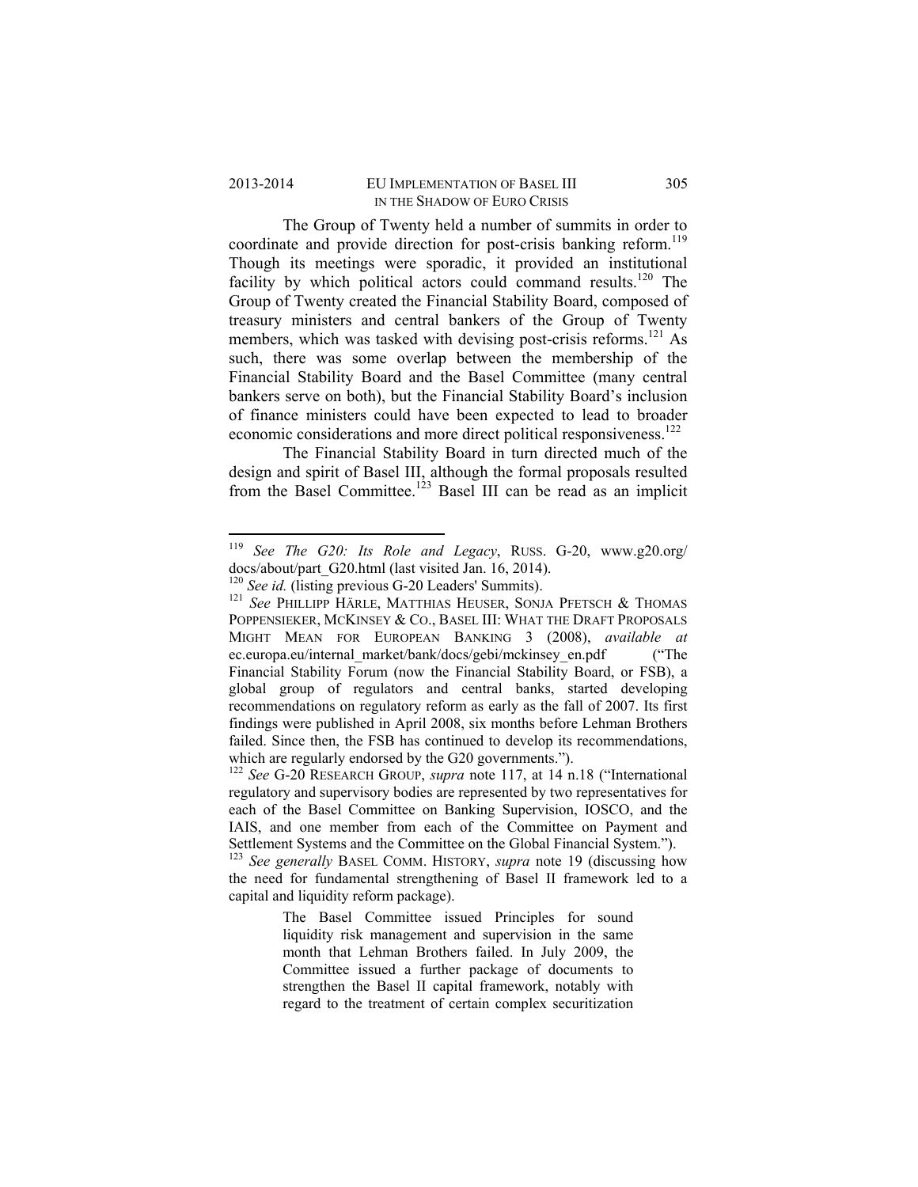The Group of Twenty held a number of summits in order to coordinate and provide direction for post-crisis banking reform.[119] Though its meetings were sporadic, it provided an institutional facility by which political actors could command results.[120] The Group of Twenty created the Financial Stability Board, composed of treasury ministers and central bankers of the Group of Twenty members, which was tasked with devising post-crisis reforms.[121] As such, there was some overlap between the membership of the Financial Stability Board and the Basel Committee (many central bankers serve on both), but the Financial Stability Board's inclusion of finance ministers could have been expected to lead to broader economic considerations and more direct political responsiveness.[122]

The Financial Stability Board in turn directed much of the design and spirit of Basel III, although the formal proposals resulted from the Basel Committee.[123] Basel III can be read as an implicit

---

[119] *See The G20: Its Role and Legacy*, RUSS. G-20, www.g20.org/docs/about/part_G20.html (last visited Jan. 16, 2014).

[120] *See id.* (listing previous G-20 Leaders' Summits).

[121] *See* PHILLIPP HÄRLE, MATTHIAS HEUSER, SONJA PFETSCH & THOMAS POPPENSIEKER, MCKINSEY & CO., BASEL III: WHAT THE DRAFT PROPOSALS MIGHT MEAN FOR EUROPEAN BANKING 3 (2008), *available at* ec.europa.eu/internal_market/bank/docs/gebi/mckinsey_en.pdf ("The Financial Stability Forum (now the Financial Stability Board, or FSB), a global group of regulators and central banks, started developing recommendations on regulatory reform as early as the fall of 2007. Its first findings were published in April 2008, six months before Lehman Brothers failed. Since then, the FSB has continued to develop its recommendations, which are regularly endorsed by the G20 governments.").

[122] *See* G-20 RESEARCH GROUP, *supra* note 117, at 14 n.18 ("International regulatory and supervisory bodies are represented by two representatives for each of the Basel Committee on Banking Supervision, IOSCO, and the IAIS, and one member from each of the Committee on Payment and Settlement Systems and the Committee on the Global Financial System.").

[123] *See generally* BASEL COMM. HISTORY, *supra* note 19 (discussing how the need for fundamental strengthening of Basel II framework led to a capital and liquidity reform package).

> The Basel Committee issued Principles for sound liquidity risk management and supervision in the same month that Lehman Brothers failed. In July 2009, the Committee issued a further package of documents to strengthen the Basel II capital framework, notably with regard to the treatment of certain complex securitization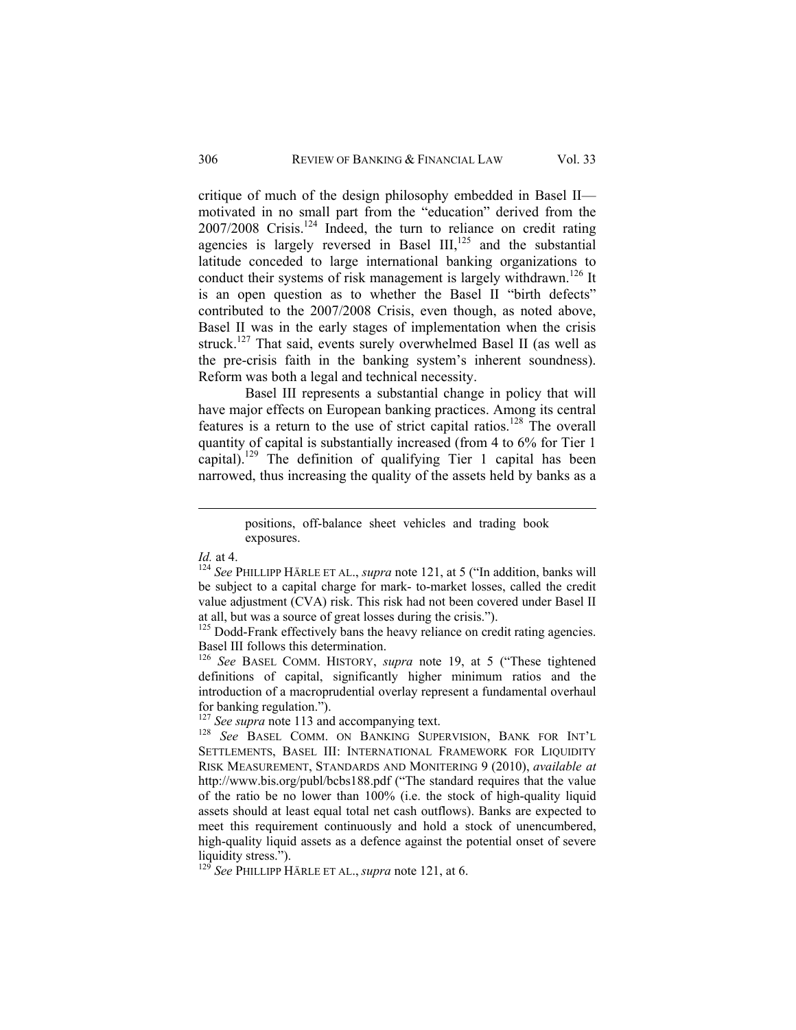critique of much of the design philosophy embedded in Basel II—motivated in no small part from the "education" derived from the 2007/2008 Crisis.[124] Indeed, the turn to reliance on credit rating agencies is largely reversed in Basel III,[125] and the substantial latitude conceded to large international banking organizations to conduct their systems of risk management is largely withdrawn.[126] It is an open question as to whether the Basel II "birth defects" contributed to the 2007/2008 Crisis, even though, as noted above, Basel II was in the early stages of implementation when the crisis struck.[127] That said, events surely overwhelmed Basel II (as well as the pre-crisis faith in the banking system's inherent soundness). Reform was both a legal and technical necessity.

Basel III represents a substantial change in policy that will have major effects on European banking practices. Among its central features is a return to the use of strict capital ratios.[128] The overall quantity of capital is substantially increased (from 4 to 6% for Tier 1 capital).[129] The definition of qualifying Tier 1 capital has been narrowed, thus increasing the quality of the assets held by banks as a

---

> positions, off-balance sheet vehicles and trading book exposures.

*Id.* at 4.

[124] *See* PHILLIPP HÄRLE ET AL., *supra* note 121, at 5 ("In addition, banks will be subject to a capital charge for mark- to-market losses, called the credit value adjustment (CVA) risk. This risk had not been covered under Basel II at all, but was a source of great losses during the crisis.").

[125] Dodd-Frank effectively bans the heavy reliance on credit rating agencies. Basel III follows this determination.

[126] *See* BASEL COMM. HISTORY, *supra* note 19, at 5 ("These tightened definitions of capital, significantly higher minimum ratios and the introduction of a macroprudential overlay represent a fundamental overhaul for banking regulation.").

[127] *See supra* note 113 and accompanying text.

[128] *See* BASEL COMM. ON BANKING SUPERVISION, BANK FOR INT'L SETTLEMENTS, BASEL III: INTERNATIONAL FRAMEWORK FOR LIQUIDITY RISK MEASUREMENT, STANDARDS AND MONITERING 9 (2010), *available at* http://www.bis.org/publ/bcbs188.pdf ("The standard requires that the value of the ratio be no lower than 100% (i.e. the stock of high-quality liquid assets should at least equal total net cash outflows). Banks are expected to meet this requirement continuously and hold a stock of unencumbered, high-quality liquid assets as a defence against the potential onset of severe liquidity stress.").

[129] *See* PHILLIPP HÄRLE ET AL., *supra* note 121, at 6.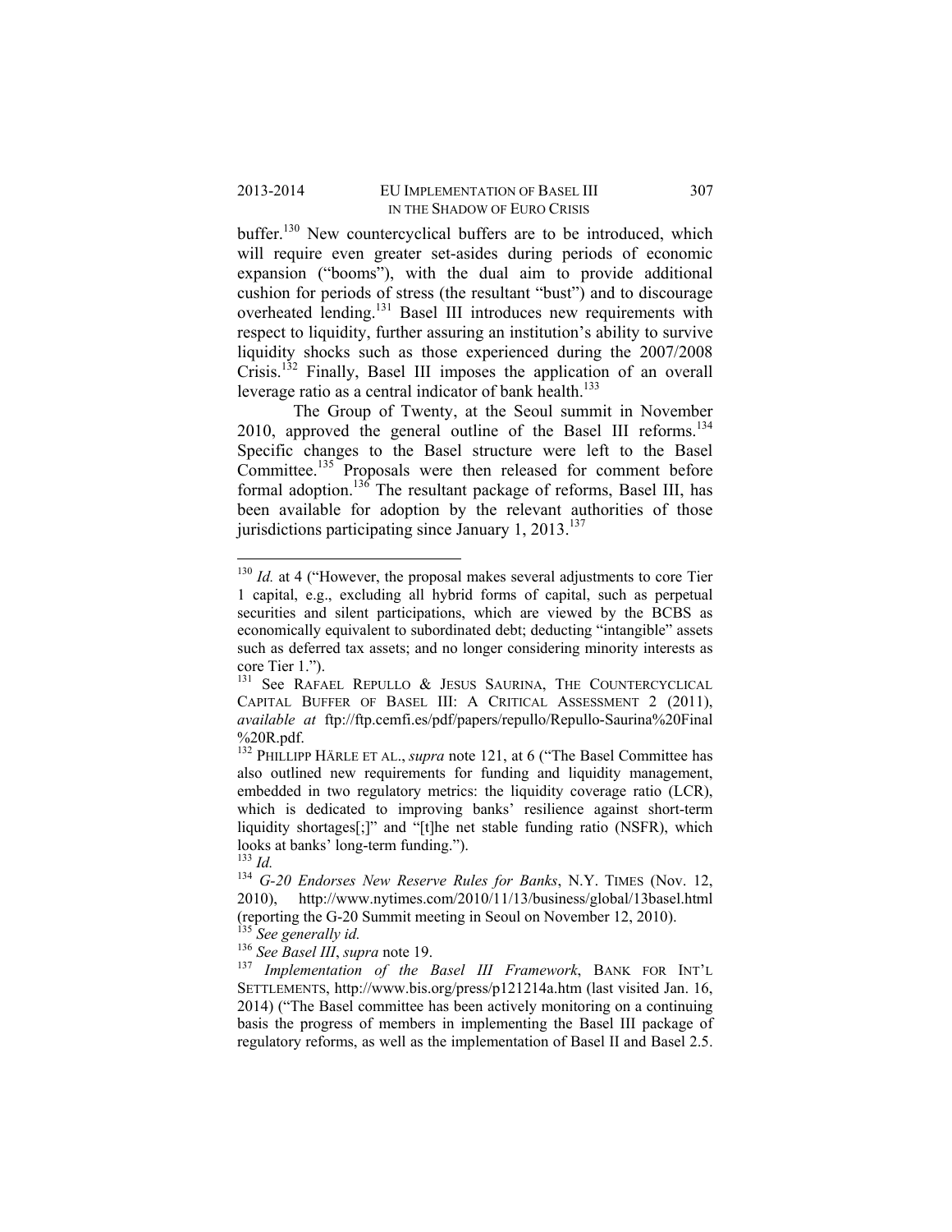buffer.[130] New countercyclical buffers are to be introduced, which will require even greater set-asides during periods of economic expansion ("booms"), with the dual aim to provide additional cushion for periods of stress (the resultant "bust") and to discourage overheated lending.[131] Basel III introduces new requirements with respect to liquidity, further assuring an institution's ability to survive liquidity shocks such as those experienced during the 2007/2008 Crisis.[132] Finally, Basel III imposes the application of an overall leverage ratio as a central indicator of bank health.[133]

The Group of Twenty, at the Seoul summit in November 2010, approved the general outline of the Basel III reforms.[134] Specific changes to the Basel structure were left to the Basel Committee.[135] Proposals were then released for comment before formal adoption.[136] The resultant package of reforms, Basel III, has been available for adoption by the relevant authorities of those jurisdictions participating since January 1, 2013.[137]

---

[130] *Id.* at 4 ("However, the proposal makes several adjustments to core Tier 1 capital, e.g., excluding all hybrid forms of capital, such as perpetual securities and silent participations, which are viewed by the BCBS as economically equivalent to subordinated debt; deducting "intangible" assets such as deferred tax assets; and no longer considering minority interests as core Tier 1.").

[131] See RAFAEL REPULLO & JESUS SAURINA, THE COUNTERCYCLICAL CAPITAL BUFFER OF BASEL III: A CRITICAL ASSESSMENT 2 (2011), *available at* ftp://ftp.cemfi.es/pdf/papers/repullo/Repullo-Saurina%20Final%20R.pdf.

[132] PHILLIPP HÄRLE ET AL., *supra* note 121, at 6 ("The Basel Committee has also outlined new requirements for funding and liquidity management, embedded in two regulatory metrics: the liquidity coverage ratio (LCR), which is dedicated to improving banks' resilience against short-term liquidity shortages[;]" and "[t]he net stable funding ratio (NSFR), which looks at banks' long-term funding.").

[133] *Id.*

[134] *G-20 Endorses New Reserve Rules for Banks*, N.Y. TIMES (Nov. 12, 2010), http://www.nytimes.com/2010/11/13/business/global/13basel.html (reporting the G-20 Summit meeting in Seoul on November 12, 2010).

[135] *See generally id.*

[136] *See Basel III*, *supra* note 19.

[137] *Implementation of the Basel III Framework*, BANK FOR INT'L SETTLEMENTS, http://www.bis.org/press/p121214a.htm (last visited Jan. 16, 2014) ("The Basel committee has been actively monitoring on a continuing basis the progress of members in implementing the Basel III package of regulatory reforms, as well as the implementation of Basel II and Basel 2.5.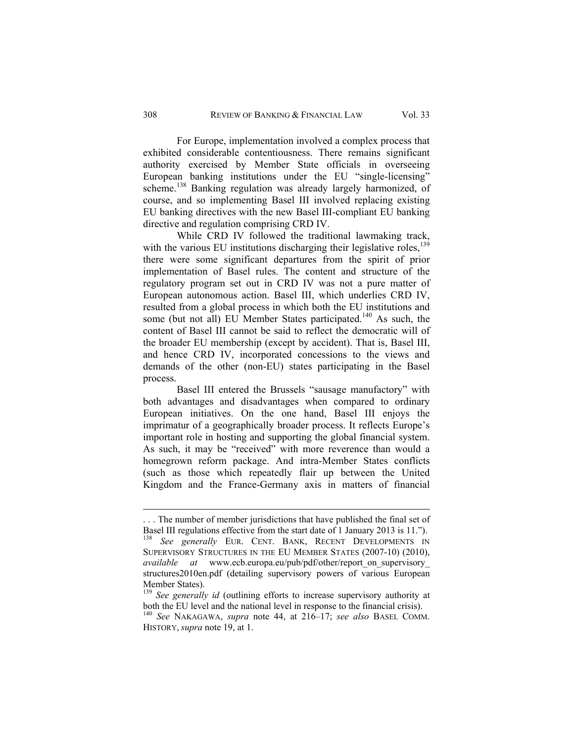For Europe, implementation involved a complex process that exhibited considerable contentiousness. There remains significant authority exercised by Member State officials in overseeing European banking institutions under the EU "single-licensing" scheme.[138] Banking regulation was already largely harmonized, of course, and so implementing Basel III involved replacing existing EU banking directives with the new Basel III-compliant EU banking directive and regulation comprising CRD IV.

While CRD IV followed the traditional lawmaking track, with the various EU institutions discharging their legislative roles,[139] there were some significant departures from the spirit of prior implementation of Basel rules. The content and structure of the regulatory program set out in CRD IV was not a pure matter of European autonomous action. Basel III, which underlies CRD IV, resulted from a global process in which both the EU institutions and some (but not all) EU Member States participated.[140] As such, the content of Basel III cannot be said to reflect the democratic will of the broader EU membership (except by accident). That is, Basel III, and hence CRD IV, incorporated concessions to the views and demands of the other (non-EU) states participating in the Basel process.

Basel III entered the Brussels "sausage manufactory" with both advantages and disadvantages when compared to ordinary European initiatives. On the one hand, Basel III enjoys the imprimatur of a geographically broader process. It reflects Europe's important role in hosting and supporting the global financial system. As such, it may be "received" with more reverence than would a homegrown reform package. And intra-Member States conflicts (such as those which repeatedly flair up between the United Kingdom and the France-Germany axis in matters of financial

---

. . . The number of member jurisdictions that have published the final set of Basel III regulations effective from the start date of 1 January 2013 is 11.").

[138] *See generally* EUR. CENT. BANK, RECENT DEVELOPMENTS IN SUPERVISORY STRUCTURES IN THE EU MEMBER STATES (2007-10) (2010), *available at* www.ecb.europa.eu/pub/pdf/other/report_on_supervisory_structures2010en.pdf (detailing supervisory powers of various European Member States).

[139] *See generally id* (outlining efforts to increase supervisory authority at both the EU level and the national level in response to the financial crisis).

[140] *See* NAKAGAWA, *supra* note 44, at 216–17; *see also* BASEL COMM. HISTORY, *supra* note 19, at 1.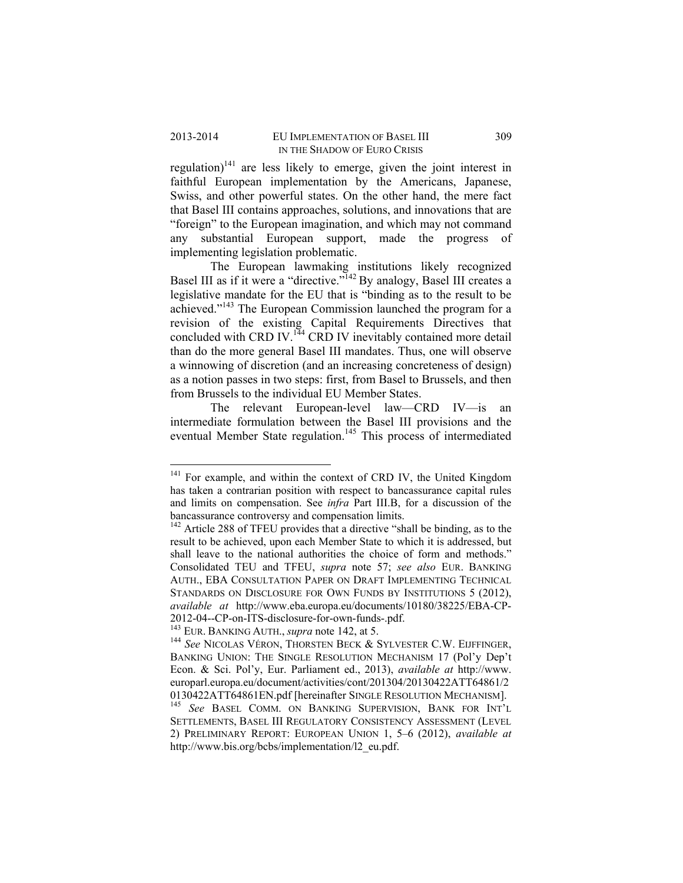regulation)[141] are less likely to emerge, given the joint interest in faithful European implementation by the Americans, Japanese, Swiss, and other powerful states. On the other hand, the mere fact that Basel III contains approaches, solutions, and innovations that are "foreign" to the European imagination, and which may not command any substantial European support, made the progress of implementing legislation problematic.

The European lawmaking institutions likely recognized Basel III as if it were a "directive."[142] By analogy, Basel III creates a legislative mandate for the EU that is "binding as to the result to be achieved."[143] The European Commission launched the program for a revision of the existing Capital Requirements Directives that concluded with CRD IV.[144] CRD IV inevitably contained more detail than do the more general Basel III mandates. Thus, one will observe a winnowing of discretion (and an increasing concreteness of design) as a notion passes in two steps: first, from Basel to Brussels, and then from Brussels to the individual EU Member States.

The relevant European-level law—CRD IV—is an intermediate formulation between the Basel III provisions and the eventual Member State regulation.[145] This process of intermediated

---

[141] For example, and within the context of CRD IV, the United Kingdom has taken a contrarian position with respect to bancassurance capital rules and limits on compensation. See *infra* Part III.B, for a discussion of the bancassurance controversy and compensation limits.

[142] Article 288 of TFEU provides that a directive "shall be binding, as to the result to be achieved, upon each Member State to which it is addressed, but shall leave to the national authorities the choice of form and methods." Consolidated TEU and TFEU, *supra* note 57; *see also* EUR. BANKING AUTH., EBA CONSULTATION PAPER ON DRAFT IMPLEMENTING TECHNICAL STANDARDS ON DISCLOSURE FOR OWN FUNDS BY INSTITUTIONS 5 (2012), *available at* http://www.eba.europa.eu/documents/10180/38225/EBA-CP-2012-04--CP-on-ITS-disclosure-for-own-funds-.pdf.

[143] EUR. BANKING AUTH., *supra* note 142, at 5.

[144] *See* NICOLAS VÉRON, THORSTEN BECK & SYLVESTER C.W. EIJFFINGER, BANKING UNION: THE SINGLE RESOLUTION MECHANISM 17 (Pol'y Dep't Econ. & Sci. Pol'y, Eur. Parliament ed., 2013), *available at* http://www.europarl.europa.eu/document/activities/cont/201304/20130422ATT64861/20130422ATT64861EN.pdf [hereinafter SINGLE RESOLUTION MECHANISM].

[145] *See* BASEL COMM. ON BANKING SUPERVISION, BANK FOR INT'L SETTLEMENTS, BASEL III REGULATORY CONSISTENCY ASSESSMENT (LEVEL 2) PRELIMINARY REPORT: EUROPEAN UNION 1, 5–6 (2012), *available at* http://www.bis.org/bcbs/implementation/l2_eu.pdf.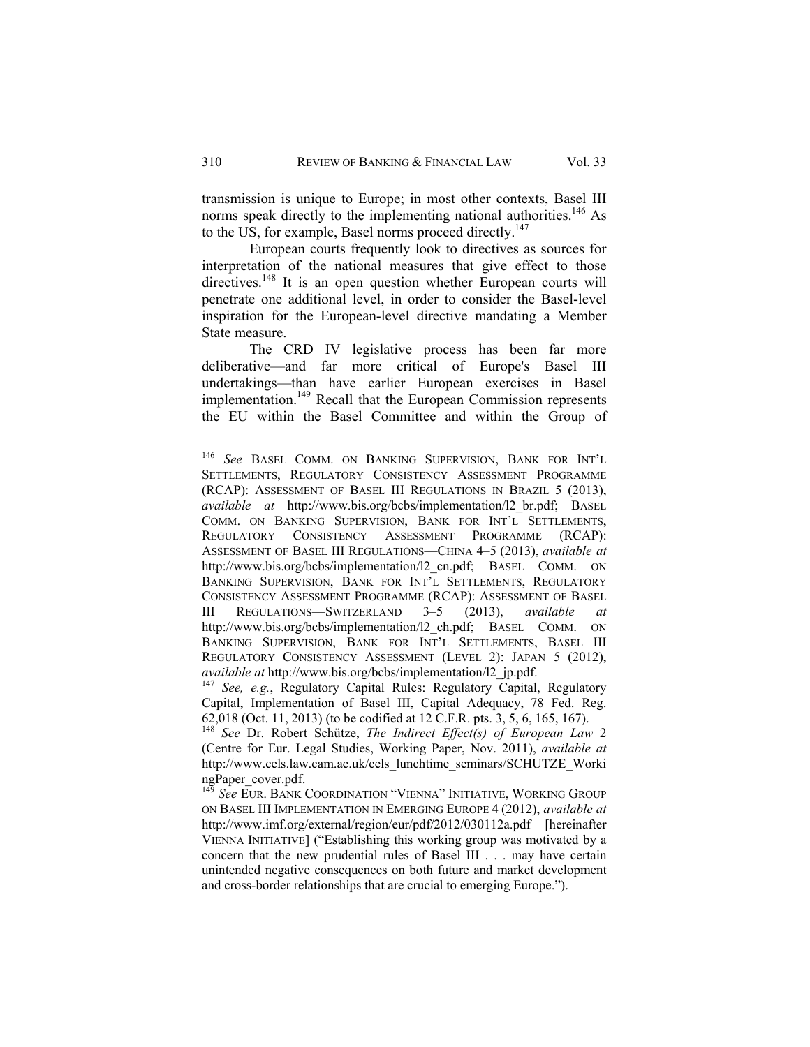transmission is unique to Europe; in most other contexts, Basel III norms speak directly to the implementing national authorities.[146] As to the US, for example, Basel norms proceed directly.[147]

European courts frequently look to directives as sources for interpretation of the national measures that give effect to those directives.[148] It is an open question whether European courts will penetrate one additional level, in order to consider the Basel-level inspiration for the European-level directive mandating a Member State measure.

The CRD IV legislative process has been far more deliberative—and far more critical of Europe's Basel III undertakings—than have earlier European exercises in Basel implementation.[149] Recall that the European Commission represents the EU within the Basel Committee and within the Group of

---

[146] *See* BASEL COMM. ON BANKING SUPERVISION, BANK FOR INT'L SETTLEMENTS, REGULATORY CONSISTENCY ASSESSMENT PROGRAMME (RCAP): ASSESSMENT OF BASEL III REGULATIONS IN BRAZIL 5 (2013), *available at* http://www.bis.org/bcbs/implementation/l2_br.pdf; BASEL COMM. ON BANKING SUPERVISION, BANK FOR INT'L SETTLEMENTS, REGULATORY CONSISTENCY ASSESSMENT PROGRAMME (RCAP): ASSESSMENT OF BASEL III REGULATIONS—CHINA 4–5 (2013), *available at* http://www.bis.org/bcbs/implementation/l2_cn.pdf; BASEL COMM. ON BANKING SUPERVISION, BANK FOR INT'L SETTLEMENTS, REGULATORY CONSISTENCY ASSESSMENT PROGRAMME (RCAP): ASSESSMENT OF BASEL III REGULATIONS—SWITZERLAND 3–5 (2013), *available at* http://www.bis.org/bcbs/implementation/l2_ch.pdf; BASEL COMM. ON BANKING SUPERVISION, BANK FOR INT'L SETTLEMENTS, BASEL III REGULATORY CONSISTENCY ASSESSMENT (LEVEL 2): JAPAN 5 (2012), *available at* http://www.bis.org/bcbs/implementation/l2_jp.pdf.

[147] *See, e.g.*, Regulatory Capital Rules: Regulatory Capital, Regulatory Capital, Implementation of Basel III, Capital Adequacy, 78 Fed. Reg. 62,018 (Oct. 11, 2013) (to be codified at 12 C.F.R. pts. 3, 5, 6, 165, 167).

[148] *See* Dr. Robert Schütze, *The Indirect Effect(s) of European Law* 2 (Centre for Eur. Legal Studies, Working Paper, Nov. 2011), *available at* http://www.cels.law.cam.ac.uk/cels_lunchtime_seminars/SCHUTZE_WorkingPaper_cover.pdf.

[149] *See* EUR. BANK COORDINATION "VIENNA" INITIATIVE, WORKING GROUP ON BASEL III IMPLEMENTATION IN EMERGING EUROPE 4 (2012), *available at* http://www.imf.org/external/region/eur/pdf/2012/030112a.pdf [hereinafter VIENNA INITIATIVE] ("Establishing this working group was motivated by a concern that the new prudential rules of Basel III . . . may have certain unintended negative consequences on both future and market development and cross-border relationships that are crucial to emerging Europe.").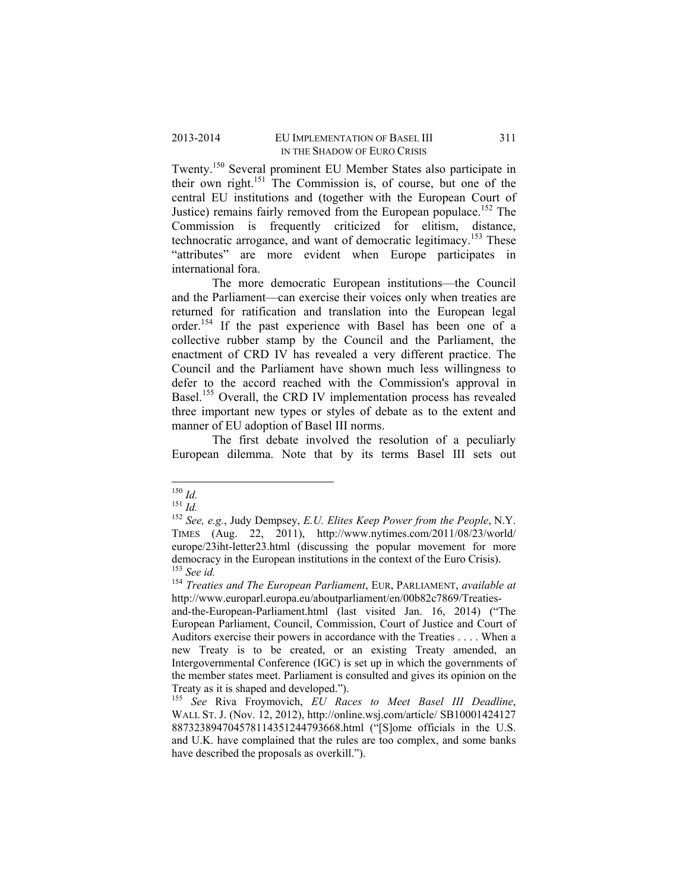Twenty.[150] Several prominent EU Member States also participate in their own right.[151] The Commission is, of course, but one of the central EU institutions and (together with the European Court of Justice) remains fairly removed from the European populace.[152] The Commission is frequently criticized for elitism, distance, technocratic arrogance, and want of democratic legitimacy.[153] These "attributes" are more evident when Europe participates in international fora.

The more democratic European institutions—the Council and the Parliament—can exercise their voices only when treaties are returned for ratification and translation into the European legal order.[154] If the past experience with Basel has been one of a collective rubber stamp by the Council and the Parliament, the enactment of CRD IV has revealed a very different practice. The Council and the Parliament have shown much less willingness to defer to the accord reached with the Commission's approval in Basel.[155] Overall, the CRD IV implementation process has revealed three important new types or styles of debate as to the extent and manner of EU adoption of Basel III norms.

The first debate involved the resolution of a peculiarly European dilemma. Note that by its terms Basel III sets out

---

[150] *Id.*

[151] *Id.*

[152] *See, e.g.*, Judy Dempsey, *E.U. Elites Keep Power from the People*, N.Y. TIMES (Aug. 22, 2011), http://www.nytimes.com/2011/08/23/world/europe/23iht-letter23.html (discussing the popular movement for more democracy in the European institutions in the context of the Euro Crisis).

[153] *See id.*

[154] *Treaties and The European Parliament*, EUR, PARLIAMENT, *available at* http://www.europarl.europa.eu/aboutparliament/en/00b82c7869/Treaties-and-the-European-Parliament.html (last visited Jan. 16, 2014) ("The European Parliament, Council, Commission, Court of Justice and Court of Auditors exercise their powers in accordance with the Treaties . . . . When a new Treaty is to be created, or an existing Treaty amended, an Intergovernmental Conference (IGC) is set up in which the governments of the member states meet. Parliament is consulted and gives its opinion on the Treaty as it is shaped and developed.").

[155] *See* Riva Froymovich, *EU Races to Meet Basel III Deadline*, WALL ST. J. (Nov. 12, 2012), http://online.wsj.com/article/ SB10001424127887323894704578114351244793668.html ("[S]ome officials in the U.S. and U.K. have complained that the rules are too complex, and some banks have described the proposals as overkill.").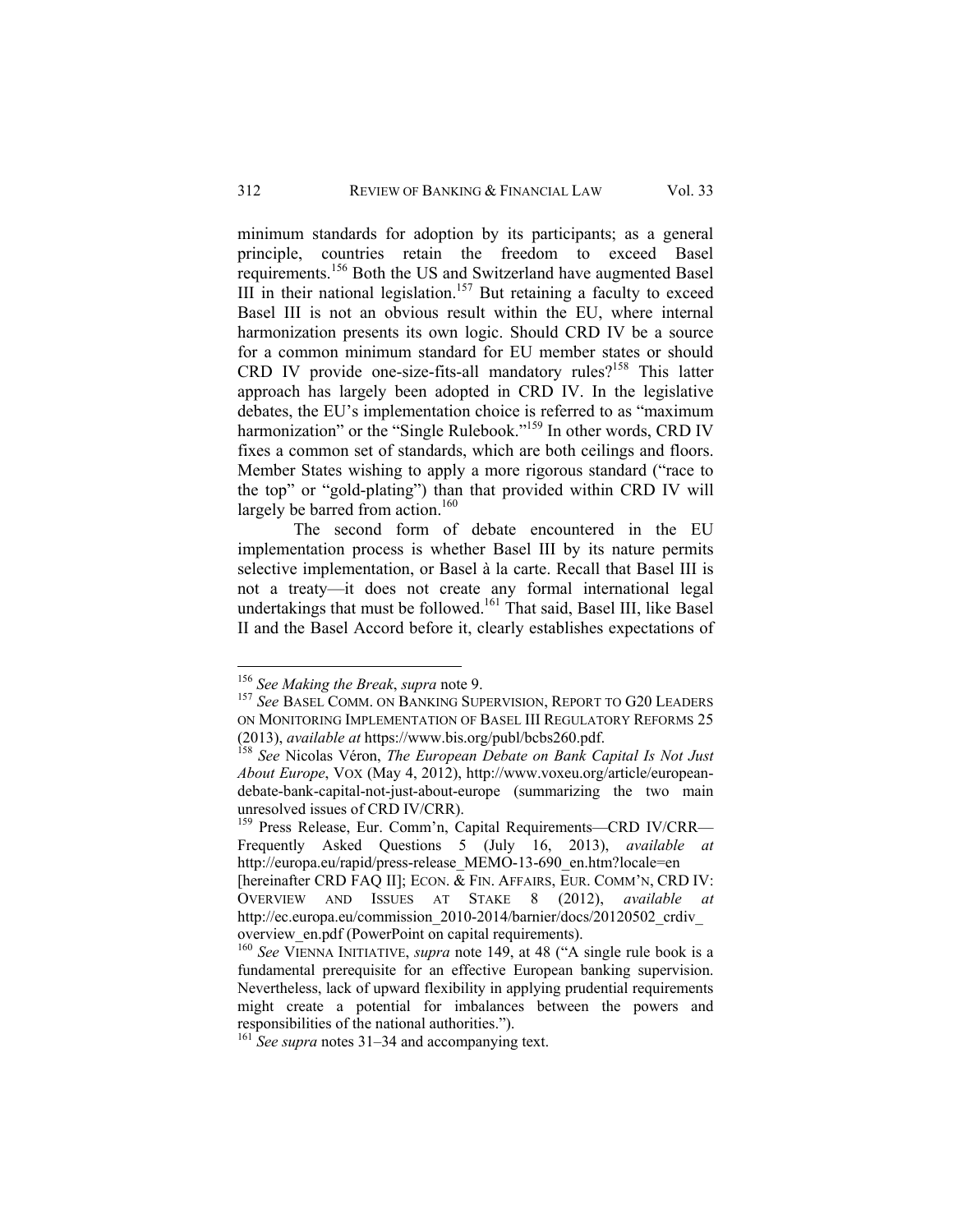minimum standards for adoption by its participants; as a general principle, countries retain the freedom to exceed Basel requirements.[156] Both the US and Switzerland have augmented Basel III in their national legislation.[157] But retaining a faculty to exceed Basel III is not an obvious result within the EU, where internal harmonization presents its own logic. Should CRD IV be a source for a common minimum standard for EU member states or should CRD IV provide one-size-fits-all mandatory rules?[158] This latter approach has largely been adopted in CRD IV. In the legislative debates, the EU's implementation choice is referred to as "maximum harmonization" or the "Single Rulebook."[159] In other words, CRD IV fixes a common set of standards, which are both ceilings and floors. Member States wishing to apply a more rigorous standard ("race to the top" or "gold-plating") than that provided within CRD IV will largely be barred from action.[160]

The second form of debate encountered in the EU implementation process is whether Basel III by its nature permits selective implementation, or Basel à la carte. Recall that Basel III is not a treaty—it does not create any formal international legal undertakings that must be followed.[161] That said, Basel III, like Basel II and the Basel Accord before it, clearly establishes expectations of

---

[156] *See Making the Break*, *supra* note 9.

[157] *See* BASEL COMM. ON BANKING SUPERVISION, REPORT TO G20 LEADERS ON MONITORING IMPLEMENTATION OF BASEL III REGULATORY REFORMS 25 (2013), *available at* https://www.bis.org/publ/bcbs260.pdf.

[158] *See* Nicolas Véron, *The European Debate on Bank Capital Is Not Just About Europe*, VOX (May 4, 2012), http://www.voxeu.org/article/european-debate-bank-capital-not-just-about-europe (summarizing the two main unresolved issues of CRD IV/CRR).

[159] Press Release, Eur. Comm'n, Capital Requirements—CRD IV/CRR—Frequently Asked Questions 5 (July 16, 2013), *available at* http://europa.eu/rapid/press-release_MEMO-13-690_en.htm?locale=en [hereinafter CRD FAQ II]; ECON. & FIN. AFFAIRS, EUR. COMM'N, CRD IV: OVERVIEW AND ISSUES AT STAKE 8 (2012), *available at* http://ec.europa.eu/commission_2010-2014/barnier/docs/20120502_crdiv_overview_en.pdf (PowerPoint on capital requirements).

[160] *See* VIENNA INITIATIVE, *supra* note 149, at 48 ("A single rule book is a fundamental prerequisite for an effective European banking supervision. Nevertheless, lack of upward flexibility in applying prudential requirements might create a potential for imbalances between the powers and responsibilities of the national authorities.").

[161] *See supra* notes 31–34 and accompanying text.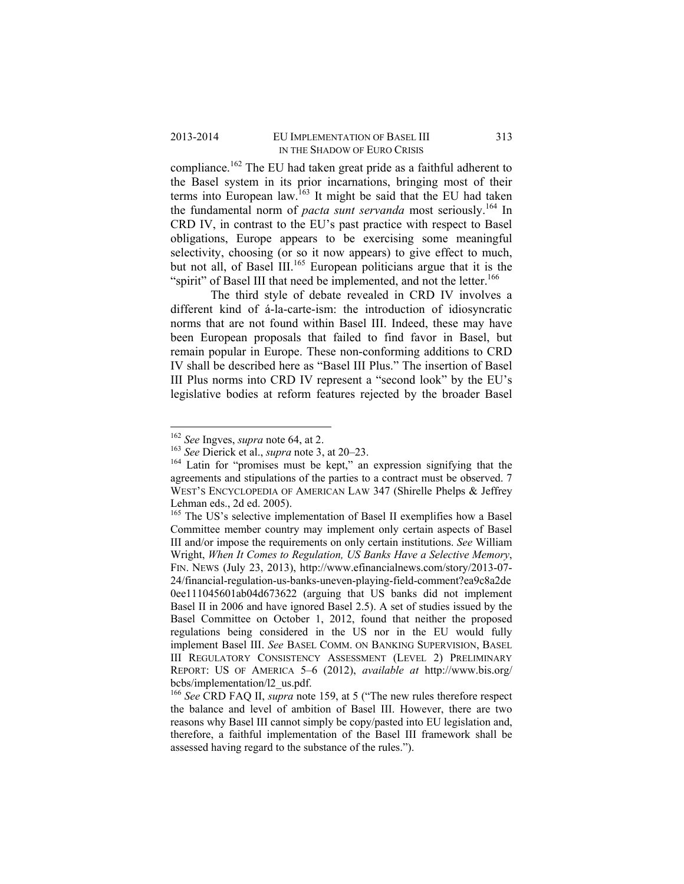compliance.[162] The EU had taken great pride as a faithful adherent to the Basel system in its prior incarnations, bringing most of their terms into European law.[163] It might be said that the EU had taken the fundamental norm of *pacta sunt servanda* most seriously.[164] In CRD IV, in contrast to the EU's past practice with respect to Basel obligations, Europe appears to be exercising some meaningful selectivity, choosing (or so it now appears) to give effect to much, but not all, of Basel III.[165] European politicians argue that it is the "spirit" of Basel III that need be implemented, and not the letter.[166]

The third style of debate revealed in CRD IV involves a different kind of á-la-carte-ism: the introduction of idiosyncratic norms that are not found within Basel III. Indeed, these may have been European proposals that failed to find favor in Basel, but remain popular in Europe. These non-conforming additions to CRD IV shall be described here as "Basel III Plus." The insertion of Basel III Plus norms into CRD IV represent a "second look" by the EU's legislative bodies at reform features rejected by the broader Basel

---

[162] *See* Ingves, *supra* note 64, at 2.

[163] *See* Dierick et al., *supra* note 3, at 20–23.

[164] Latin for "promises must be kept," an expression signifying that the agreements and stipulations of the parties to a contract must be observed. 7 WEST'S ENCYCLOPEDIA OF AMERICAN LAW 347 (Shirelle Phelps & Jeffrey Lehman eds., 2d ed. 2005).

[165] The US's selective implementation of Basel II exemplifies how a Basel Committee member country may implement only certain aspects of Basel III and/or impose the requirements on only certain institutions. *See* William Wright, *When It Comes to Regulation, US Banks Have a Selective Memory*, FIN. NEWS (July 23, 2013), http://www.efinancialnews.com/story/2013-07-24/financial-regulation-us-banks-uneven-playing-field-comment?ea9c8a2de0ee111045601ab04d673622 (arguing that US banks did not implement Basel II in 2006 and have ignored Basel 2.5). A set of studies issued by the Basel Committee on October 1, 2012, found that neither the proposed regulations being considered in the US nor in the EU would fully implement Basel III. *See* BASEL COMM. ON BANKING SUPERVISION, BASEL III REGULATORY CONSISTENCY ASSESSMENT (LEVEL 2) PRELIMINARY REPORT: US OF AMERICA 5–6 (2012), *available at* http://www.bis.org/bcbs/implementation/l2_us.pdf.

[166] *See* CRD FAQ II, *supra* note 159, at 5 ("The new rules therefore respect the balance and level of ambition of Basel III. However, there are two reasons why Basel III cannot simply be copy/pasted into EU legislation and, therefore, a faithful implementation of the Basel III framework shall be assessed having regard to the substance of the rules.").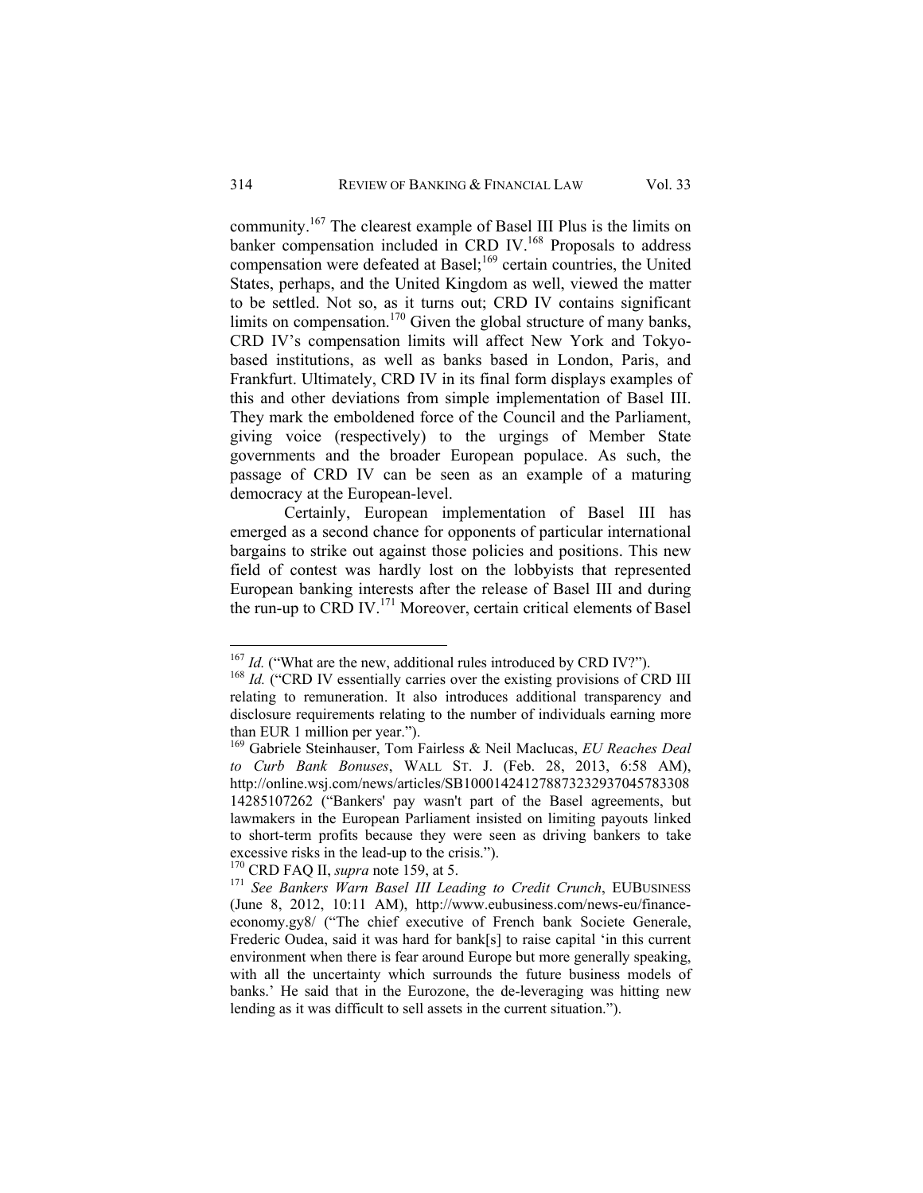community.[167] The clearest example of Basel III Plus is the limits on banker compensation included in CRD IV.[168] Proposals to address compensation were defeated at Basel;[169] certain countries, the United States, perhaps, and the United Kingdom as well, viewed the matter to be settled. Not so, as it turns out; CRD IV contains significant limits on compensation.[170] Given the global structure of many banks, CRD IV's compensation limits will affect New York and Tokyo-based institutions, as well as banks based in London, Paris, and Frankfurt. Ultimately, CRD IV in its final form displays examples of this and other deviations from simple implementation of Basel III. They mark the emboldened force of the Council and the Parliament, giving voice (respectively) to the urgings of Member State governments and the broader European populace. As such, the passage of CRD IV can be seen as an example of a maturing democracy at the European-level.

Certainly, European implementation of Basel III has emerged as a second chance for opponents of particular international bargains to strike out against those policies and positions. This new field of contest was hardly lost on the lobbyists that represented European banking interests after the release of Basel III and during the run-up to CRD IV.[171] Moreover, certain critical elements of Basel

---

[167] *Id.* ("What are the new, additional rules introduced by CRD IV?").

[168] *Id.* ("CRD IV essentially carries over the existing provisions of CRD III relating to remuneration. It also introduces additional transparency and disclosure requirements relating to the number of individuals earning more than EUR 1 million per year.").

[169] Gabriele Steinhauser, Tom Fairless & Neil Maclucas, *EU Reaches Deal to Curb Bank Bonuses*, WALL ST. J. (Feb. 28, 2013, 6:58 AM), http://online.wsj.com/news/articles/SB10001424127887323293704578330814285107262 ("Bankers' pay wasn't part of the Basel agreements, but lawmakers in the European Parliament insisted on limiting payouts linked to short-term profits because they were seen as driving bankers to take excessive risks in the lead-up to the crisis.").

[170] CRD FAQ II, *supra* note 159, at 5.

[171] *See Bankers Warn Basel III Leading to Credit Crunch*, EUBUSINESS (June 8, 2012, 10:11 AM), http://www.eubusiness.com/news-eu/finance-economy.gy8/ ("The chief executive of French bank Societe Generale, Frederic Oudea, said it was hard for bank[s] to raise capital 'in this current environment when there is fear around Europe but more generally speaking, with all the uncertainty which surrounds the future business models of banks.' He said that in the Eurozone, the de-leveraging was hitting new lending as it was difficult to sell assets in the current situation.").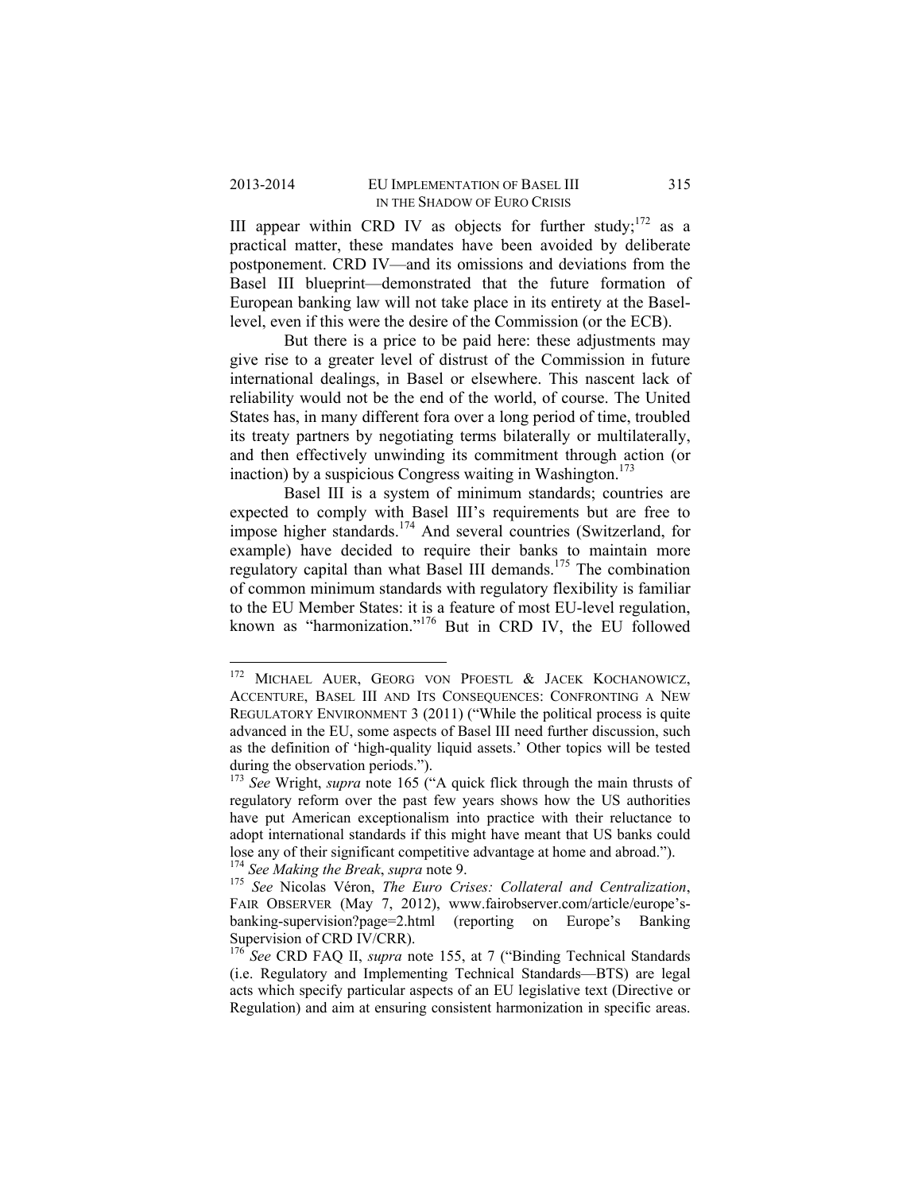III appear within CRD IV as objects for further study;[172] as a practical matter, these mandates have been avoided by deliberate postponement. CRD IV—and its omissions and deviations from the Basel III blueprint—demonstrated that the future formation of European banking law will not take place in its entirety at the Basel-level, even if this were the desire of the Commission (or the ECB).

But there is a price to be paid here: these adjustments may give rise to a greater level of distrust of the Commission in future international dealings, in Basel or elsewhere. This nascent lack of reliability would not be the end of the world, of course. The United States has, in many different fora over a long period of time, troubled its treaty partners by negotiating terms bilaterally or multilaterally, and then effectively unwinding its commitment through action (or inaction) by a suspicious Congress waiting in Washington.[173]

Basel III is a system of minimum standards; countries are expected to comply with Basel III's requirements but are free to impose higher standards.[174] And several countries (Switzerland, for example) have decided to require their banks to maintain more regulatory capital than what Basel III demands.[175] The combination of common minimum standards with regulatory flexibility is familiar to the EU Member States: it is a feature of most EU-level regulation, known as "harmonization."[176] But in CRD IV, the EU followed

---

[172] MICHAEL AUER, GEORG VON PFOESTL & JACEK KOCHANOWICZ, ACCENTURE, BASEL III AND ITS CONSEQUENCES: CONFRONTING A NEW REGULATORY ENVIRONMENT 3 (2011) ("While the political process is quite advanced in the EU, some aspects of Basel III need further discussion, such as the definition of 'high-quality liquid assets.' Other topics will be tested during the observation periods.").

[173] *See* Wright, *supra* note 165 ("A quick flick through the main thrusts of regulatory reform over the past few years shows how the US authorities have put American exceptionalism into practice with their reluctance to adopt international standards if this might have meant that US banks could lose any of their significant competitive advantage at home and abroad.").

[174] *See Making the Break*, *supra* note 9.

[175] *See* Nicolas Véron, *The Euro Crises: Collateral and Centralization*, FAIR OBSERVER (May 7, 2012), www.fairobserver.com/article/europe's-banking-supervision?page=2.html (reporting on Europe's Banking Supervision of CRD IV/CRR).

[176] *See* CRD FAQ II, *supra* note 155, at 7 ("Binding Technical Standards (i.e. Regulatory and Implementing Technical Standards—BTS) are legal acts which specify particular aspects of an EU legislative text (Directive or Regulation) and aim at ensuring consistent harmonization in specific areas.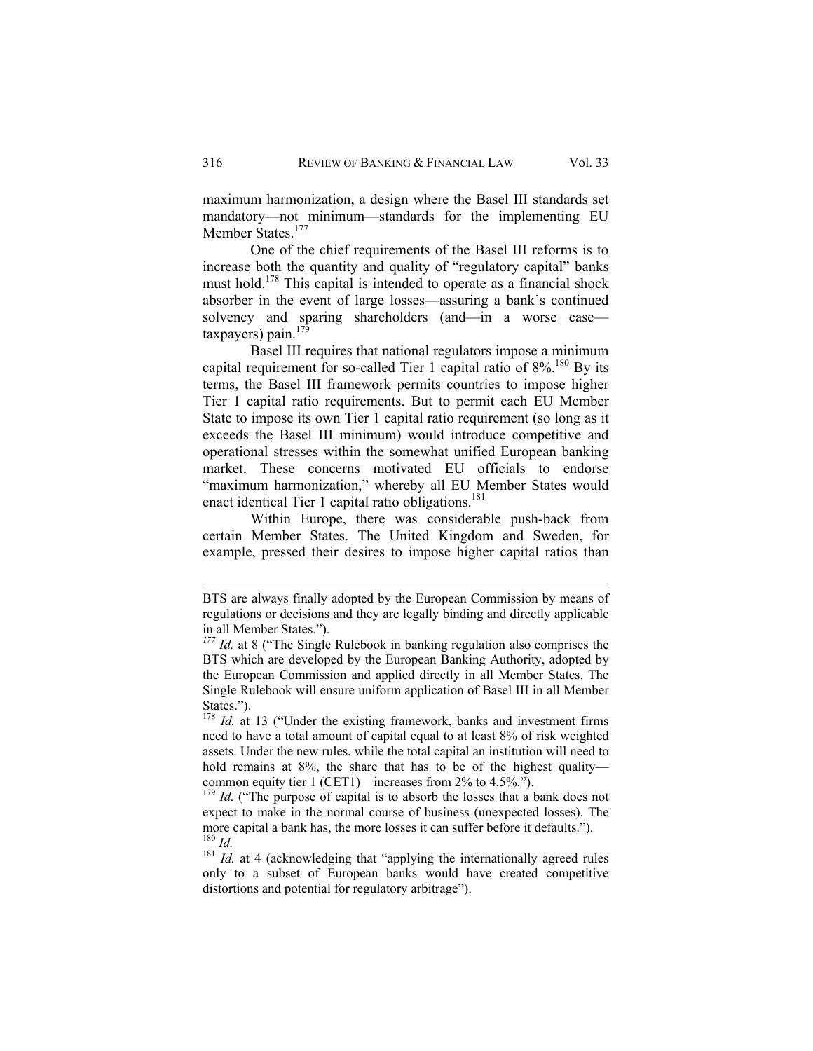maximum harmonization, a design where the Basel III standards set mandatory—not minimum—standards for the implementing EU Member States.[177]

One of the chief requirements of the Basel III reforms is to increase both the quantity and quality of "regulatory capital" banks must hold.[178] This capital is intended to operate as a financial shock absorber in the event of large losses—assuring a bank's continued solvency and sparing shareholders (and—in a worse case—taxpayers) pain.[179]

Basel III requires that national regulators impose a minimum capital requirement for so-called Tier 1 capital ratio of 8%.[180] By its terms, the Basel III framework permits countries to impose higher Tier 1 capital ratio requirements. But to permit each EU Member State to impose its own Tier 1 capital ratio requirement (so long as it exceeds the Basel III minimum) would introduce competitive and operational stresses within the somewhat unified European banking market. These concerns motivated EU officials to endorse "maximum harmonization," whereby all EU Member States would enact identical Tier 1 capital ratio obligations.[181]

Within Europe, there was considerable push-back from certain Member States. The United Kingdom and Sweden, for example, pressed their desires to impose higher capital ratios than

---

BTS are always finally adopted by the European Commission by means of regulations or decisions and they are legally binding and directly applicable in all Member States.").

[177] *Id.* at 8 ("The Single Rulebook in banking regulation also comprises the BTS which are developed by the European Banking Authority, adopted by the European Commission and applied directly in all Member States. The Single Rulebook will ensure uniform application of Basel III in all Member States.").

[178] *Id.* at 13 ("Under the existing framework, banks and investment firms need to have a total amount of capital equal to at least 8% of risk weighted assets. Under the new rules, while the total capital an institution will need to hold remains at 8%, the share that has to be of the highest quality—common equity tier 1 (CET1)—increases from 2% to 4.5%.").

[179] *Id.* ("The purpose of capital is to absorb the losses that a bank does not expect to make in the normal course of business (unexpected losses). The more capital a bank has, the more losses it can suffer before it defaults.").

[180] *Id.*

[181] *Id.* at 4 (acknowledging that "applying the internationally agreed rules only to a subset of European banks would have created competitive distortions and potential for regulatory arbitrage").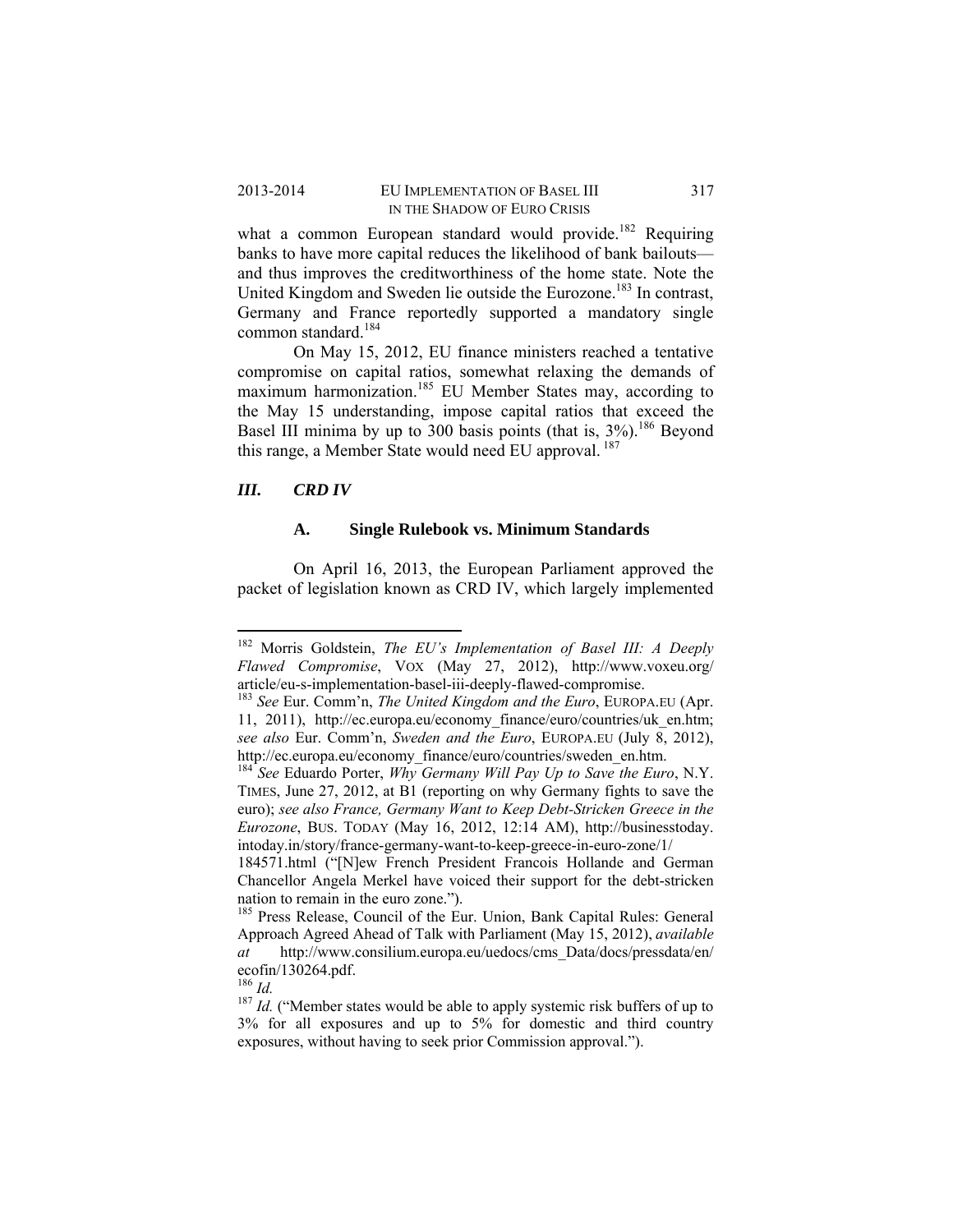what a common European standard would provide.[182] Requiring banks to have more capital reduces the likelihood of bank bailouts—and thus improves the creditworthiness of the home state. Note the United Kingdom and Sweden lie outside the Eurozone.[183] In contrast, Germany and France reportedly supported a mandatory single common standard.[184]

On May 15, 2012, EU finance ministers reached a tentative compromise on capital ratios, somewhat relaxing the demands of maximum harmonization.[185] EU Member States may, according to the May 15 understanding, impose capital ratios that exceed the Basel III minima by up to 300 basis points (that is, 3%).[186] Beyond this range, a Member State would need EU approval.[187]

## *III. CRD IV*

### A. Single Rulebook vs. Minimum Standards

On April 16, 2013, the European Parliament approved the packet of legislation known as CRD IV, which largely implemented

---

[182] Morris Goldstein, *The EU's Implementation of Basel III: A Deeply Flawed Compromise*, VOX (May 27, 2012), http://www.voxeu.org/article/eu-s-implementation-basel-iii-deeply-flawed-compromise.

[183] *See* Eur. Comm'n, *The United Kingdom and the Euro*, EUROPA.EU (Apr. 11, 2011), http://ec.europa.eu/economy_finance/euro/countries/uk_en.htm; *see also* Eur. Comm'n, *Sweden and the Euro*, EUROPA.EU (July 8, 2012), http://ec.europa.eu/economy_finance/euro/countries/sweden_en.htm.

[184] *See* Eduardo Porter, *Why Germany Will Pay Up to Save the Euro*, N.Y. TIMES, June 27, 2012, at B1 (reporting on why Germany fights to save the euro); *see also France, Germany Want to Keep Debt-Stricken Greece in the Eurozone*, BUS. TODAY (May 16, 2012, 12:14 AM), http://businesstoday.intoday.in/story/france-germany-want-to-keep-greece-in-euro-zone/1/184571.html ("[N]ew French President Francois Hollande and German Chancellor Angela Merkel have voiced their support for the debt-stricken nation to remain in the euro zone.").

[185] Press Release, Council of the Eur. Union, Bank Capital Rules: General Approach Agreed Ahead of Talk with Parliament (May 15, 2012), *available at* http://www.consilium.europa.eu/uedocs/cms_Data/docs/pressdata/en/ecofin/130264.pdf.

[186] *Id.*

[187] *Id.* ("Member states would be able to apply systemic risk buffers of up to 3% for all exposures and up to 5% for domestic and third country exposures, without having to seek prior Commission approval.").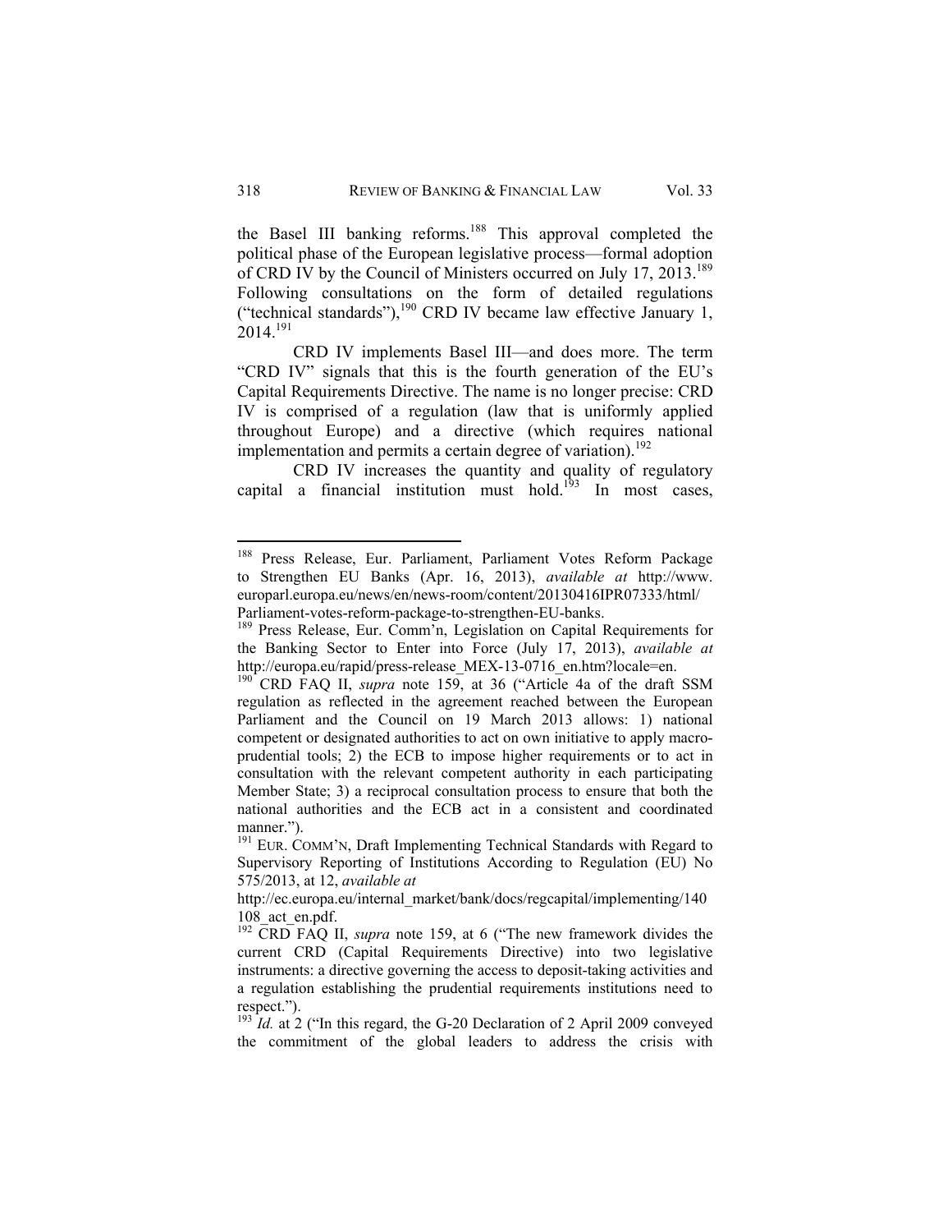the Basel III banking reforms.[188] This approval completed the political phase of the European legislative process—formal adoption of CRD IV by the Council of Ministers occurred on July 17, 2013.[189] Following consultations on the form of detailed regulations ("technical standards"),[190] CRD IV became law effective January 1, 2014.[191]

CRD IV implements Basel III—and does more. The term "CRD IV" signals that this is the fourth generation of the EU's Capital Requirements Directive. The name is no longer precise: CRD IV is comprised of a regulation (law that is uniformly applied throughout Europe) and a directive (which requires national implementation and permits a certain degree of variation).[192]

CRD IV increases the quantity and quality of regulatory capital a financial institution must hold.[193] In most cases,

---

[188] Press Release, Eur. Parliament, Parliament Votes Reform Package to Strengthen EU Banks (Apr. 16, 2013), *available at* http://www.europarl.europa.eu/news/en/news-room/content/20130416IPR07333/html/Parliament-votes-reform-package-to-strengthen-EU-banks.

[189] Press Release, Eur. Comm'n, Legislation on Capital Requirements for the Banking Sector to Enter into Force (July 17, 2013), *available at* http://europa.eu/rapid/press-release_MEX-13-0716_en.htm?locale=en.

[190] CRD FAQ II, *supra* note 159, at 36 ("Article 4a of the draft SSM regulation as reflected in the agreement reached between the European Parliament and the Council on 19 March 2013 allows: 1) national competent or designated authorities to act on own initiative to apply macro-prudential tools; 2) the ECB to impose higher requirements or to act in consultation with the relevant competent authority in each participating Member State; 3) a reciprocal consultation process to ensure that both the national authorities and the ECB act in a consistent and coordinated manner.").

[191] EUR. COMM'N, Draft Implementing Technical Standards with Regard to Supervisory Reporting of Institutions According to Regulation (EU) No 575/2013, at 12, *available at* http://ec.europa.eu/internal_market/bank/docs/regcapital/implementing/140108_act_en.pdf.

[192] CRD FAQ II, *supra* note 159, at 6 ("The new framework divides the current CRD (Capital Requirements Directive) into two legislative instruments: a directive governing the access to deposit-taking activities and a regulation establishing the prudential requirements institutions need to respect.").

[193] *Id.* at 2 ("In this regard, the G-20 Declaration of 2 April 2009 conveyed the commitment of the global leaders to address the crisis with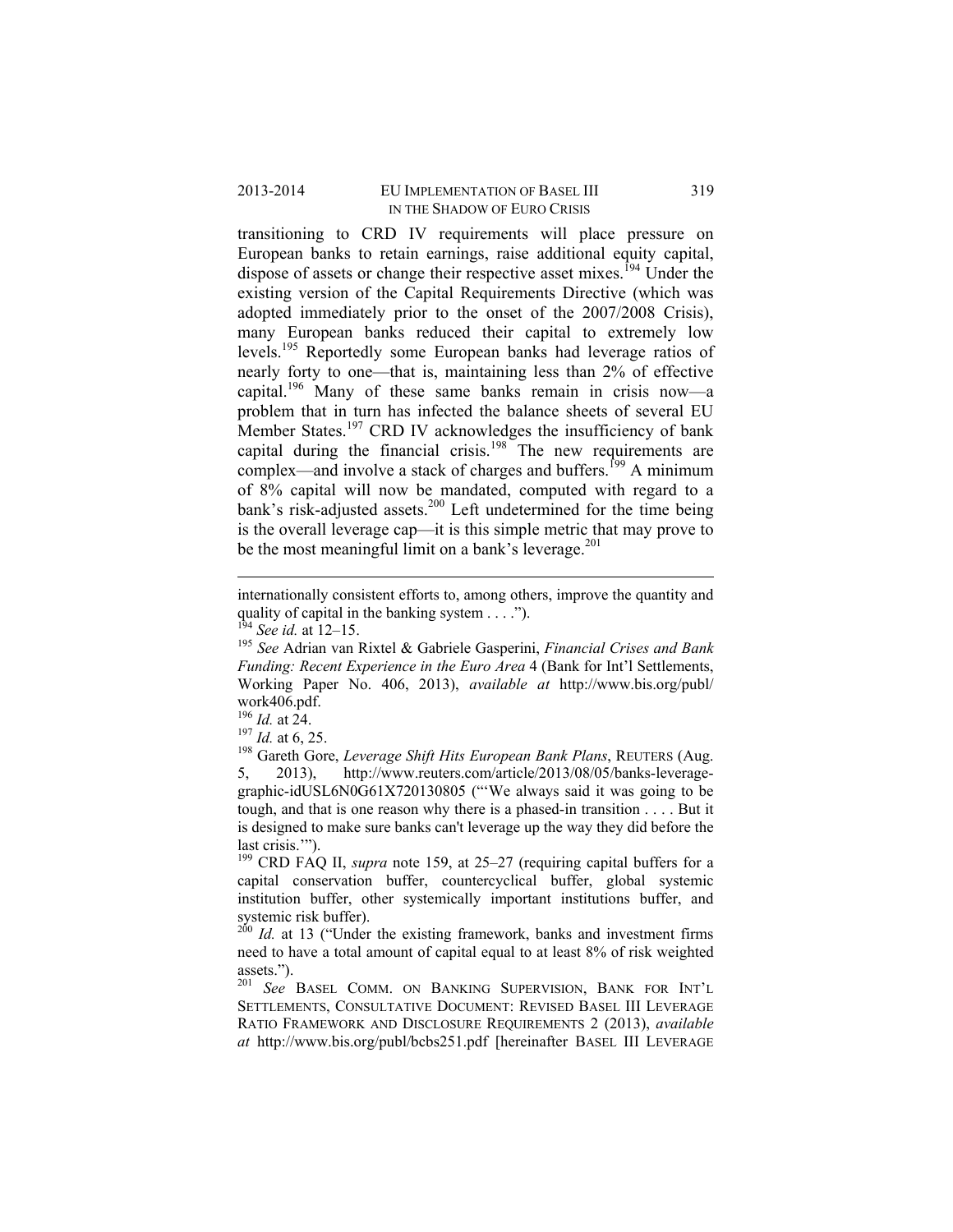transitioning to CRD IV requirements will place pressure on European banks to retain earnings, raise additional equity capital, dispose of assets or change their respective asset mixes.[194] Under the existing version of the Capital Requirements Directive (which was adopted immediately prior to the onset of the 2007/2008 Crisis), many European banks reduced their capital to extremely low levels.[195] Reportedly some European banks had leverage ratios of nearly forty to one—that is, maintaining less than 2% of effective capital.[196] Many of these same banks remain in crisis now—a problem that in turn has infected the balance sheets of several EU Member States.[197] CRD IV acknowledges the insufficiency of bank capital during the financial crisis.[198] The new requirements are complex—and involve a stack of charges and buffers.[199] A minimum of 8% capital will now be mandated, computed with regard to a bank's risk-adjusted assets.[200] Left undetermined for the time being is the overall leverage cap—it is this simple metric that may prove to be the most meaningful limit on a bank's leverage.[201]

---

internationally consistent efforts to, among others, improve the quantity and quality of capital in the banking system . . . .").

[194] *See id.* at 12–15.

[195] *See* Adrian van Rixtel & Gabriele Gasperini, *Financial Crises and Bank Funding: Recent Experience in the Euro Area* 4 (Bank for Int'l Settlements, Working Paper No. 406, 2013), *available at* http://www.bis.org/publ/work406.pdf.

[196] *Id.* at 24.

[197] *Id.* at 6, 25.

[198] Gareth Gore, *Leverage Shift Hits European Bank Plans*, REUTERS (Aug. 5, 2013), http://www.reuters.com/article/2013/08/05/banks-leverage-graphic-idUSL6N0G61X720130805 ("'We always said it was going to be tough, and that is one reason why there is a phased-in transition . . . . But it is designed to make sure banks can't leverage up the way they did before the last crisis.'").

[199] CRD FAQ II, *supra* note 159, at 25–27 (requiring capital buffers for a capital conservation buffer, countercyclical buffer, global systemic institution buffer, other systemically important institutions buffer, and systemic risk buffer).

[200] *Id.* at 13 ("Under the existing framework, banks and investment firms need to have a total amount of capital equal to at least 8% of risk weighted assets.").

[201] *See* BASEL COMM. ON BANKING SUPERVISION, BANK FOR INT'L SETTLEMENTS, CONSULTATIVE DOCUMENT: REVISED BASEL III LEVERAGE RATIO FRAMEWORK AND DISCLOSURE REQUIREMENTS 2 (2013), *available at* http://www.bis.org/publ/bcbs251.pdf [hereinafter BASEL III LEVERAGE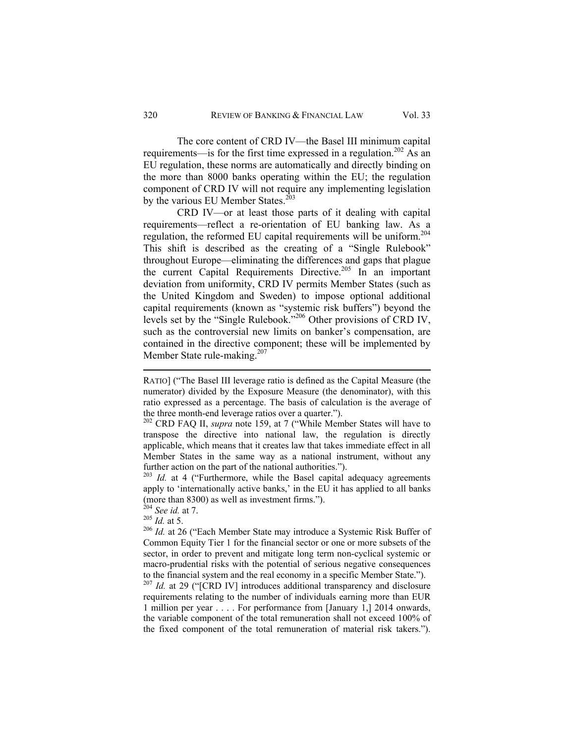The core content of CRD IV—the Basel III minimum capital requirements—is for the first time expressed in a regulation.[202] As an EU regulation, these norms are automatically and directly binding on the more than 8000 banks operating within the EU; the regulation component of CRD IV will not require any implementing legislation by the various EU Member States.[203]

CRD IV—or at least those parts of it dealing with capital requirements—reflect a re-orientation of EU banking law. As a regulation, the reformed EU capital requirements will be uniform.[204] This shift is described as the creating of a "Single Rulebook" throughout Europe—eliminating the differences and gaps that plague the current Capital Requirements Directive.[205] In an important deviation from uniformity, CRD IV permits Member States (such as the United Kingdom and Sweden) to impose optional additional capital requirements (known as "systemic risk buffers") beyond the levels set by the "Single Rulebook."[206] Other provisions of CRD IV, such as the controversial new limits on banker's compensation, are contained in the directive component; these will be implemented by Member State rule-making.[207]

---

RATIO] ("The Basel III leverage ratio is defined as the Capital Measure (the numerator) divided by the Exposure Measure (the denominator), with this ratio expressed as a percentage. The basis of calculation is the average of the three month-end leverage ratios over a quarter.").

[202] CRD FAQ II, *supra* note 159, at 7 ("While Member States will have to transpose the directive into national law, the regulation is directly applicable, which means that it creates law that takes immediate effect in all Member States in the same way as a national instrument, without any further action on the part of the national authorities.").

[203] *Id.* at 4 ("Furthermore, while the Basel capital adequacy agreements apply to 'internationally active banks,' in the EU it has applied to all banks (more than 8300) as well as investment firms.").

[204] *See id.* at 7.

[205] *Id.* at 5.

[206] *Id.* at 26 ("Each Member State may introduce a Systemic Risk Buffer of Common Equity Tier 1 for the financial sector or one or more subsets of the sector, in order to prevent and mitigate long term non-cyclical systemic or macro-prudential risks with the potential of serious negative consequences to the financial system and the real economy in a specific Member State.").

[207] *Id.* at 29 ("[CRD IV] introduces additional transparency and disclosure requirements relating to the number of individuals earning more than EUR 1 million per year . . . . For performance from [January 1,] 2014 onwards, the variable component of the total remuneration shall not exceed 100% of the fixed component of the total remuneration of material risk takers.").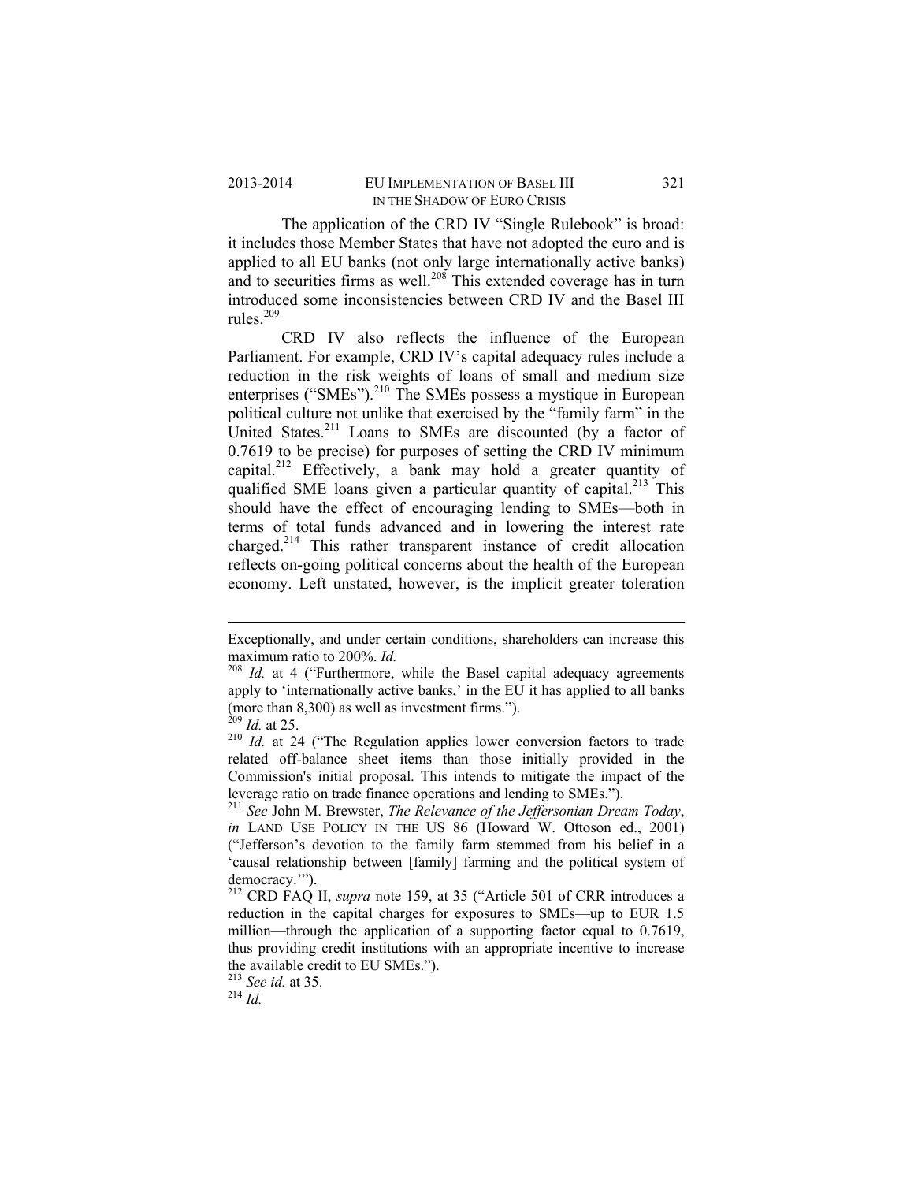The application of the CRD IV "Single Rulebook" is broad: it includes those Member States that have not adopted the euro and is applied to all EU banks (not only large internationally active banks) and to securities firms as well.[208] This extended coverage has in turn introduced some inconsistencies between CRD IV and the Basel III rules.[209]

CRD IV also reflects the influence of the European Parliament. For example, CRD IV's capital adequacy rules include a reduction in the risk weights of loans of small and medium size enterprises ("SMEs").[210] The SMEs possess a mystique in European political culture not unlike that exercised by the "family farm" in the United States.[211] Loans to SMEs are discounted (by a factor of 0.7619 to be precise) for purposes of setting the CRD IV minimum capital.[212] Effectively, a bank may hold a greater quantity of qualified SME loans given a particular quantity of capital.[213] This should have the effect of encouraging lending to SMEs—both in terms of total funds advanced and in lowering the interest rate charged.[214] This rather transparent instance of credit allocation reflects on-going political concerns about the health of the European economy. Left unstated, however, is the implicit greater toleration

---

Exceptionally, and under certain conditions, shareholders can increase this maximum ratio to 200%. *Id.*

[208] *Id.* at 4 ("Furthermore, while the Basel capital adequacy agreements apply to 'internationally active banks,' in the EU it has applied to all banks (more than 8,300) as well as investment firms.").

[209] *Id.* at 25.

[210] *Id.* at 24 ("The Regulation applies lower conversion factors to trade related off-balance sheet items than those initially provided in the Commission's initial proposal. This intends to mitigate the impact of the leverage ratio on trade finance operations and lending to SMEs.").

[211] *See* John M. Brewster, *The Relevance of the Jeffersonian Dream Today*, *in* LAND USE POLICY IN THE US 86 (Howard W. Ottoson ed., 2001) ("Jefferson's devotion to the family farm stemmed from his belief in a 'causal relationship between [family] farming and the political system of democracy.'").

[212] CRD FAQ II, *supra* note 159, at 35 ("Article 501 of CRR introduces a reduction in the capital charges for exposures to SMEs—up to EUR 1.5 million—through the application of a supporting factor equal to 0.7619, thus providing credit institutions with an appropriate incentive to increase the available credit to EU SMEs.").

[213] *See id.* at 35.

[214] *Id.*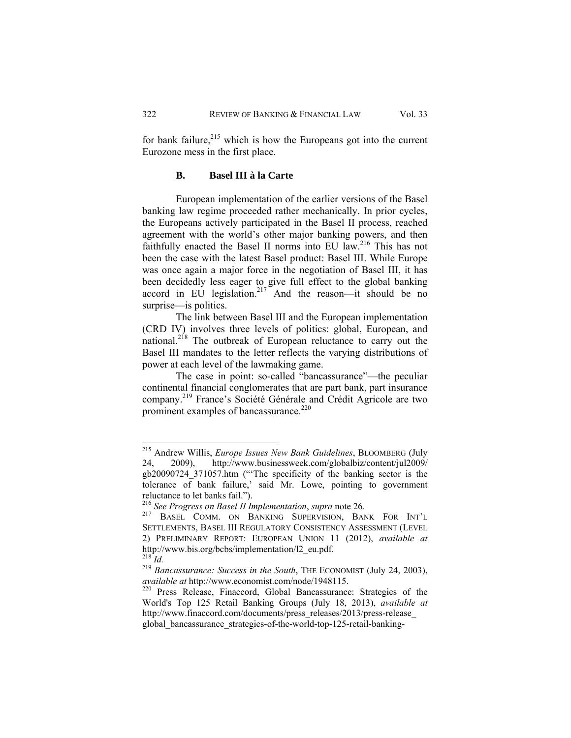for bank failure,[215] which is how the Europeans got into the current Eurozone mess in the first place.

### B. Basel III à la Carte

European implementation of the earlier versions of the Basel banking law regime proceeded rather mechanically. In prior cycles, the Europeans actively participated in the Basel II process, reached agreement with the world's other major banking powers, and then faithfully enacted the Basel II norms into EU law.[216] This has not been the case with the latest Basel product: Basel III. While Europe was once again a major force in the negotiation of Basel III, it has been decidedly less eager to give full effect to the global banking accord in EU legislation.[217] And the reason—it should be no surprise—is politics.

The link between Basel III and the European implementation (CRD IV) involves three levels of politics: global, European, and national.[218] The outbreak of European reluctance to carry out the Basel III mandates to the letter reflects the varying distributions of power at each level of the lawmaking game.

The case in point: so-called "bancassurance"—the peculiar continental financial conglomerates that are part bank, part insurance company.[219] France's Société Générale and Crédit Agricole are two prominent examples of bancassurance.[220]

---

[215] Andrew Willis, *Europe Issues New Bank Guidelines*, BLOOMBERG (July 24, 2009), http://www.businessweek.com/globalbiz/content/jul2009/gb20090724_371057.htm ("'The specificity of the banking sector is the tolerance of bank failure,' said Mr. Lowe, pointing to government reluctance to let banks fail.").

[216] *See Progress on Basel II Implementation*, *supra* note 26.

[217] BASEL COMM. ON BANKING SUPERVISION, BANK FOR INT'L SETTLEMENTS, BASEL III REGULATORY CONSISTENCY ASSESSMENT (LEVEL 2) PRELIMINARY REPORT: EUROPEAN UNION 11 (2012), *available at* http://www.bis.org/bcbs/implementation/l2_eu.pdf.

[218] *Id.*

[219] *Bancassurance: Success in the South*, THE ECONOMIST (July 24, 2003), *available at* http://www.economist.com/node/1948115.

[220] Press Release, Finaccord, Global Bancassurance: Strategies of the World's Top 125 Retail Banking Groups (July 18, 2013), *available at* http://www.finaccord.com/documents/press_releases/2013/press-release_global_bancassurance_strategies-of-the-world-top-125-retail-banking-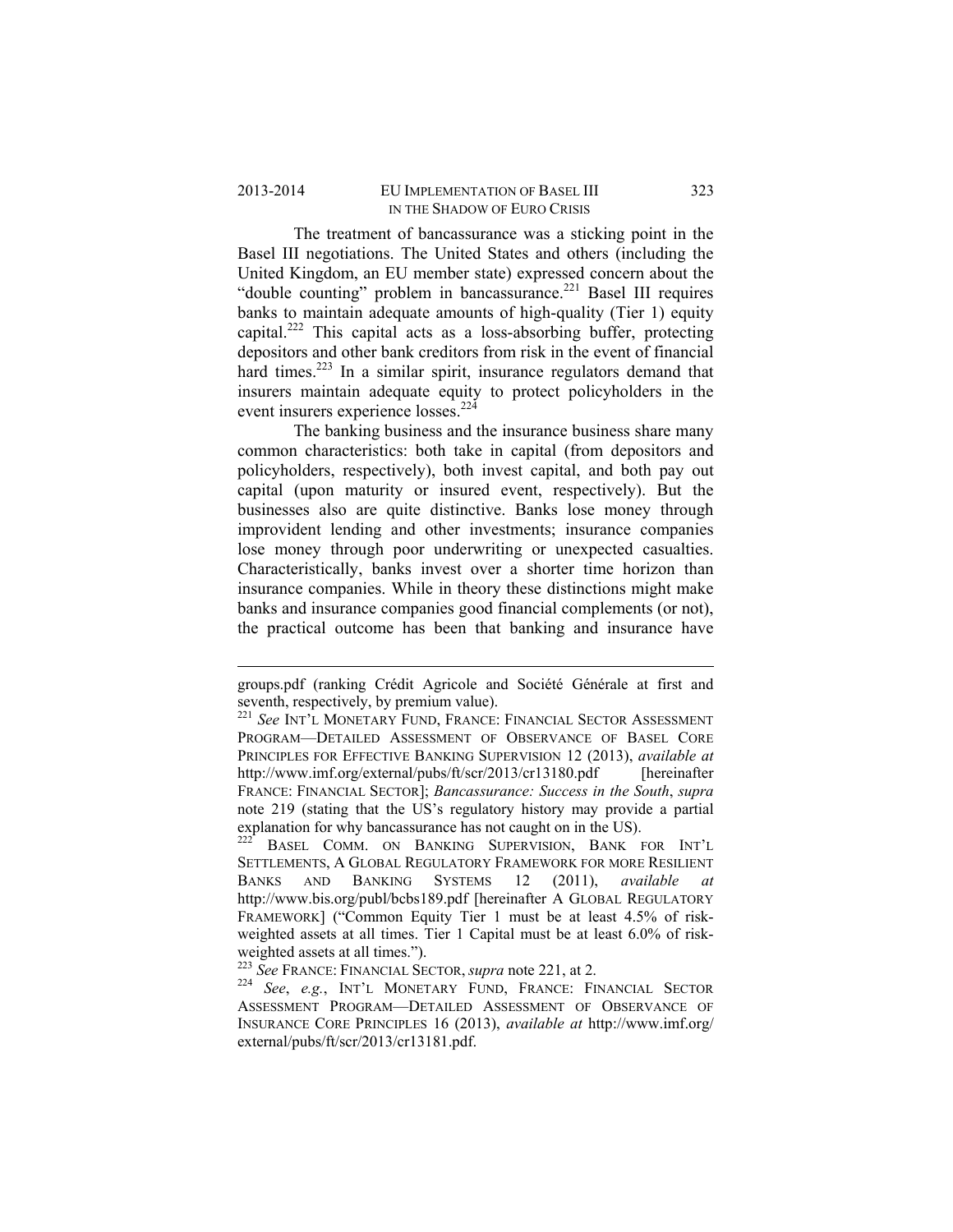The treatment of bancassurance was a sticking point in the Basel III negotiations. The United States and others (including the United Kingdom, an EU member state) expressed concern about the "double counting" problem in bancassurance.[221] Basel III requires banks to maintain adequate amounts of high-quality (Tier 1) equity capital.[222] This capital acts as a loss-absorbing buffer, protecting depositors and other bank creditors from risk in the event of financial hard times.[223] In a similar spirit, insurance regulators demand that insurers maintain adequate equity to protect policyholders in the event insurers experience losses.[224]

The banking business and the insurance business share many common characteristics: both take in capital (from depositors and policyholders, respectively), both invest capital, and both pay out capital (upon maturity or insured event, respectively). But the businesses also are quite distinctive. Banks lose money through improvident lending and other investments; insurance companies lose money through poor underwriting or unexpected casualties. Characteristically, banks invest over a shorter time horizon than insurance companies. While in theory these distinctions might make banks and insurance companies good financial complements (or not), the practical outcome has been that banking and insurance have

---

groups.pdf (ranking Crédit Agricole and Société Générale at first and seventh, respectively, by premium value).

[221] *See* INT'L MONETARY FUND, FRANCE: FINANCIAL SECTOR ASSESSMENT PROGRAM—DETAILED ASSESSMENT OF OBSERVANCE OF BASEL CORE PRINCIPLES FOR EFFECTIVE BANKING SUPERVISION 12 (2013), *available at* http://www.imf.org/external/pubs/ft/scr/2013/cr13180.pdf [hereinafter FRANCE: FINANCIAL SECTOR]; *Bancassurance: Success in the South*, *supra* note 219 (stating that the US's regulatory history may provide a partial explanation for why bancassurance has not caught on in the US).

[222] BASEL COMM. ON BANKING SUPERVISION, BANK FOR INT'L SETTLEMENTS, A GLOBAL REGULATORY FRAMEWORK FOR MORE RESILIENT BANKS AND BANKING SYSTEMS 12 (2011), *available at* http://www.bis.org/publ/bcbs189.pdf [hereinafter A GLOBAL REGULATORY FRAMEWORK] ("Common Equity Tier 1 must be at least 4.5% of risk-weighted assets at all times. Tier 1 Capital must be at least 6.0% of risk-weighted assets at all times.").

[223] *See* FRANCE: FINANCIAL SECTOR, *supra* note 221, at 2.

[224] *See*, *e.g.*, INT'L MONETARY FUND, FRANCE: FINANCIAL SECTOR ASSESSMENT PROGRAM—DETAILED ASSESSMENT OF OBSERVANCE OF INSURANCE CORE PRINCIPLES 16 (2013), *available at* http://www.imf.org/external/pubs/ft/scr/2013/cr13181.pdf.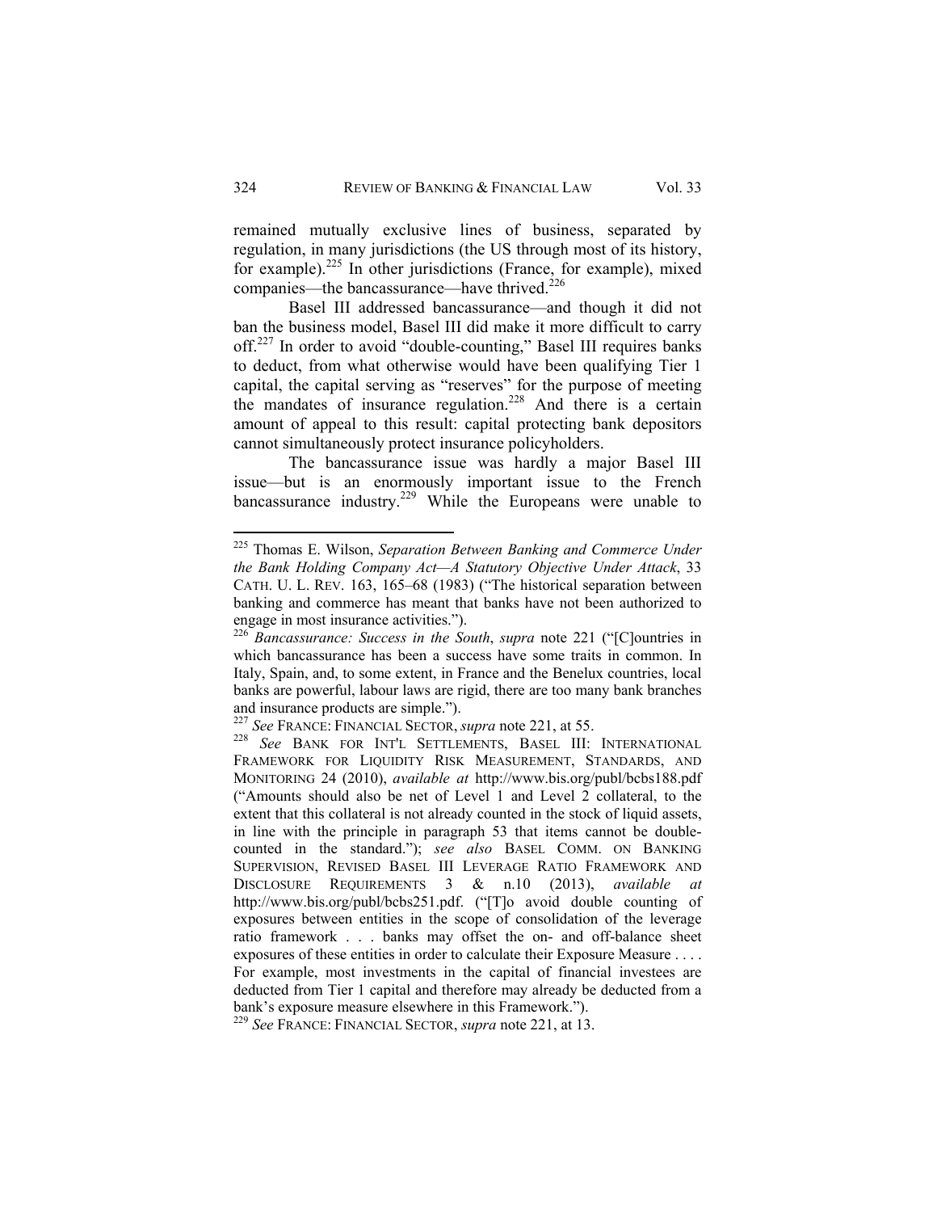remained mutually exclusive lines of business, separated by regulation, in many jurisdictions (the US through most of its history, for example).[225] In other jurisdictions (France, for example), mixed companies—the bancassurance—have thrived.[226]

Basel III addressed bancassurance—and though it did not ban the business model, Basel III did make it more difficult to carry off.[227] In order to avoid "double-counting," Basel III requires banks to deduct, from what otherwise would have been qualifying Tier 1 capital, the capital serving as "reserves" for the purpose of meeting the mandates of insurance regulation.[228] And there is a certain amount of appeal to this result: capital protecting bank depositors cannot simultaneously protect insurance policyholders.

The bancassurance issue was hardly a major Basel III issue—but is an enormously important issue to the French bancassurance industry.[229] While the Europeans were unable to

---

[225] Thomas E. Wilson, *Separation Between Banking and Commerce Under the Bank Holding Company Act—A Statutory Objective Under Attack*, 33 CATH. U. L. REV. 163, 165–68 (1983) ("The historical separation between banking and commerce has meant that banks have not been authorized to engage in most insurance activities.").

[226] *Bancassurance: Success in the South*, *supra* note 221 ("[C]ountries in which bancassurance has been a success have some traits in common. In Italy, Spain, and, to some extent, in France and the Benelux countries, local banks are powerful, labour laws are rigid, there are too many bank branches and insurance products are simple.").

[227] *See* FRANCE: FINANCIAL SECTOR, *supra* note 221, at 55.

[228] *See* BANK FOR INT'L SETTLEMENTS, BASEL III: INTERNATIONAL FRAMEWORK FOR LIQUIDITY RISK MEASUREMENT, STANDARDS, AND MONITORING 24 (2010), *available at* http://www.bis.org/publ/bcbs188.pdf ("Amounts should also be net of Level 1 and Level 2 collateral, to the extent that this collateral is not already counted in the stock of liquid assets, in line with the principle in paragraph 53 that items cannot be double-counted in the standard."); *see also* BASEL COMM. ON BANKING SUPERVISION, REVISED BASEL III LEVERAGE RATIO FRAMEWORK AND DISCLOSURE REQUIREMENTS 3 & n.10 (2013), *available at* http://www.bis.org/publ/bcbs251.pdf. ("[T]o avoid double counting of exposures between entities in the scope of consolidation of the leverage ratio framework . . . banks may offset the on- and off-balance sheet exposures of these entities in order to calculate their Exposure Measure . . . . For example, most investments in the capital of financial investees are deducted from Tier 1 capital and therefore may already be deducted from a bank's exposure measure elsewhere in this Framework.").

[229] *See* FRANCE: FINANCIAL SECTOR, *supra* note 221, at 13.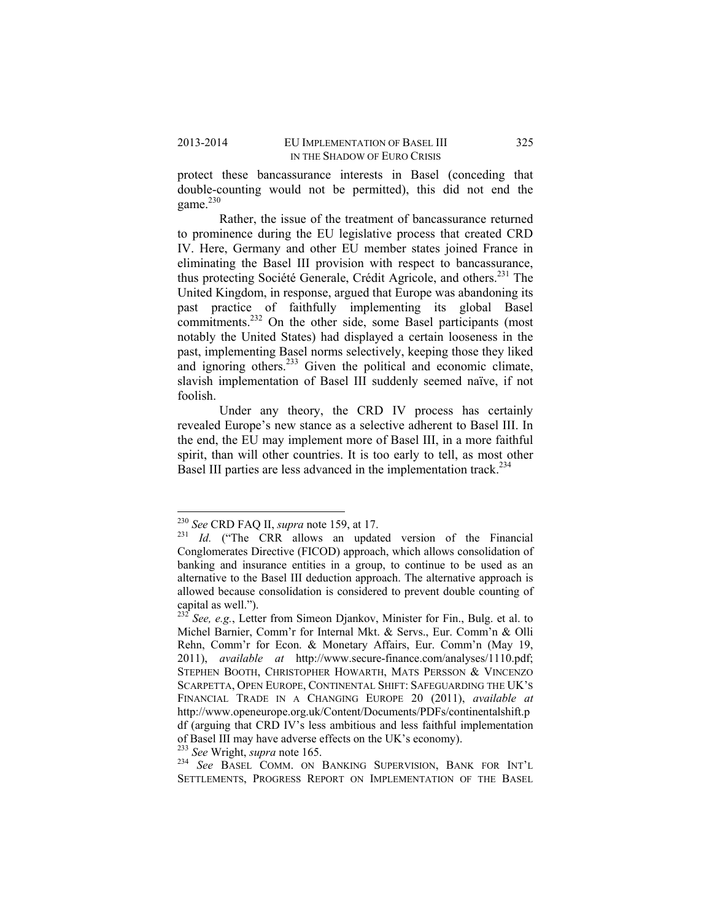protect these bancassurance interests in Basel (conceding that double-counting would not be permitted), this did not end the game.[230]

Rather, the issue of the treatment of bancassurance returned to prominence during the EU legislative process that created CRD IV. Here, Germany and other EU member states joined France in eliminating the Basel III provision with respect to bancassurance, thus protecting Société Generale, Crédit Agricole, and others.[231] The United Kingdom, in response, argued that Europe was abandoning its past practice of faithfully implementing its global Basel commitments.[232] On the other side, some Basel participants (most notably the United States) had displayed a certain looseness in the past, implementing Basel norms selectively, keeping those they liked and ignoring others.[233] Given the political and economic climate, slavish implementation of Basel III suddenly seemed naïve, if not foolish.

Under any theory, the CRD IV process has certainly revealed Europe's new stance as a selective adherent to Basel III. In the end, the EU may implement more of Basel III, in a more faithful spirit, than will other countries. It is too early to tell, as most other Basel III parties are less advanced in the implementation track.[234]

---

[230] *See* CRD FAQ II, *supra* note 159, at 17.

[231] *Id.* ("The CRR allows an updated version of the Financial Conglomerates Directive (FICOD) approach, which allows consolidation of banking and insurance entities in a group, to continue to be used as an alternative to the Basel III deduction approach. The alternative approach is allowed because consolidation is considered to prevent double counting of capital as well.").

[232] *See, e.g.*, Letter from Simeon Djankov, Minister for Fin., Bulg. et al. to Michel Barnier, Comm'r for Internal Mkt. & Servs., Eur. Comm'n & Olli Rehn, Comm'r for Econ. & Monetary Affairs, Eur. Comm'n (May 19, 2011), *available at* http://www.secure-finance.com/analyses/1110.pdf; STEPHEN BOOTH, CHRISTOPHER HOWARTH, MATS PERSSON & VINCENZO SCARPETTA, OPEN EUROPE, CONTINENTAL SHIFT: SAFEGUARDING THE UK'S FINANCIAL TRADE IN A CHANGING EUROPE 20 (2011), *available at* http://www.openeurope.org.uk/Content/Documents/PDFs/continentalshift.pdf (arguing that CRD IV's less ambitious and less faithful implementation of Basel III may have adverse effects on the UK's economy).

[233] *See* Wright, *supra* note 165.

[234] *See* BASEL COMM. ON BANKING SUPERVISION, BANK FOR INT'L SETTLEMENTS, PROGRESS REPORT ON IMPLEMENTATION OF THE BASEL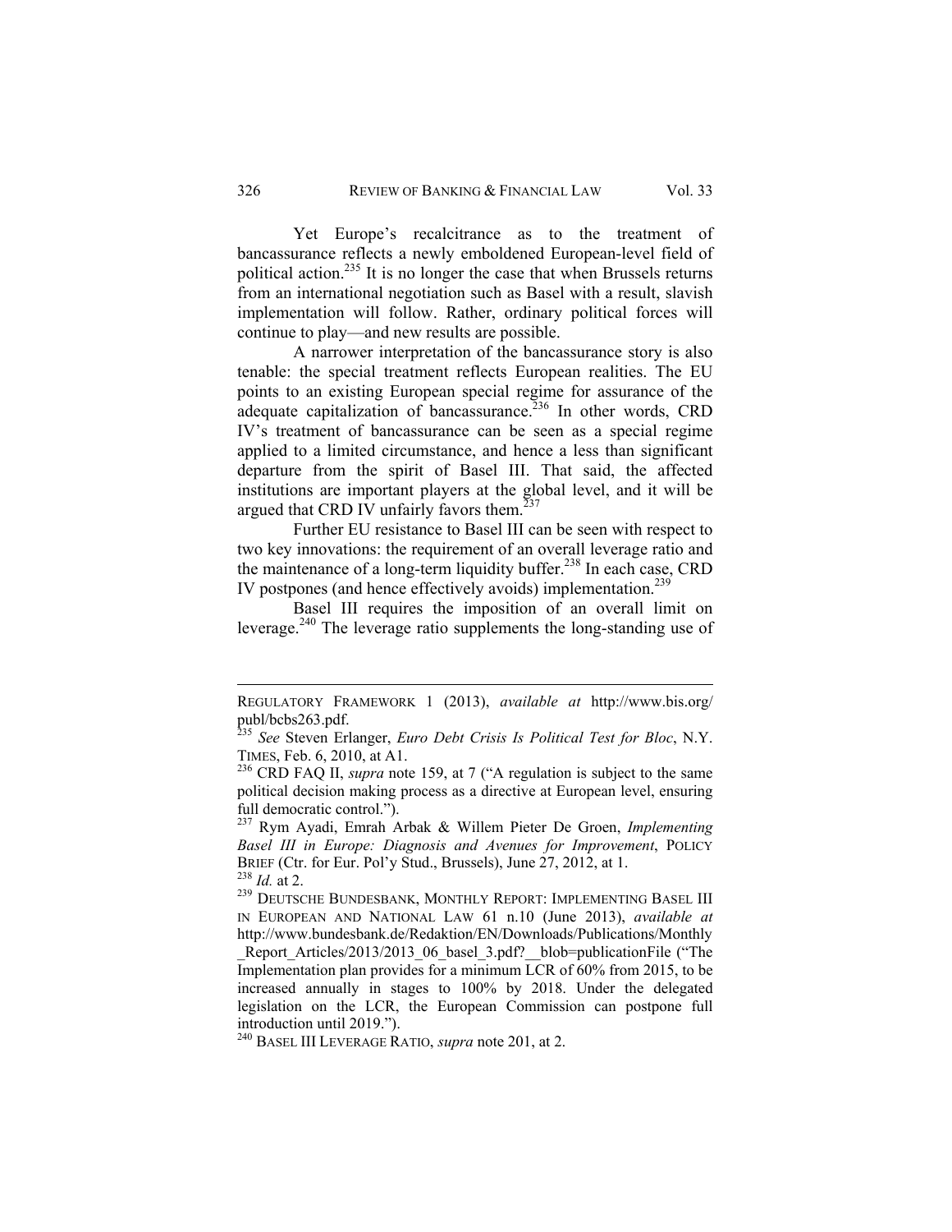Yet Europe's recalcitrance as to the treatment of bancassurance reflects a newly emboldened European-level field of political action.[235] It is no longer the case that when Brussels returns from an international negotiation such as Basel with a result, slavish implementation will follow. Rather, ordinary political forces will continue to play—and new results are possible.

A narrower interpretation of the bancassurance story is also tenable: the special treatment reflects European realities. The EU points to an existing European special regime for assurance of the adequate capitalization of bancassurance.[236] In other words, CRD IV's treatment of bancassurance can be seen as a special regime applied to a limited circumstance, and hence a less than significant departure from the spirit of Basel III. That said, the affected institutions are important players at the global level, and it will be argued that CRD IV unfairly favors them.[237]

Further EU resistance to Basel III can be seen with respect to two key innovations: the requirement of an overall leverage ratio and the maintenance of a long-term liquidity buffer.[238] In each case, CRD IV postpones (and hence effectively avoids) implementation.[239]

Basel III requires the imposition of an overall limit on leverage.[240] The leverage ratio supplements the long-standing use of

---

REGULATORY FRAMEWORK 1 (2013), *available at* http://www.bis.org/publ/bcbs263.pdf.

[235] *See* Steven Erlanger, *Euro Debt Crisis Is Political Test for Bloc*, N.Y. TIMES, Feb. 6, 2010, at A1.

[236] CRD FAQ II, *supra* note 159, at 7 ("A regulation is subject to the same political decision making process as a directive at European level, ensuring full democratic control.").

[237] Rym Ayadi, Emrah Arbak & Willem Pieter De Groen, *Implementing Basel III in Europe: Diagnosis and Avenues for Improvement*, POLICY BRIEF (Ctr. for Eur. Pol'y Stud., Brussels), June 27, 2012, at 1.

[238] *Id.* at 2.

[239] DEUTSCHE BUNDESBANK, MONTHLY REPORT: IMPLEMENTING BASEL III IN EUROPEAN AND NATIONAL LAW 61 n.10 (June 2013), *available at* http://www.bundesbank.de/Redaktion/EN/Downloads/Publications/Monthly_Report_Articles/2013/2013_06_basel_3.pdf?__blob=publicationFile ("The Implementation plan provides for a minimum LCR of 60% from 2015, to be increased annually in stages to 100% by 2018. Under the delegated legislation on the LCR, the European Commission can postpone full introduction until 2019.").

[240] BASEL III LEVERAGE RATIO, *supra* note 201, at 2.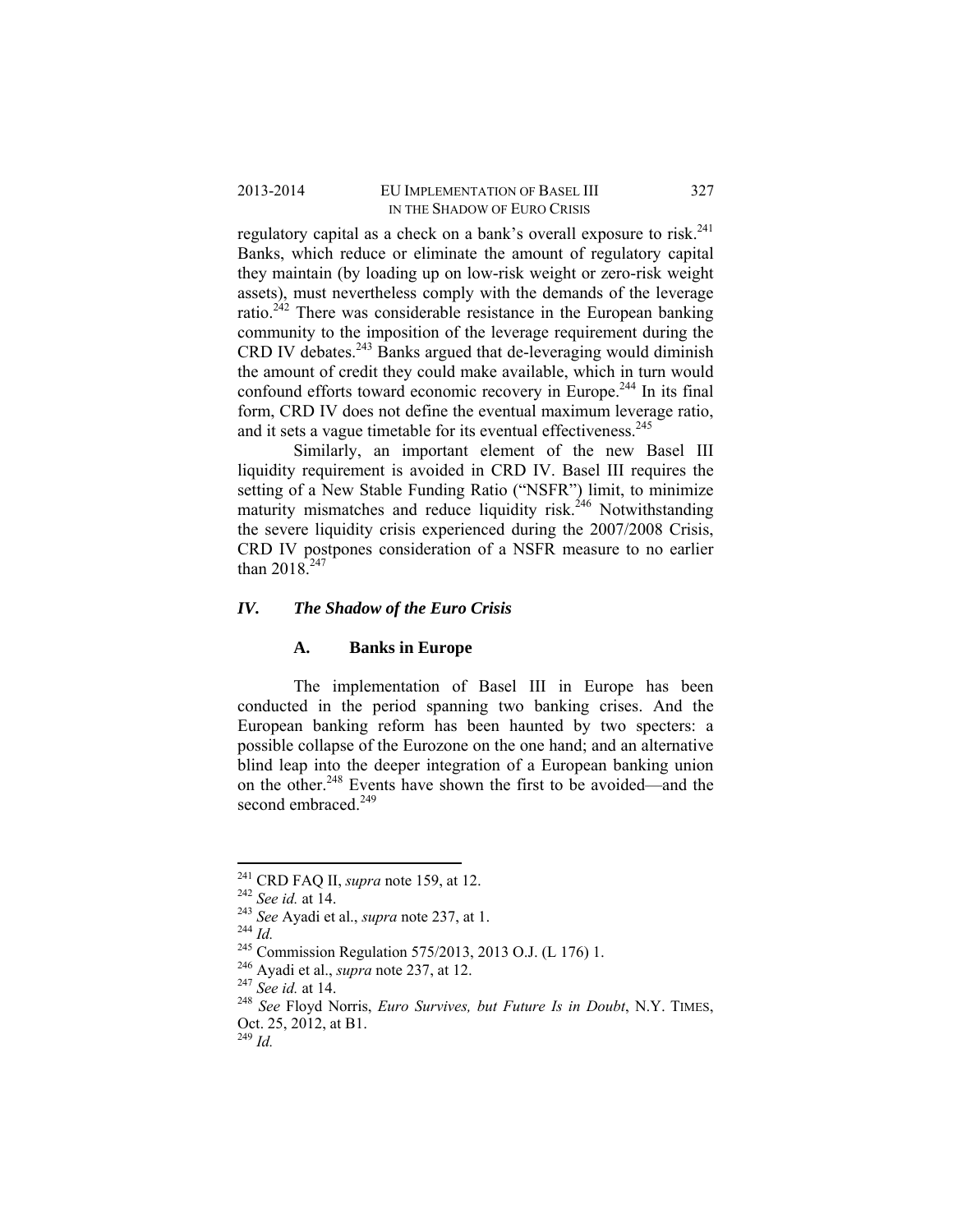regulatory capital as a check on a bank's overall exposure to risk.[241] Banks, which reduce or eliminate the amount of regulatory capital they maintain (by loading up on low-risk weight or zero-risk weight assets), must nevertheless comply with the demands of the leverage ratio.[242] There was considerable resistance in the European banking community to the imposition of the leverage requirement during the CRD IV debates.[243] Banks argued that de-leveraging would diminish the amount of credit they could make available, which in turn would confound efforts toward economic recovery in Europe.[244] In its final form, CRD IV does not define the eventual maximum leverage ratio, and it sets a vague timetable for its eventual effectiveness.[245]

Similarly, an important element of the new Basel III liquidity requirement is avoided in CRD IV. Basel III requires the setting of a New Stable Funding Ratio ("NSFR") limit, to minimize maturity mismatches and reduce liquidity risk.[246] Notwithstanding the severe liquidity crisis experienced during the 2007/2008 Crisis, CRD IV postpones consideration of a NSFR measure to no earlier than 2018.[247]

## *IV. The Shadow of the Euro Crisis*

### A. Banks in Europe

The implementation of Basel III in Europe has been conducted in the period spanning two banking crises. And the European banking reform has been haunted by two specters: a possible collapse of the Eurozone on the one hand; and an alternative blind leap into the deeper integration of a European banking union on the other.[248] Events have shown the first to be avoided—and the second embraced.[249]

---

[241] CRD FAQ II, *supra* note 159, at 12.

[242] *See id.* at 14.

[243] *See* Ayadi et al., *supra* note 237, at 1.

[244] *Id.*

[245] Commission Regulation 575/2013, 2013 O.J. (L 176) 1.

[246] Ayadi et al., *supra* note 237, at 12.

[247] *See id.* at 14.

[248] *See* Floyd Norris, *Euro Survives, but Future Is in Doubt*, N.Y. TIMES, Oct. 25, 2012, at B1.

[249] *Id.*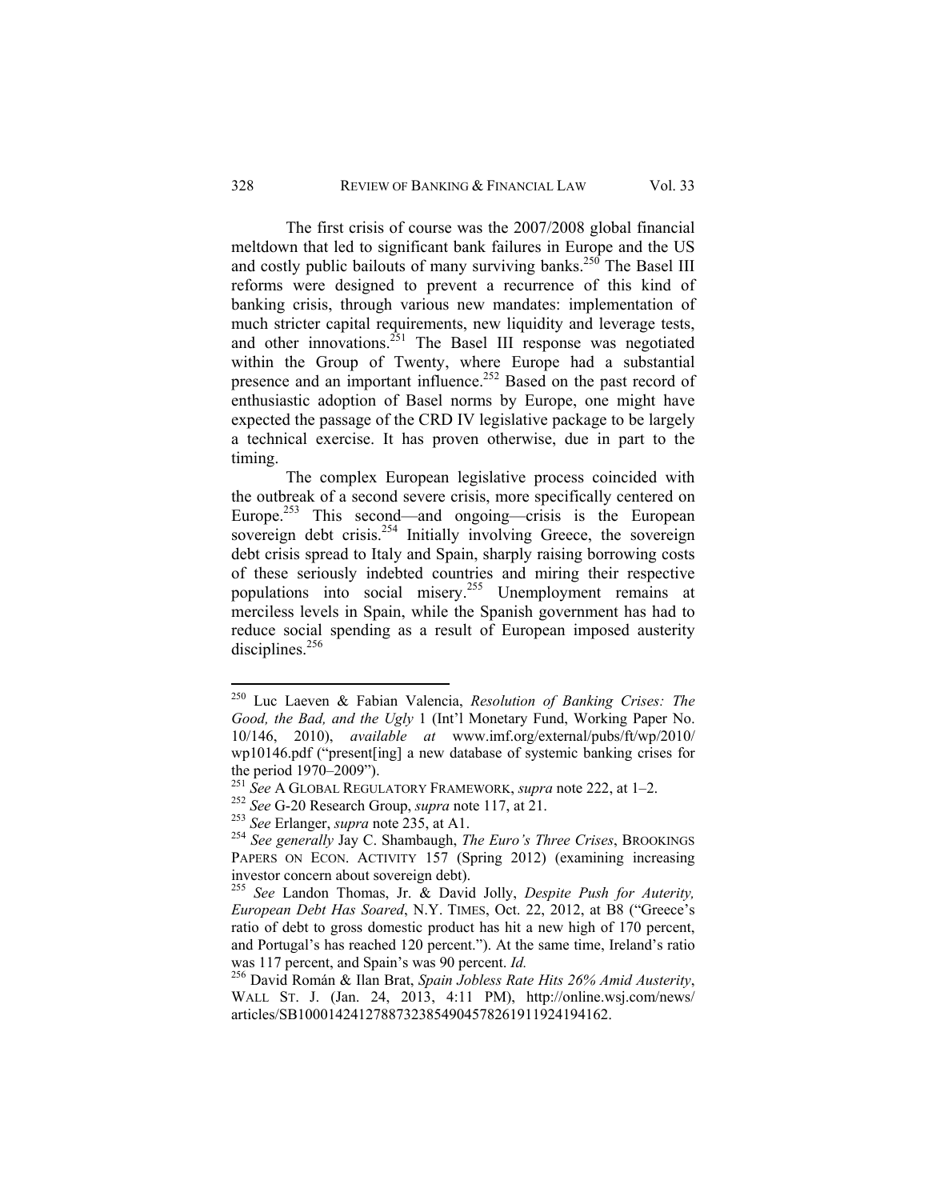The first crisis of course was the 2007/2008 global financial meltdown that led to significant bank failures in Europe and the US and costly public bailouts of many surviving banks.[250] The Basel III reforms were designed to prevent a recurrence of this kind of banking crisis, through various new mandates: implementation of much stricter capital requirements, new liquidity and leverage tests, and other innovations.[251] The Basel III response was negotiated within the Group of Twenty, where Europe had a substantial presence and an important influence.[252] Based on the past record of enthusiastic adoption of Basel norms by Europe, one might have expected the passage of the CRD IV legislative package to be largely a technical exercise. It has proven otherwise, due in part to the timing.

The complex European legislative process coincided with the outbreak of a second severe crisis, more specifically centered on Europe.[253] This second—and ongoing—crisis is the European sovereign debt crisis.[254] Initially involving Greece, the sovereign debt crisis spread to Italy and Spain, sharply raising borrowing costs of these seriously indebted countries and miring their respective populations into social misery.[255] Unemployment remains at merciless levels in Spain, while the Spanish government has had to reduce social spending as a result of European imposed austerity disciplines.[256]

---

[250] Luc Laeven & Fabian Valencia, *Resolution of Banking Crises: The Good, the Bad, and the Ugly* 1 (Int'l Monetary Fund, Working Paper No. 10/146, 2010), *available at* www.imf.org/external/pubs/ft/wp/2010/wp10146.pdf ("present[ing] a new database of systemic banking crises for the period 1970–2009").

[251] *See* A GLOBAL REGULATORY FRAMEWORK, *supra* note 222, at 1–2.

[252] *See* G-20 Research Group, *supra* note 117, at 21.

[253] *See* Erlanger, *supra* note 235, at A1.

[254] *See generally* Jay C. Shambaugh, *The Euro's Three Crises*, BROOKINGS PAPERS ON ECON. ACTIVITY 157 (Spring 2012) (examining increasing investor concern about sovereign debt).

[255] *See* Landon Thomas, Jr. & David Jolly, *Despite Push for Auterity, European Debt Has Soared*, N.Y. TIMES, Oct. 22, 2012, at B8 ("Greece's ratio of debt to gross domestic product has hit a new high of 170 percent, and Portugal's has reached 120 percent."). At the same time, Ireland's ratio was 117 percent, and Spain's was 90 percent. *Id.*

[256] David Román & Ilan Brat, *Spain Jobless Rate Hits 26% Amid Austerity*, WALL ST. J. (Jan. 24, 2013, 4:11 PM), http://online.wsj.com/news/articles/SB10001424127887323854904578261911924194162.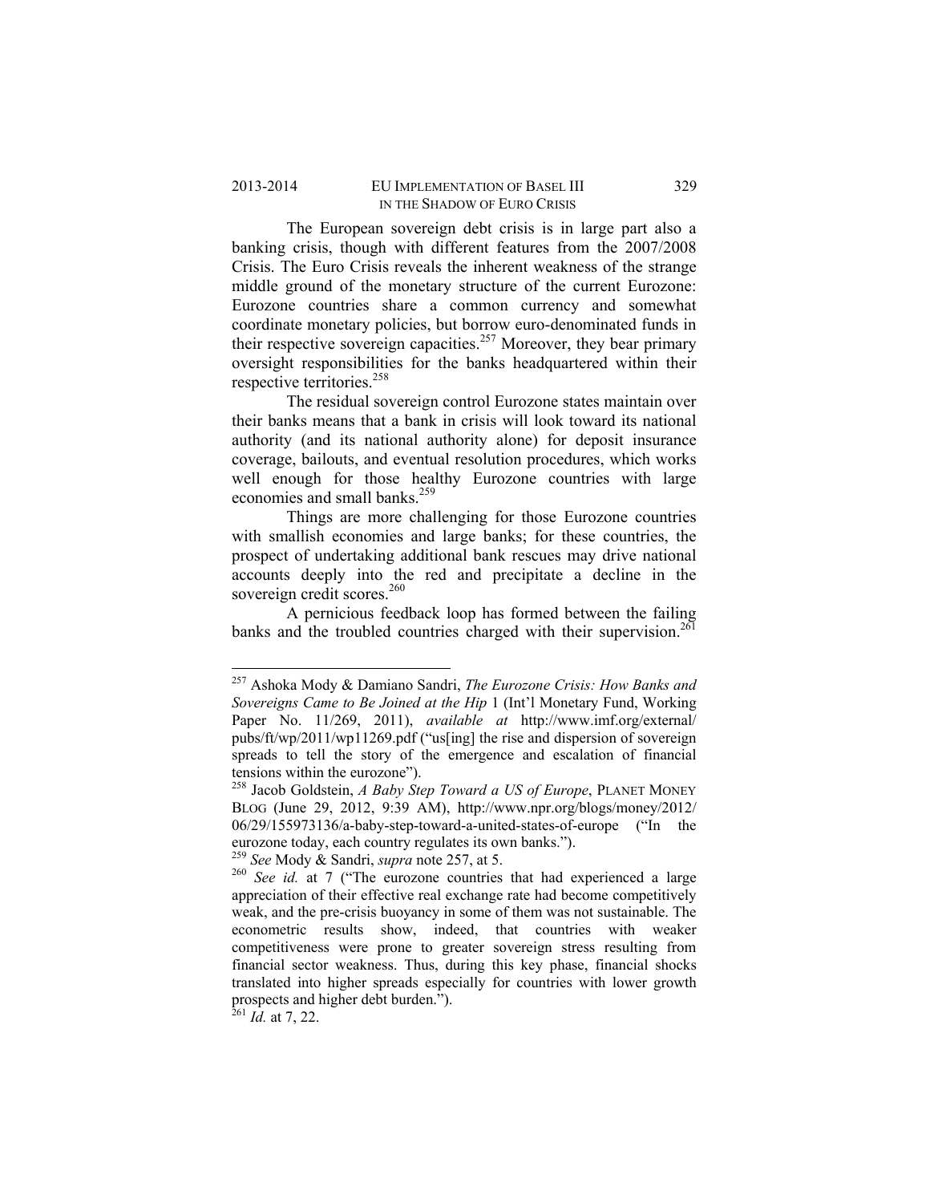The European sovereign debt crisis is in large part also a banking crisis, though with different features from the 2007/2008 Crisis. The Euro Crisis reveals the inherent weakness of the strange middle ground of the monetary structure of the current Eurozone: Eurozone countries share a common currency and somewhat coordinate monetary policies, but borrow euro-denominated funds in their respective sovereign capacities.[257] Moreover, they bear primary oversight responsibilities for the banks headquartered within their respective territories.[258]

The residual sovereign control Eurozone states maintain over their banks means that a bank in crisis will look toward its national authority (and its national authority alone) for deposit insurance coverage, bailouts, and eventual resolution procedures, which works well enough for those healthy Eurozone countries with large economies and small banks.[259]

Things are more challenging for those Eurozone countries with smallish economies and large banks; for these countries, the prospect of undertaking additional bank rescues may drive national accounts deeply into the red and precipitate a decline in the sovereign credit scores.[260]

A pernicious feedback loop has formed between the failing banks and the troubled countries charged with their supervision.[261]

---

[257] Ashoka Mody & Damiano Sandri, *The Eurozone Crisis: How Banks and Sovereigns Came to Be Joined at the Hip* 1 (Int'l Monetary Fund, Working Paper No. 11/269, 2011), *available at* http://www.imf.org/external/pubs/ft/wp/2011/wp11269.pdf ("us[ing] the rise and dispersion of sovereign spreads to tell the story of the emergence and escalation of financial tensions within the eurozone").

[258] Jacob Goldstein, *A Baby Step Toward a US of Europe*, PLANET MONEY BLOG (June 29, 2012, 9:39 AM), http://www.npr.org/blogs/money/2012/06/29/155973136/a-baby-step-toward-a-united-states-of-europe ("In the eurozone today, each country regulates its own banks.").

[259] *See* Mody & Sandri, *supra* note 257, at 5.

[260] *See id.* at 7 ("The eurozone countries that had experienced a large appreciation of their effective real exchange rate had become competitively weak, and the pre-crisis buoyancy in some of them was not sustainable. The econometric results show, indeed, that countries with weaker competitiveness were prone to greater sovereign stress resulting from financial sector weakness. Thus, during this key phase, financial shocks translated into higher spreads especially for countries with lower growth prospects and higher debt burden.").

[261] *Id.* at 7, 22.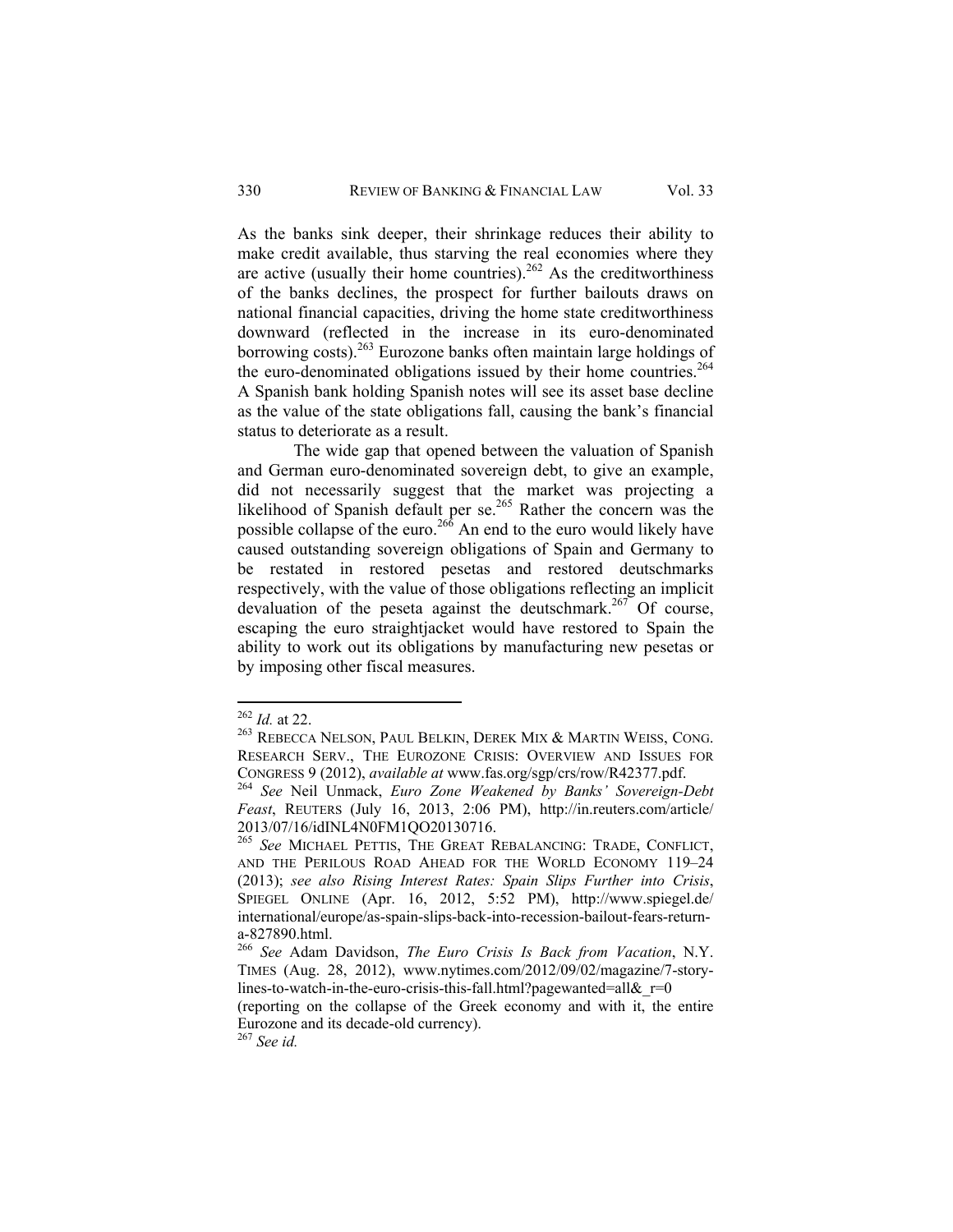As the banks sink deeper, their shrinkage reduces their ability to make credit available, thus starving the real economies where they are active (usually their home countries).[262] As the creditworthiness of the banks declines, the prospect for further bailouts draws on national financial capacities, driving the home state creditworthiness downward (reflected in the increase in its euro-denominated borrowing costs).[263] Eurozone banks often maintain large holdings of the euro-denominated obligations issued by their home countries.[264] A Spanish bank holding Spanish notes will see its asset base decline as the value of the state obligations fall, causing the bank's financial status to deteriorate as a result.

The wide gap that opened between the valuation of Spanish and German euro-denominated sovereign debt, to give an example, did not necessarily suggest that the market was projecting a likelihood of Spanish default per se.[265] Rather the concern was the possible collapse of the euro.[266] An end to the euro would likely have caused outstanding sovereign obligations of Spain and Germany to be restated in restored pesetas and restored deutschmarks respectively, with the value of those obligations reflecting an implicit devaluation of the peseta against the deutschmark.[267] Of course, escaping the euro straightjacket would have restored to Spain the ability to work out its obligations by manufacturing new pesetas or by imposing other fiscal measures.

---

[262] *Id.* at 22.

[263] REBECCA NELSON, PAUL BELKIN, DEREK MIX & MARTIN WEISS, CONG. RESEARCH SERV., THE EUROZONE CRISIS: OVERVIEW AND ISSUES FOR CONGRESS 9 (2012), *available at* www.fas.org/sgp/crs/row/R42377.pdf.

[264] *See* Neil Unmack, *Euro Zone Weakened by Banks' Sovereign-Debt Feast*, REUTERS (July 16, 2013, 2:06 PM), http://in.reuters.com/article/2013/07/16/idINL4N0FM1QO20130716.

[265] *See* MICHAEL PETTIS, THE GREAT REBALANCING: TRADE, CONFLICT, AND THE PERILOUS ROAD AHEAD FOR THE WORLD ECONOMY 119–24 (2013); *see also Rising Interest Rates: Spain Slips Further into Crisis*, SPIEGEL ONLINE (Apr. 16, 2012, 5:52 PM), http://www.spiegel.de/international/europe/as-spain-slips-back-into-recession-bailout-fears-return-a-827890.html.

[266] *See* Adam Davidson, *The Euro Crisis Is Back from Vacation*, N.Y. TIMES (Aug. 28, 2012), www.nytimes.com/2012/09/02/magazine/7-story-lines-to-watch-in-the-euro-crisis-this-fall.html?pagewanted=all&_r=0 (reporting on the collapse of the Greek economy and with it, the entire Eurozone and its decade-old currency).

[267] *See id.*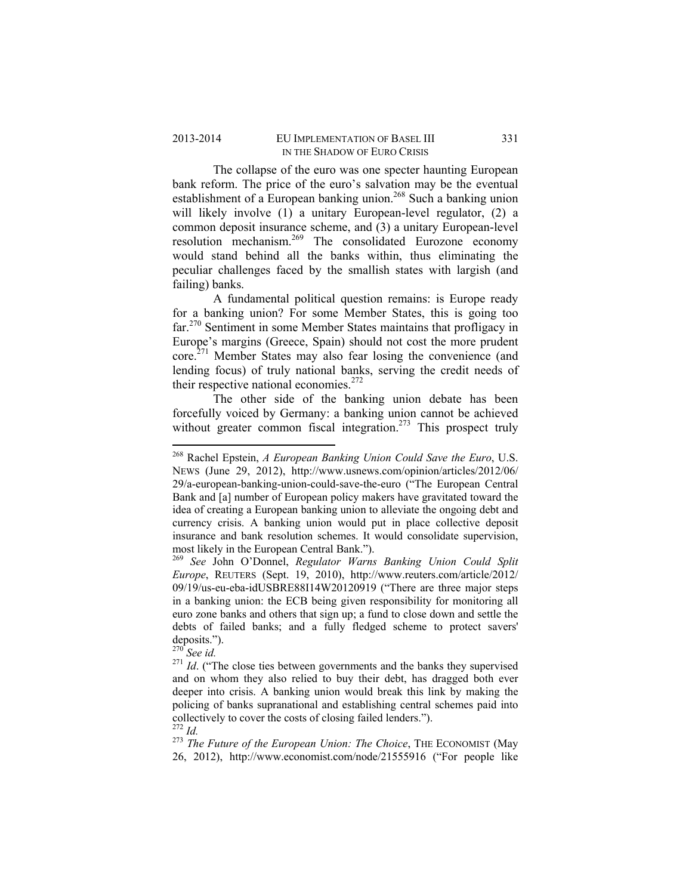The collapse of the euro was one specter haunting European bank reform. The price of the euro's salvation may be the eventual establishment of a European banking union.[268] Such a banking union will likely involve (1) a unitary European-level regulator, (2) a common deposit insurance scheme, and (3) a unitary European-level resolution mechanism.[269] The consolidated Eurozone economy would stand behind all the banks within, thus eliminating the peculiar challenges faced by the smallish states with largish (and failing) banks.

A fundamental political question remains: is Europe ready for a banking union? For some Member States, this is going too far.[270] Sentiment in some Member States maintains that profligacy in Europe's margins (Greece, Spain) should not cost the more prudent core.[271] Member States may also fear losing the convenience (and lending focus) of truly national banks, serving the credit needs of their respective national economies.[272]

The other side of the banking union debate has been forcefully voiced by Germany: a banking union cannot be achieved without greater common fiscal integration.[273] This prospect truly

---

[268] Rachel Epstein, *A European Banking Union Could Save the Euro*, U.S. NEWS (June 29, 2012), http://www.usnews.com/opinion/articles/2012/06/29/a-european-banking-union-could-save-the-euro ("The European Central Bank and [a] number of European policy makers have gravitated toward the idea of creating a European banking union to alleviate the ongoing debt and currency crisis. A banking union would put in place collective deposit insurance and bank resolution schemes. It would consolidate supervision, most likely in the European Central Bank.").

[269] *See* John O'Donnel, *Regulator Warns Banking Union Could Split Europe*, REUTERS (Sept. 19, 2010), http://www.reuters.com/article/2012/09/19/us-eu-eba-idUSBRE88I14W20120919 ("There are three major steps in a banking union: the ECB being given responsibility for monitoring all euro zone banks and others that sign up; a fund to close down and settle the debts of failed banks; and a fully fledged scheme to protect savers' deposits.").

[270] *See id.*

[271] *Id*. ("The close ties between governments and the banks they supervised and on whom they also relied to buy their debt, has dragged both ever deeper into crisis. A banking union would break this link by making the policing of banks supranational and establishing central schemes paid into collectively to cover the costs of closing failed lenders.").

[272] *Id.*

[273] *The Future of the European Union: The Choice*, THE ECONOMIST (May 26, 2012), http://www.economist.com/node/21555916 ("For people like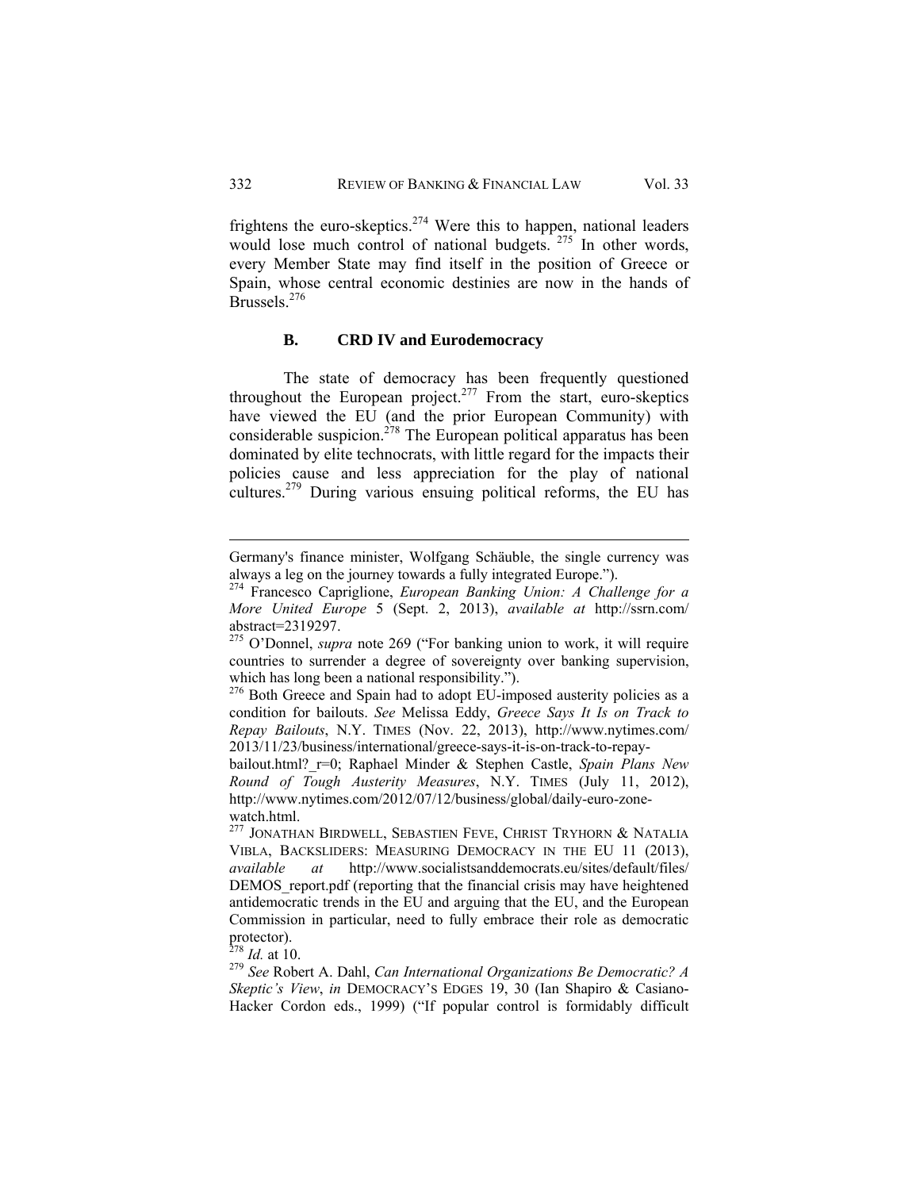frightens the euro-skeptics.[274] Were this to happen, national leaders would lose much control of national budgets. [275] In other words, every Member State may find itself in the position of Greece or Spain, whose central economic destinies are now in the hands of Brussels.[276]

### B. CRD IV and Eurodemocracy

The state of democracy has been frequently questioned throughout the European project.[277] From the start, euro-skeptics have viewed the EU (and the prior European Community) with considerable suspicion.[278] The European political apparatus has been dominated by elite technocrats, with little regard for the impacts their policies cause and less appreciation for the play of national cultures.[279] During various ensuing political reforms, the EU has

---

Germany's finance minister, Wolfgang Schäuble, the single currency was always a leg on the journey towards a fully integrated Europe.").

[274] Francesco Capriglione, *European Banking Union: A Challenge for a More United Europe* 5 (Sept. 2, 2013), *available at* http://ssrn.com/abstract=2319297.

[275] O'Donnel, *supra* note 269 ("For banking union to work, it will require countries to surrender a degree of sovereignty over banking supervision, which has long been a national responsibility.").

[276] Both Greece and Spain had to adopt EU-imposed austerity policies as a condition for bailouts. *See* Melissa Eddy, *Greece Says It Is on Track to Repay Bailouts*, N.Y. TIMES (Nov. 22, 2013), http://www.nytimes.com/2013/11/23/business/international/greece-says-it-is-on-track-to-repay-bailout.html?_r=0; Raphael Minder & Stephen Castle, *Spain Plans New Round of Tough Austerity Measures*, N.Y. TIMES (July 11, 2012), http://www.nytimes.com/2012/07/12/business/global/daily-euro-zone-watch.html.

[277] JONATHAN BIRDWELL, SEBASTIEN FEVE, CHRIST TRYHORN & NATALIA VIBLA, BACKSLIDERS: MEASURING DEMOCRACY IN THE EU 11 (2013), *available at* http://www.socialistsanddemocrats.eu/sites/default/files/DEMOS_report.pdf (reporting that the financial crisis may have heightened antidemocratic trends in the EU and arguing that the EU, and the European Commission in particular, need to fully embrace their role as democratic protector).

[278] *Id.* at 10.

[279] *See* Robert A. Dahl, *Can International Organizations Be Democratic? A Skeptic's View*, *in* DEMOCRACY'S EDGES 19, 30 (Ian Shapiro & Casiano-Hacker Cordon eds., 1999) ("If popular control is formidably difficult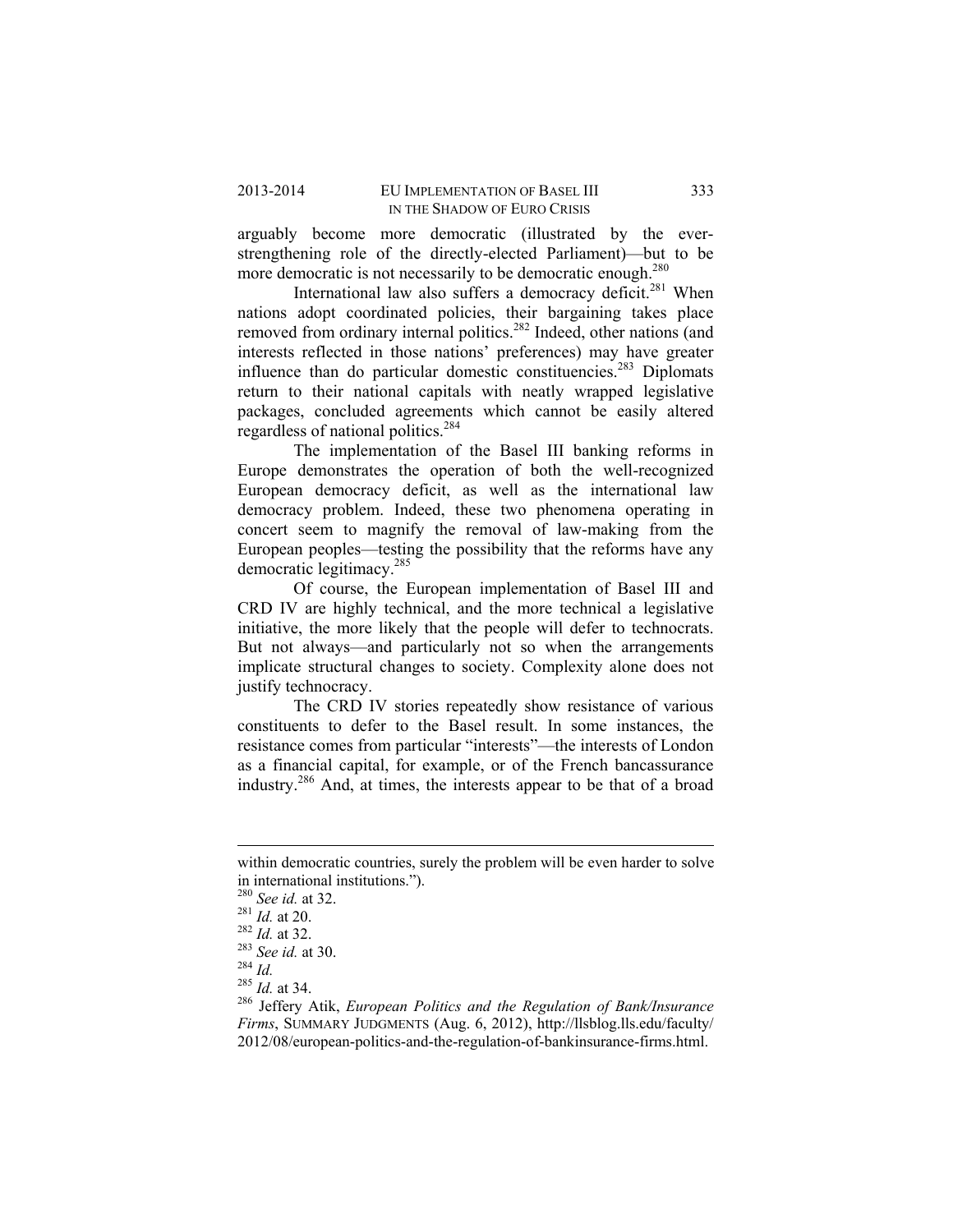arguably become more democratic (illustrated by the ever-strengthening role of the directly-elected Parliament)—but to be more democratic is not necessarily to be democratic enough.[280]

International law also suffers a democracy deficit.[281] When nations adopt coordinated policies, their bargaining takes place removed from ordinary internal politics.[282] Indeed, other nations (and interests reflected in those nations' preferences) may have greater influence than do particular domestic constituencies.[283] Diplomats return to their national capitals with neatly wrapped legislative packages, concluded agreements which cannot be easily altered regardless of national politics.[284]

The implementation of the Basel III banking reforms in Europe demonstrates the operation of both the well-recognized European democracy deficit, as well as the international law democracy problem. Indeed, these two phenomena operating in concert seem to magnify the removal of law-making from the European peoples—testing the possibility that the reforms have any democratic legitimacy.[285]

Of course, the European implementation of Basel III and CRD IV are highly technical, and the more technical a legislative initiative, the more likely that the people will defer to technocrats. But not always—and particularly not so when the arrangements implicate structural changes to society. Complexity alone does not justify technocracy.

The CRD IV stories repeatedly show resistance of various constituents to defer to the Basel result. In some instances, the resistance comes from particular "interests"—the interests of London as a financial capital, for example, or of the French bancassurance industry.[286] And, at times, the interests appear to be that of a broad

---

within democratic countries, surely the problem will be even harder to solve in international institutions.").

[280] *See id.* at 32.

[281] *Id.* at 20.

[282] *Id.* at 32.

[283] *See id.* at 30.

[284] *Id.*

[285] *Id.* at 34.

[286] Jeffery Atik, *European Politics and the Regulation of Bank/Insurance Firms*, SUMMARY JUDGMENTS (Aug. 6, 2012), http://llsblog.lls.edu/faculty/2012/08/european-politics-and-the-regulation-of-bankinsurance-firms.html.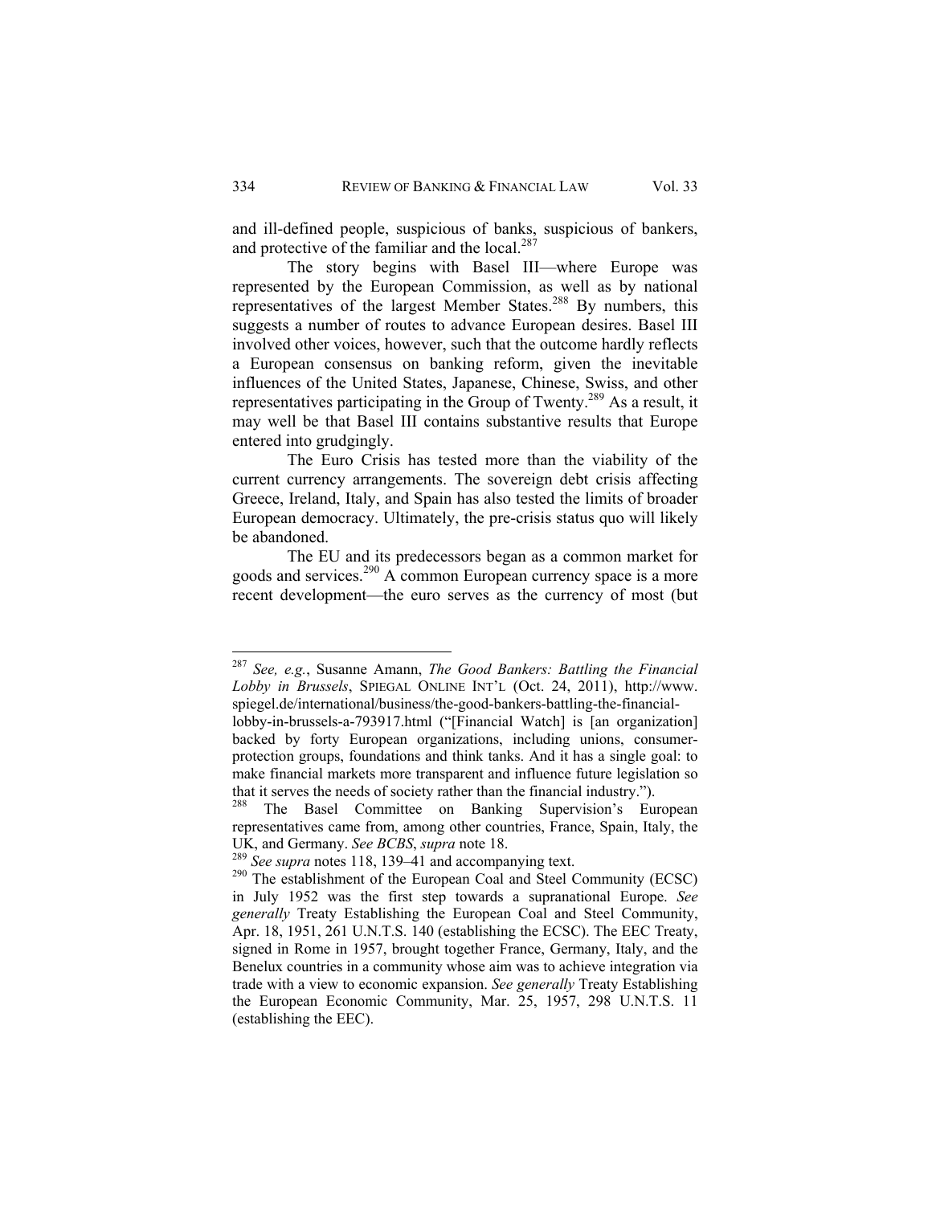and ill-defined people, suspicious of banks, suspicious of bankers, and protective of the familiar and the local.[287]

The story begins with Basel III—where Europe was represented by the European Commission, as well as by national representatives of the largest Member States.[288] By numbers, this suggests a number of routes to advance European desires. Basel III involved other voices, however, such that the outcome hardly reflects a European consensus on banking reform, given the inevitable influences of the United States, Japanese, Chinese, Swiss, and other representatives participating in the Group of Twenty.[289] As a result, it may well be that Basel III contains substantive results that Europe entered into grudgingly.

The Euro Crisis has tested more than the viability of the current currency arrangements. The sovereign debt crisis affecting Greece, Ireland, Italy, and Spain has also tested the limits of broader European democracy. Ultimately, the pre-crisis status quo will likely be abandoned.

The EU and its predecessors began as a common market for goods and services.[290] A common European currency space is a more recent development—the euro serves as the currency of most (but

---

[287] *See, e.g.*, Susanne Amann, *The Good Bankers: Battling the Financial Lobby in Brussels*, SPIEGAL ONLINE INT'L (Oct. 24, 2011), http://www.spiegel.de/international/business/the-good-bankers-battling-the-financial-lobby-in-brussels-a-793917.html ("[Financial Watch] is [an organization] backed by forty European organizations, including unions, consumer-protection groups, foundations and think tanks. And it has a single goal: to make financial markets more transparent and influence future legislation so that it serves the needs of society rather than the financial industry.").

[288] The Basel Committee on Banking Supervision's European representatives came from, among other countries, France, Spain, Italy, the UK, and Germany. *See BCBS*, *supra* note 18.

[289] *See supra* notes 118, 139–41 and accompanying text.

[290] The establishment of the European Coal and Steel Community (ECSC) in July 1952 was the first step towards a supranational Europe. *See generally* Treaty Establishing the European Coal and Steel Community, Apr. 18, 1951, 261 U.N.T.S. 140 (establishing the ECSC). The EEC Treaty, signed in Rome in 1957, brought together France, Germany, Italy, and the Benelux countries in a community whose aim was to achieve integration via trade with a view to economic expansion. *See generally* Treaty Establishing the European Economic Community, Mar. 25, 1957, 298 U.N.T.S. 11 (establishing the EEC).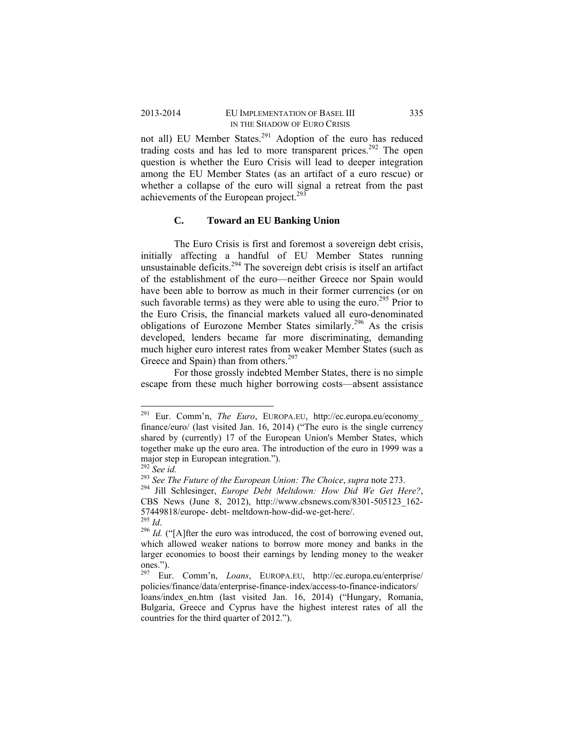not all) EU Member States.[291] Adoption of the euro has reduced trading costs and has led to more transparent prices.[292] The open question is whether the Euro Crisis will lead to deeper integration among the EU Member States (as an artifact of a euro rescue) or whether a collapse of the euro will signal a retreat from the past achievements of the European project.[293]

### C. Toward an EU Banking Union

The Euro Crisis is first and foremost a sovereign debt crisis, initially affecting a handful of EU Member States running unsustainable deficits.[294] The sovereign debt crisis is itself an artifact of the establishment of the euro—neither Greece nor Spain would have been able to borrow as much in their former currencies (or on such favorable terms) as they were able to using the euro.[295] Prior to the Euro Crisis, the financial markets valued all euro-denominated obligations of Eurozone Member States similarly.[296] As the crisis developed, lenders became far more discriminating, demanding much higher euro interest rates from weaker Member States (such as Greece and Spain) than from others.[297]

For those grossly indebted Member States, there is no simple escape from these much higher borrowing costs—absent assistance

---

[291] Eur. Comm'n, *The Euro*, EUROPA.EU, http://ec.europa.eu/economy_finance/euro/ (last visited Jan. 16, 2014) ("The euro is the single currency shared by (currently) 17 of the European Union's Member States, which together make up the euro area. The introduction of the euro in 1999 was a major step in European integration.").

[292] *See id.*

[293] *See The Future of the European Union: The Choice*, *supra* note 273.

[294] Jill Schlesinger, *Europe Debt Meltdown: How Did We Get Here?*, CBS News (June 8, 2012), http://www.cbsnews.com/8301-505123_162-57449818/europe- debt- meltdown-how-did-we-get-here/.

[295] *Id*.

[296] *Id.* ("[A]fter the euro was introduced, the cost of borrowing evened out, which allowed weaker nations to borrow more money and banks in the larger economies to boost their earnings by lending money to the weaker ones.").

[297] Eur. Comm'n, *Loans*, EUROPA.EU, http://ec.europa.eu/enterprise/policies/finance/data/enterprise-finance-index/access-to-finance-indicators/loans/index_en.htm (last visited Jan. 16, 2014) ("Hungary, Romania, Bulgaria, Greece and Cyprus have the highest interest rates of all the countries for the third quarter of 2012.").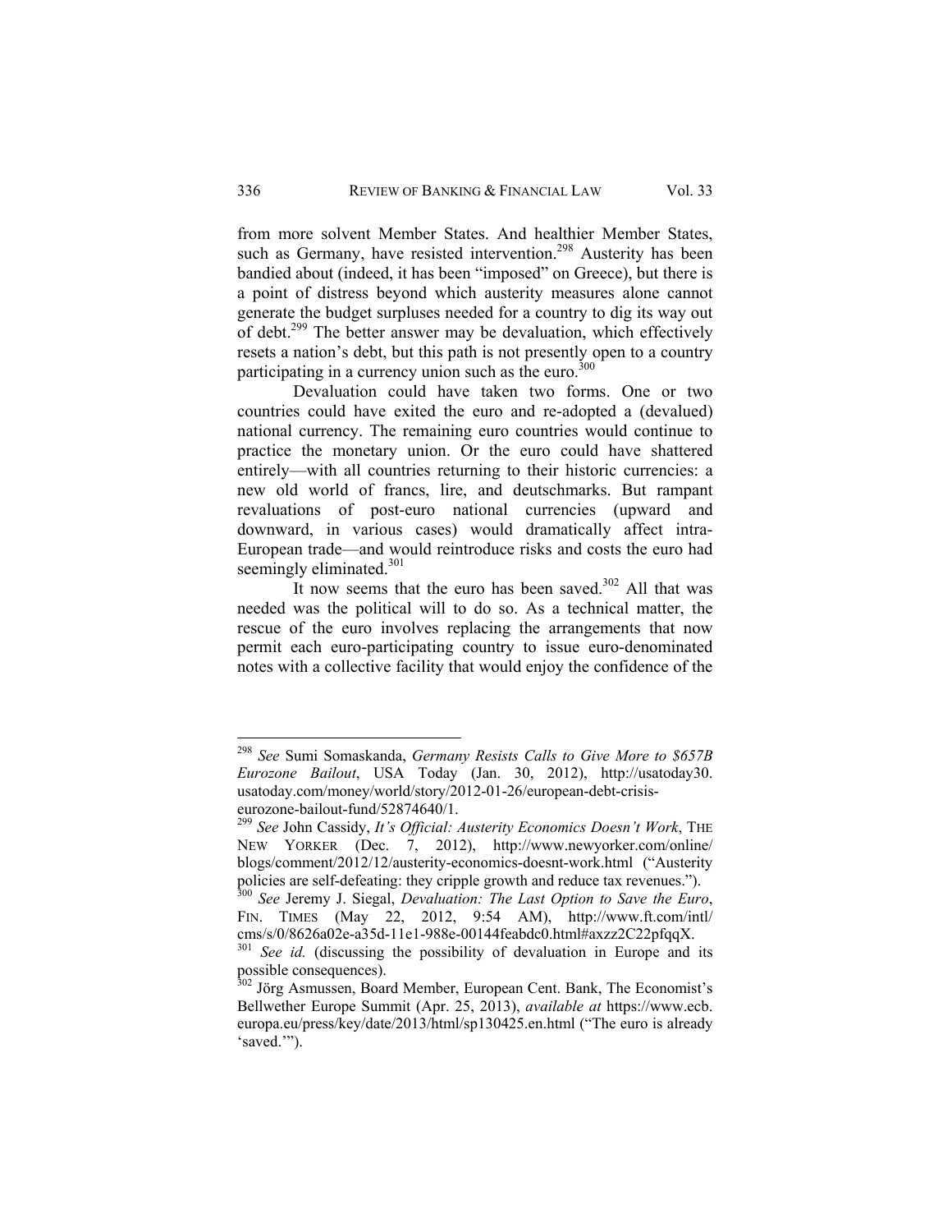from more solvent Member States. And healthier Member States, such as Germany, have resisted intervention.[298] Austerity has been bandied about (indeed, it has been "imposed" on Greece), but there is a point of distress beyond which austerity measures alone cannot generate the budget surpluses needed for a country to dig its way out of debt.[299] The better answer may be devaluation, which effectively resets a nation's debt, but this path is not presently open to a country participating in a currency union such as the euro.[300]

Devaluation could have taken two forms. One or two countries could have exited the euro and re-adopted a (devalued) national currency. The remaining euro countries would continue to practice the monetary union. Or the euro could have shattered entirely—with all countries returning to their historic currencies: a new old world of francs, lire, and deutschmarks. But rampant revaluations of post-euro national currencies (upward and downward, in various cases) would dramatically affect intra-European trade—and would reintroduce risks and costs the euro had seemingly eliminated.[301]

It now seems that the euro has been saved.[302] All that was needed was the political will to do so. As a technical matter, the rescue of the euro involves replacing the arrangements that now permit each euro-participating country to issue euro-denominated notes with a collective facility that would enjoy the confidence of the

---

[298] *See* Sumi Somaskanda, *Germany Resists Calls to Give More to $657B Eurozone Bailout*, USA Today (Jan. 30, 2012), http://usatoday30.usatoday.com/money/world/story/2012-01-26/european-debt-crisis-eurozone-bailout-fund/52874640/1.

[299] *See* John Cassidy, *It's Official: Austerity Economics Doesn't Work*, THE NEW YORKER (Dec. 7, 2012), http://www.newyorker.com/online/blogs/comment/2012/12/austerity-economics-doesnt-work.html ("Austerity policies are self-defeating: they cripple growth and reduce tax revenues.").

[300] *See* Jeremy J. Siegal, *Devaluation: The Last Option to Save the Euro*, FIN. TIMES (May 22, 2012, 9:54 AM), http://www.ft.com/intl/cms/s/0/8626a02e-a35d-11e1-988e-00144feabdc0.html#axzz2C22pfqqX.

[301] *See id.* (discussing the possibility of devaluation in Europe and its possible consequences).

[302] Jörg Asmussen, Board Member, European Cent. Bank, The Economist's Bellwether Europe Summit (Apr. 25, 2013), *available at* https://www.ecb.europa.eu/press/key/date/2013/html/sp130425.en.html ("The euro is already 'saved.'").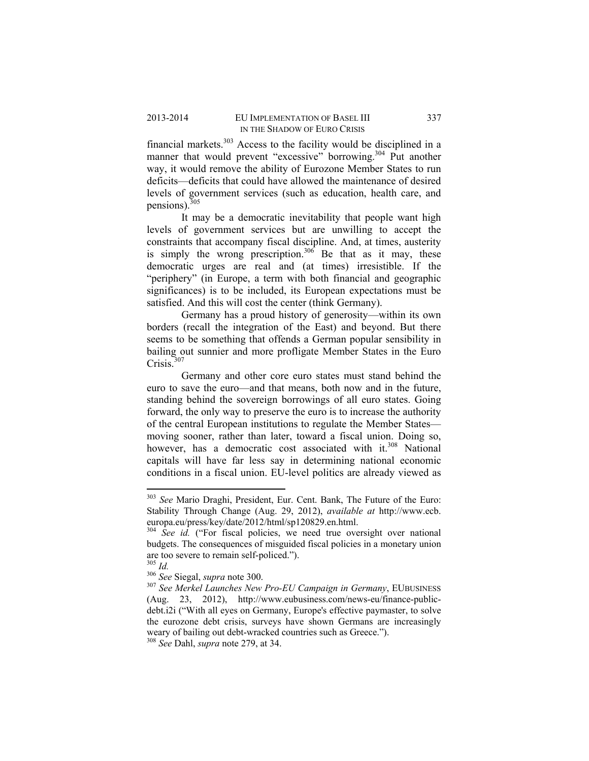financial markets.[303] Access to the facility would be disciplined in a manner that would prevent "excessive" borrowing.[304] Put another way, it would remove the ability of Eurozone Member States to run deficits—deficits that could have allowed the maintenance of desired levels of government services (such as education, health care, and pensions).[305]

It may be a democratic inevitability that people want high levels of government services but are unwilling to accept the constraints that accompany fiscal discipline. And, at times, austerity is simply the wrong prescription.[306] Be that as it may, these democratic urges are real and (at times) irresistible. If the "periphery" (in Europe, a term with both financial and geographic significances) is to be included, its European expectations must be satisfied. And this will cost the center (think Germany).

Germany has a proud history of generosity—within its own borders (recall the integration of the East) and beyond. But there seems to be something that offends a German popular sensibility in bailing out sunnier and more profligate Member States in the Euro Crisis.[307]

Germany and other core euro states must stand behind the euro to save the euro—and that means, both now and in the future, standing behind the sovereign borrowings of all euro states. Going forward, the only way to preserve the euro is to increase the authority of the central European institutions to regulate the Member States—moving sooner, rather than later, toward a fiscal union. Doing so, however, has a democratic cost associated with it.[308] National capitals will have far less say in determining national economic conditions in a fiscal union. EU-level politics are already viewed as

---

[303] *See* Mario Draghi, President, Eur. Cent. Bank, The Future of the Euro: Stability Through Change (Aug. 29, 2012), *available at* http://www.ecb.europa.eu/press/key/date/2012/html/sp120829.en.html.

[304] *See id.* ("For fiscal policies, we need true oversight over national budgets. The consequences of misguided fiscal policies in a monetary union are too severe to remain self-policed.").

[305] *Id.*

[306] *See* Siegal, *supra* note 300.

[307] *See Merkel Launches New Pro-EU Campaign in Germany*, EUBUSINESS (Aug. 23, 2012), http://www.eubusiness.com/news-eu/finance-public-debt.i2i ("With all eyes on Germany, Europe's effective paymaster, to solve the eurozone debt crisis, surveys have shown Germans are increasingly weary of bailing out debt-wracked countries such as Greece.").

[308] *See* Dahl, *supra* note 279, at 34.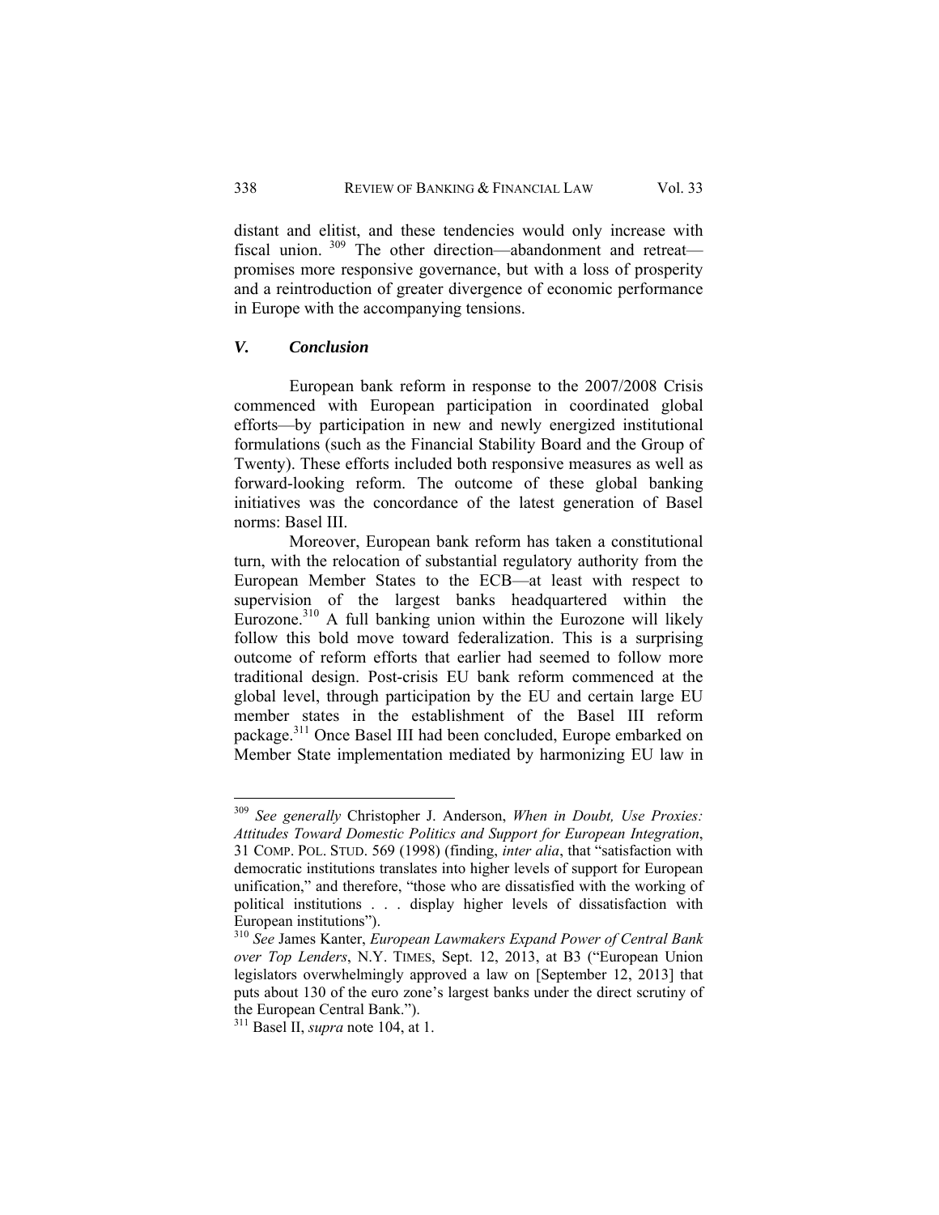distant and elitist, and these tendencies would only increase with fiscal union.[309] The other direction—abandonment and retreat—promises more responsive governance, but with a loss of prosperity and a reintroduction of greater divergence of economic performance in Europe with the accompanying tensions.

### *V. Conclusion*

European bank reform in response to the 2007/2008 Crisis commenced with European participation in coordinated global efforts—by participation in new and newly energized institutional formulations (such as the Financial Stability Board and the Group of Twenty). These efforts included both responsive measures as well as forward-looking reform. The outcome of these global banking initiatives was the concordance of the latest generation of Basel norms: Basel III.

Moreover, European bank reform has taken a constitutional turn, with the relocation of substantial regulatory authority from the European Member States to the ECB—at least with respect to supervision of the largest banks headquartered within the Eurozone.[310] A full banking union within the Eurozone will likely follow this bold move toward federalization. This is a surprising outcome of reform efforts that earlier had seemed to follow more traditional design. Post-crisis EU bank reform commenced at the global level, through participation by the EU and certain large EU member states in the establishment of the Basel III reform package.[311] Once Basel III had been concluded, Europe embarked on Member State implementation mediated by harmonizing EU law in

---

[309] *See generally* Christopher J. Anderson, *When in Doubt, Use Proxies: Attitudes Toward Domestic Politics and Support for European Integration*, 31 COMP. POL. STUD. 569 (1998) (finding, *inter alia*, that "satisfaction with democratic institutions translates into higher levels of support for European unification," and therefore, "those who are dissatisfied with the working of political institutions . . . display higher levels of dissatisfaction with European institutions").

[310] *See* James Kanter, *European Lawmakers Expand Power of Central Bank over Top Lenders*, N.Y. TIMES, Sept. 12, 2013, at B3 ("European Union legislators overwhelmingly approved a law on [September 12, 2013] that puts about 130 of the euro zone's largest banks under the direct scrutiny of the European Central Bank.").

[311] Basel II, *supra* note 104, at 1.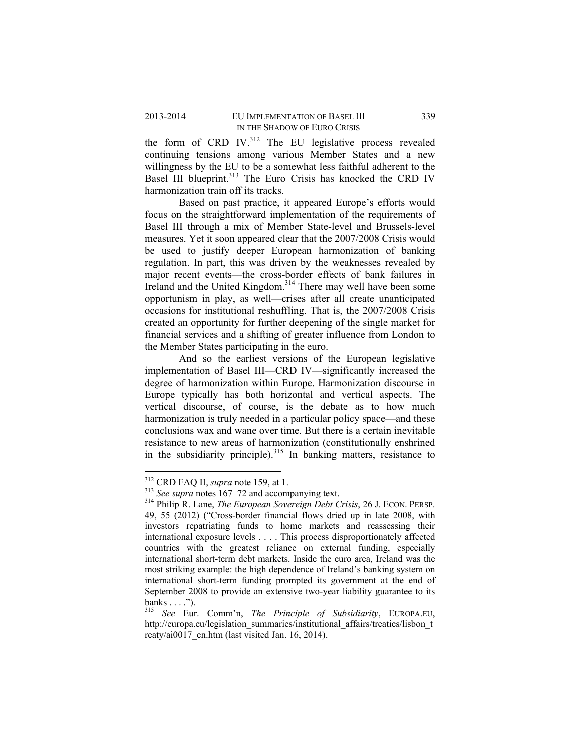the form of CRD IV.[312] The EU legislative process revealed continuing tensions among various Member States and a new willingness by the EU to be a somewhat less faithful adherent to the Basel III blueprint.[313] The Euro Crisis has knocked the CRD IV harmonization train off its tracks.

Based on past practice, it appeared Europe's efforts would focus on the straightforward implementation of the requirements of Basel III through a mix of Member State-level and Brussels-level measures. Yet it soon appeared clear that the 2007/2008 Crisis would be used to justify deeper European harmonization of banking regulation. In part, this was driven by the weaknesses revealed by major recent events—the cross-border effects of bank failures in Ireland and the United Kingdom.[314] There may well have been some opportunism in play, as well—crises after all create unanticipated occasions for institutional reshuffling. That is, the 2007/2008 Crisis created an opportunity for further deepening of the single market for financial services and a shifting of greater influence from London to the Member States participating in the euro.

And so the earliest versions of the European legislative implementation of Basel III—CRD IV—significantly increased the degree of harmonization within Europe. Harmonization discourse in Europe typically has both horizontal and vertical aspects. The vertical discourse, of course, is the debate as to how much harmonization is truly needed in a particular policy space—and these conclusions wax and wane over time. But there is a certain inevitable resistance to new areas of harmonization (constitutionally enshrined in the subsidiarity principle).[315] In banking matters, resistance to

---

[312] CRD FAQ II, *supra* note 159, at 1.

[313] *See supra* notes 167–72 and accompanying text.

[314] Philip R. Lane, *The European Sovereign Debt Crisis*, 26 J. ECON. PERSP. 49, 55 (2012) ("Cross-border financial flows dried up in late 2008, with investors repatriating funds to home markets and reassessing their international exposure levels . . . . This process disproportionately affected countries with the greatest reliance on external funding, especially international short-term debt markets. Inside the euro area, Ireland was the most striking example: the high dependence of Ireland's banking system on international short-term funding prompted its government at the end of September 2008 to provide an extensive two-year liability guarantee to its banks . . . .").

[315] *See* Eur. Comm'n, *The Principle of Subsidiarity*, EUROPA.EU, http://europa.eu/legislation_summaries/institutional_affairs/treaties/lisbon_treaty/ai0017_en.htm (last visited Jan. 16, 2014).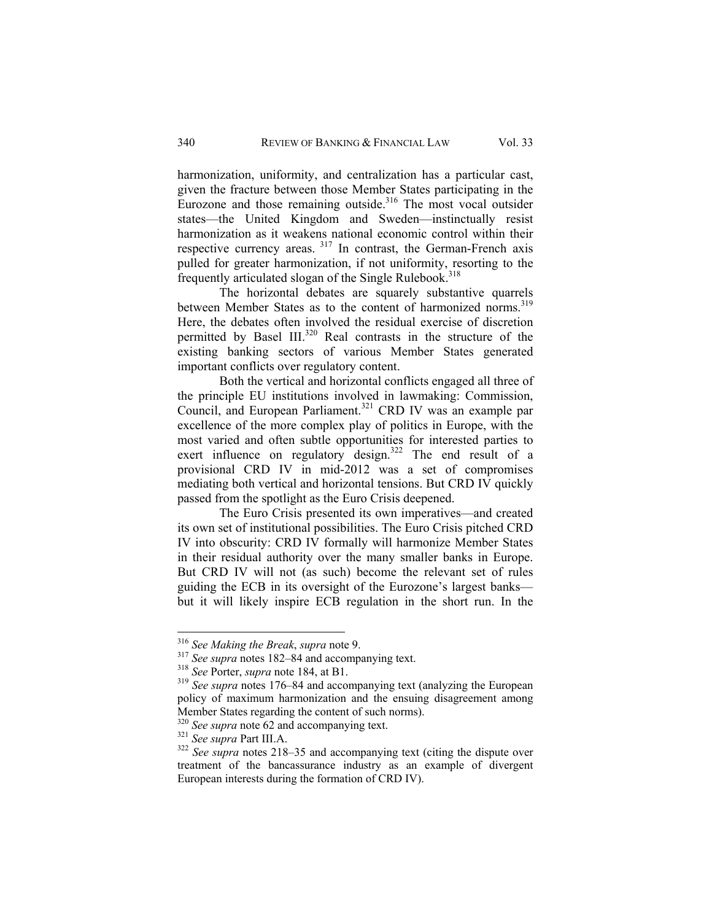harmonization, uniformity, and centralization has a particular cast, given the fracture between those Member States participating in the Eurozone and those remaining outside.[316] The most vocal outsider states—the United Kingdom and Sweden—instinctually resist harmonization as it weakens national economic control within their respective currency areas.[317] In contrast, the German-French axis pulled for greater harmonization, if not uniformity, resorting to the frequently articulated slogan of the Single Rulebook.[318]

The horizontal debates are squarely substantive quarrels between Member States as to the content of harmonized norms.[319] Here, the debates often involved the residual exercise of discretion permitted by Basel III.[320] Real contrasts in the structure of the existing banking sectors of various Member States generated important conflicts over regulatory content.

Both the vertical and horizontal conflicts engaged all three of the principle EU institutions involved in lawmaking: Commission, Council, and European Parliament.[321] CRD IV was an example par excellence of the more complex play of politics in Europe, with the most varied and often subtle opportunities for interested parties to exert influence on regulatory design.[322] The end result of a provisional CRD IV in mid-2012 was a set of compromises mediating both vertical and horizontal tensions. But CRD IV quickly passed from the spotlight as the Euro Crisis deepened.

The Euro Crisis presented its own imperatives—and created its own set of institutional possibilities. The Euro Crisis pitched CRD IV into obscurity: CRD IV formally will harmonize Member States in their residual authority over the many smaller banks in Europe. But CRD IV will not (as such) become the relevant set of rules guiding the ECB in its oversight of the Eurozone's largest banks—but it will likely inspire ECB regulation in the short run. In the

---

[316] *See Making the Break*, *supra* note 9.

[317] *See supra* notes 182–84 and accompanying text.

[318] *See* Porter, *supra* note 184, at B1.

[319] *See supra* notes 176–84 and accompanying text (analyzing the European policy of maximum harmonization and the ensuing disagreement among Member States regarding the content of such norms).

[320] *See supra* note 62 and accompanying text.

[321] *See supra* Part III.A.

[322] *See supra* notes 218–35 and accompanying text (citing the dispute over treatment of the bancassurance industry as an example of divergent European interests during the formation of CRD IV).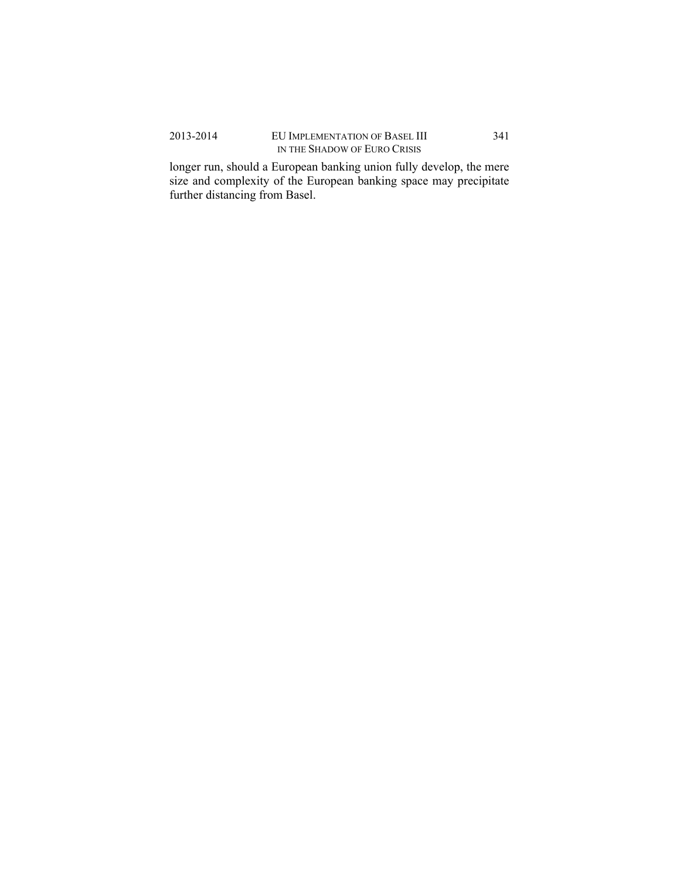longer run, should a European banking union fully develop, the mere size and complexity of the European banking space may precipitate further distancing from Basel.